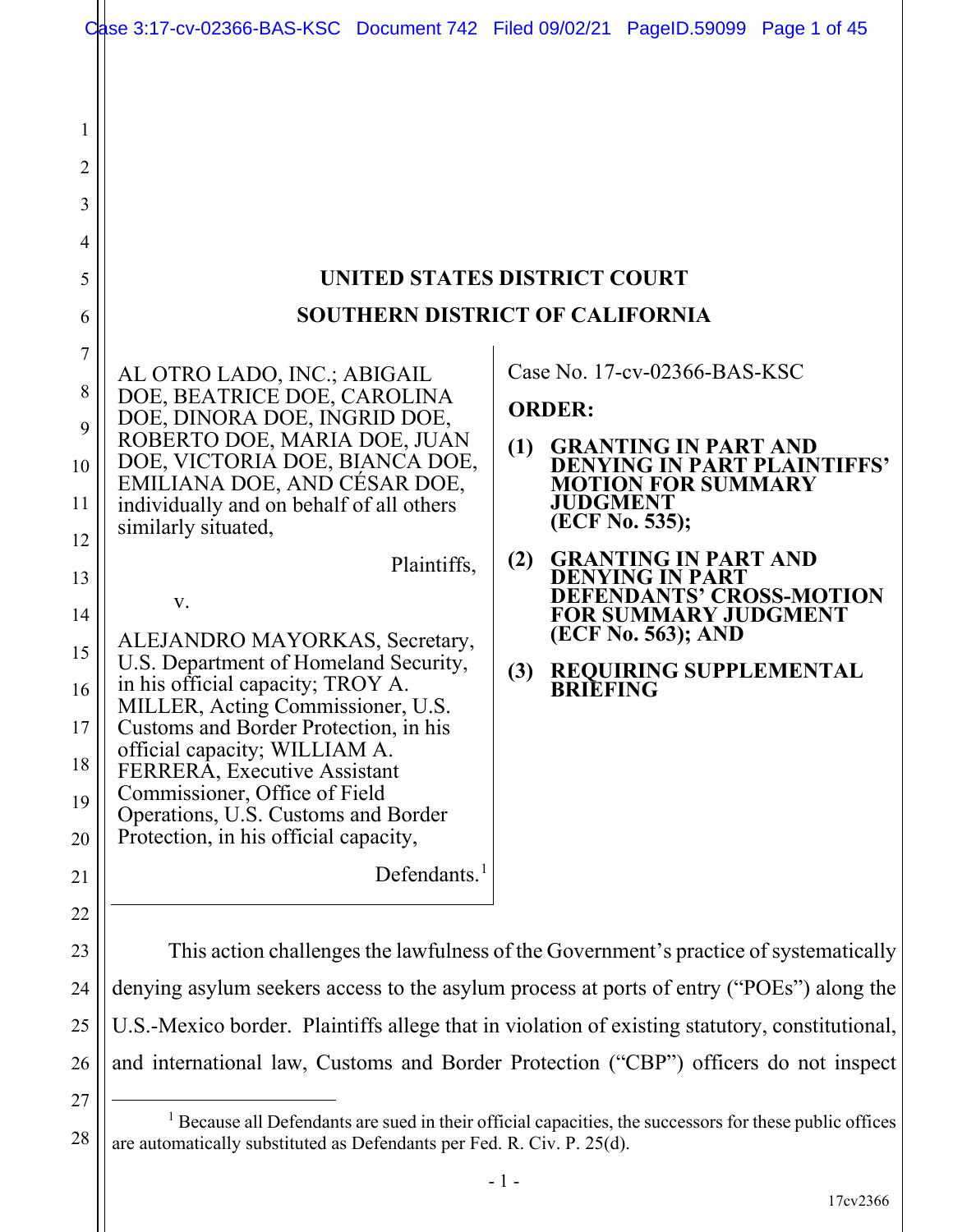# UNITED STATES DISTRICT COURT

# SOUTHERN DISTRICT OF CALIFORNIA

AL OTRO LADO, INC.; ABIGAIL DOE, BEATRICE DOE, CAROLINA DOE, DINORA DOE, INGRID DOE, ROBERTO DOE, MARIA DOE, JUAN DOE, VICTORIA DOE, BIANCA DOE, EMILIANA DOE, AND CÉSAR DOE, individually and on behalf of all others similarly situated,

Plaintiffs,

v.

ALEJANDRO MAYORKAS, Secretary, U.S. Department of Homeland Security, in his official capacity; TROY A. MILLER, Acting Commissioner, U.S. Customs and Border Protection, in his official capacity; WILLIAM A. FERRERA, Executive Assistant Commissioner, Office of Field Operations, U.S. Customs and Border Protection, in his official capacity,

Defendants.[1]

Case No. 17-cv-02366-BAS-KSC

**ORDER:**

**(1) GRANTING IN PART AND DENYING IN PART PLAINTIFFS' MOTION FOR SUMMARY JUDGMENT (ECF No. 535);**

**(2) GRANTING IN PART AND DENYING IN PART DEFENDANTS' CROSS-MOTION FOR SUMMARY JUDGMENT (ECF No. 563); AND**

**(3) REQUIRING SUPPLEMENTAL BRIEFING**

This action challenges the lawfulness of the Government's practice of systematically denying asylum seekers access to the asylum process at ports of entry ("POEs") along the U.S.-Mexico border. Plaintiffs allege that in violation of existing statutory, constitutional, and international law, Customs and Border Protection ("CBP") officers do not inspect

[1] Because all Defendants are sued in their official capacities, the successors for these public offices are automatically substituted as Defendants per Fed. R. Civ. P. 25(d).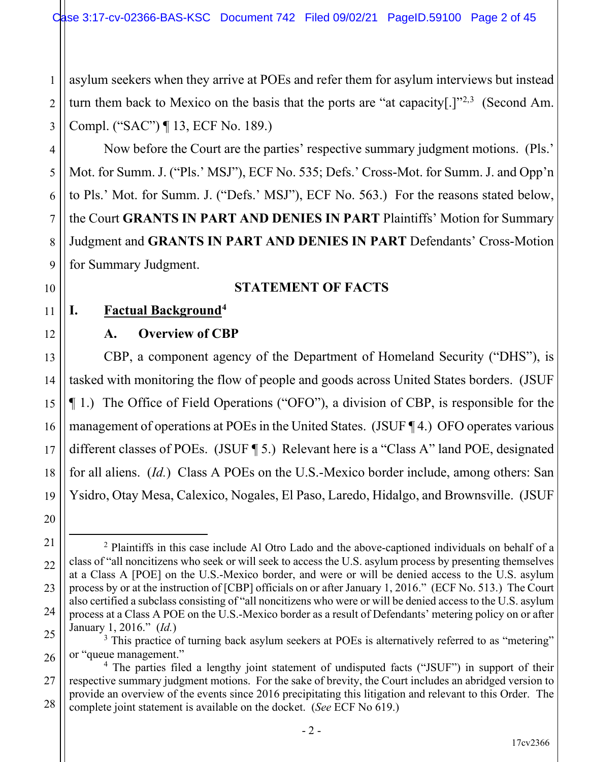asylum seekers when they arrive at POEs and refer them for asylum interviews but instead turn them back to Mexico on the basis that the ports are "at capacity[.]"[2,3] (Second Am. Compl. ("SAC") ¶ 13, ECF No. 189.)

Now before the Court are the parties' respective summary judgment motions. (Pls.' Mot. for Summ. J. ("Pls.' MSJ"), ECF No. 535; Defs.' Cross-Mot. for Summ. J. and Opp'n to Pls.' Mot. for Summ. J. ("Defs.' MSJ"), ECF No. 563.) For the reasons stated below, the Court **GRANTS IN PART AND DENIES IN PART** Plaintiffs' Motion for Summary Judgment and **GRANTS IN PART AND DENIES IN PART** Defendants' Cross-Motion for Summary Judgment.

## STATEMENT OF FACTS

### I. Factual Background[4]

#### A. Overview of CBP

CBP, a component agency of the Department of Homeland Security ("DHS"), is tasked with monitoring the flow of people and goods across United States borders. (JSUF ¶ 1.) The Office of Field Operations ("OFO"), a division of CBP, is responsible for the management of operations at POEs in the United States. (JSUF ¶ 4.) OFO operates various different classes of POEs. (JSUF ¶ 5.) Relevant here is a "Class A" land POE, designated for all aliens. (*Id.*) Class A POEs on the U.S.-Mexico border include, among others: San Ysidro, Otay Mesa, Calexico, Nogales, El Paso, Laredo, Hidalgo, and Brownsville. (JSUF

---

[2] Plaintiffs in this case include Al Otro Lado and the above-captioned individuals on behalf of a class of "all noncitizens who seek or will seek to access the U.S. asylum process by presenting themselves at a Class A [POE] on the U.S.-Mexico border, and were or will be denied access to the U.S. asylum process by or at the instruction of [CBP] officials on or after January 1, 2016." (ECF No. 513.) The Court also certified a subclass consisting of "all noncitizens who were or will be denied access to the U.S. asylum process at a Class A POE on the U.S.-Mexico border as a result of Defendants' metering policy on or after January 1, 2016." (*Id.*)

[3] This practice of turning back asylum seekers at POEs is alternatively referred to as "metering" or "queue management."

[4] The parties filed a lengthy joint statement of undisputed facts ("JSUF") in support of their respective summary judgment motions. For the sake of brevity, the Court includes an abridged version to provide an overview of the events since 2016 precipitating this litigation and relevant to this Order. The complete joint statement is available on the docket. (*See* ECF No 619.)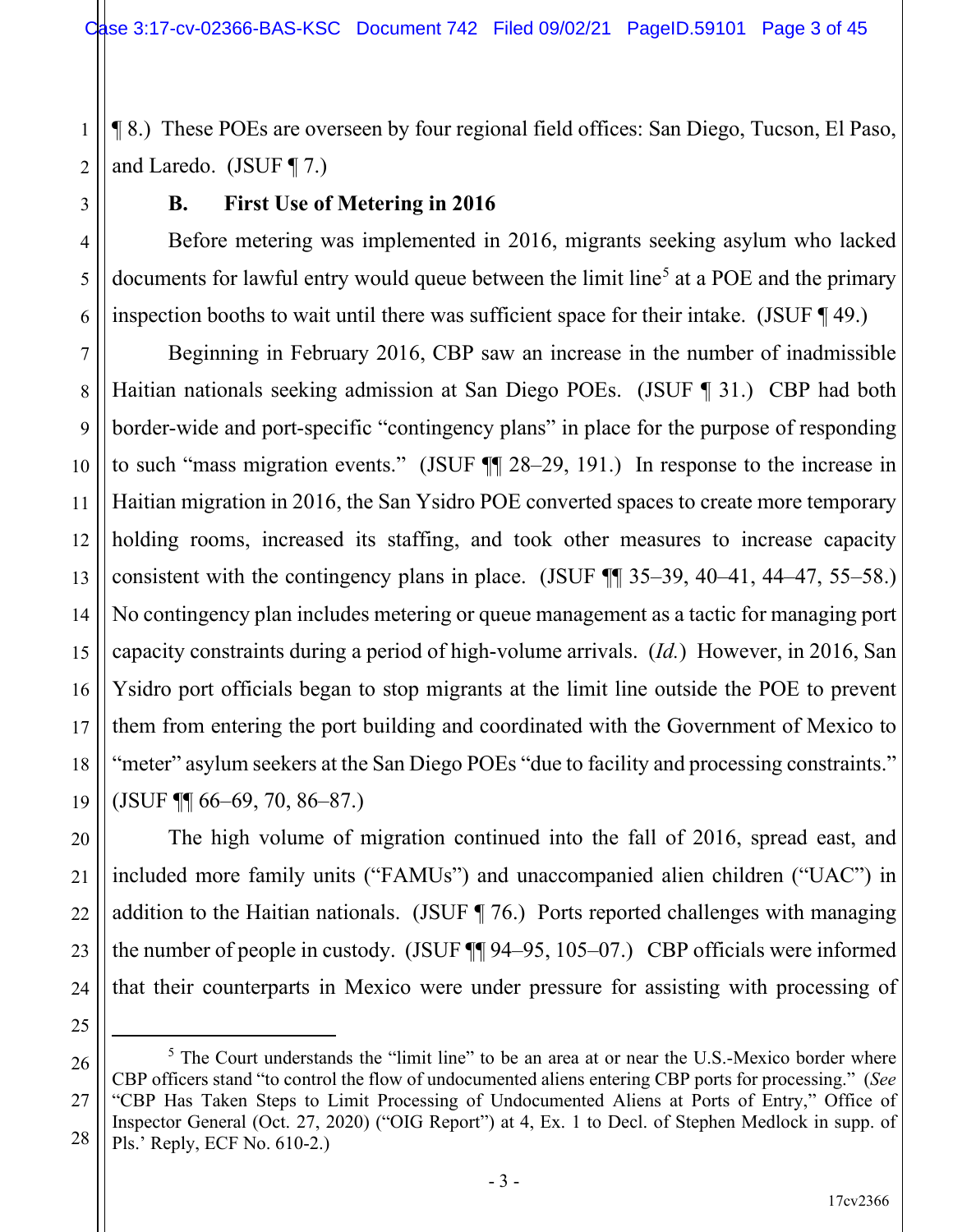¶ 8.) These POEs are overseen by four regional field offices: San Diego, Tucson, El Paso, and Laredo. (JSUF ¶ 7.)

### B. First Use of Metering in 2016

Before metering was implemented in 2016, migrants seeking asylum who lacked documents for lawful entry would queue between the limit line[5] at a POE and the primary inspection booths to wait until there was sufficient space for their intake. (JSUF ¶ 49.)

Beginning in February 2016, CBP saw an increase in the number of inadmissible Haitian nationals seeking admission at San Diego POEs. (JSUF ¶ 31.) CBP had both border-wide and port-specific "contingency plans" in place for the purpose of responding to such "mass migration events." (JSUF ¶¶ 28–29, 191.) In response to the increase in Haitian migration in 2016, the San Ysidro POE converted spaces to create more temporary holding rooms, increased its staffing, and took other measures to increase capacity consistent with the contingency plans in place. (JSUF ¶¶ 35–39, 40–41, 44–47, 55–58.) No contingency plan includes metering or queue management as a tactic for managing port capacity constraints during a period of high-volume arrivals. (*Id.*) However, in 2016, San Ysidro port officials began to stop migrants at the limit line outside the POE to prevent them from entering the port building and coordinated with the Government of Mexico to "meter" asylum seekers at the San Diego POEs "due to facility and processing constraints." (JSUF ¶¶ 66–69, 70, 86–87.)

The high volume of migration continued into the fall of 2016, spread east, and included more family units ("FAMUs") and unaccompanied alien children ("UAC") in addition to the Haitian nationals. (JSUF ¶ 76.) Ports reported challenges with managing the number of people in custody. (JSUF ¶¶ 94–95, 105–07.) CBP officials were informed that their counterparts in Mexico were under pressure for assisting with processing of

---

[5] The Court understands the "limit line" to be an area at or near the U.S.-Mexico border where CBP officers stand "to control the flow of undocumented aliens entering CBP ports for processing." (*See* "CBP Has Taken Steps to Limit Processing of Undocumented Aliens at Ports of Entry," Office of Inspector General (Oct. 27, 2020) ("OIG Report") at 4, Ex. 1 to Decl. of Stephen Medlock in supp. of Pls.' Reply, ECF No. 610-2.)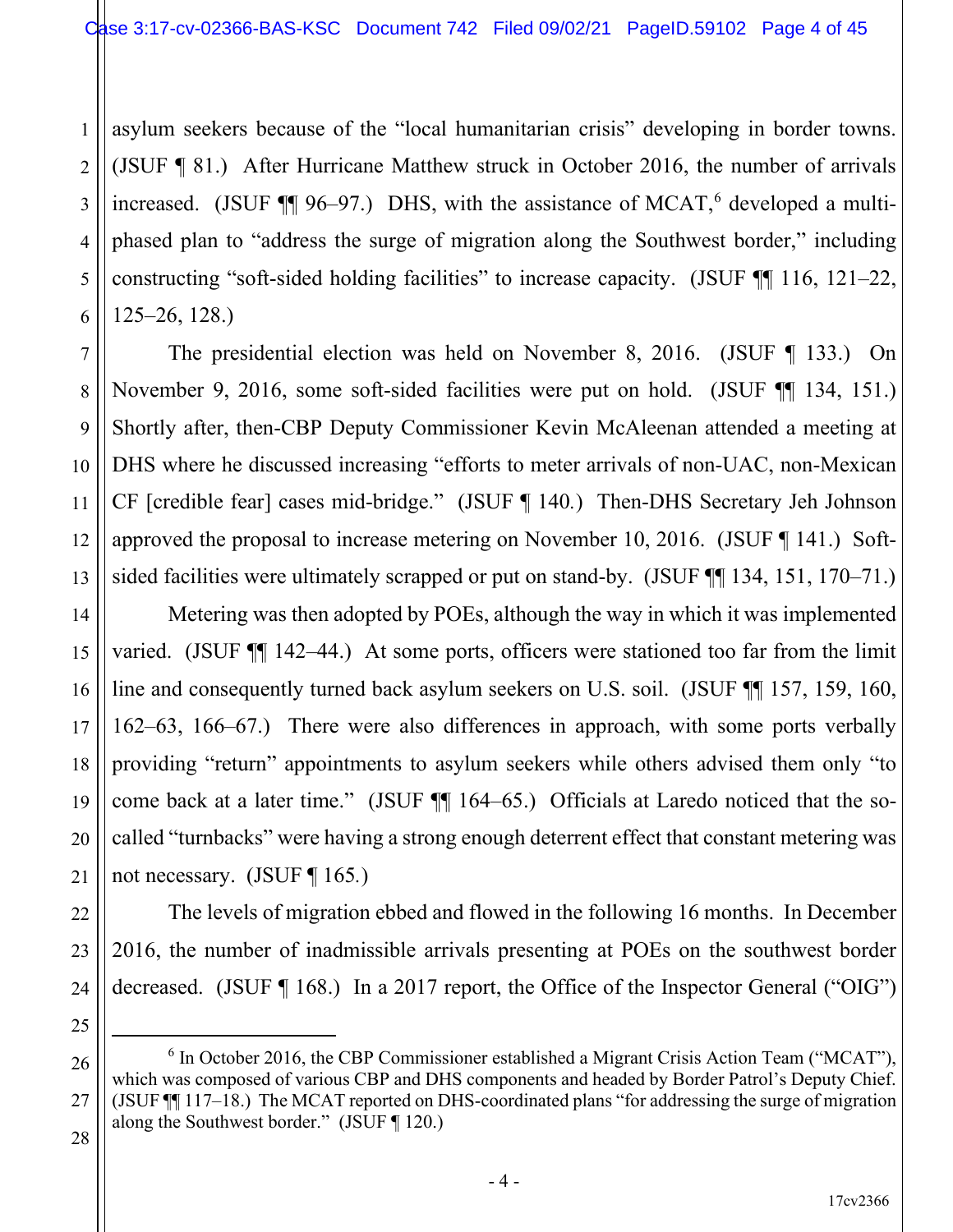asylum seekers because of the "local humanitarian crisis" developing in border towns. (JSUF ¶ 81.) After Hurricane Matthew struck in October 2016, the number of arrivals increased. (JSUF ¶¶ 96–97.) DHS, with the assistance of MCAT,[6] developed a multi-phased plan to "address the surge of migration along the Southwest border," including constructing "soft-sided holding facilities" to increase capacity. (JSUF ¶¶ 116, 121–22, 125–26, 128.)

The presidential election was held on November 8, 2016. (JSUF ¶ 133.) On November 9, 2016, some soft-sided facilities were put on hold. (JSUF ¶¶ 134, 151.) Shortly after, then-CBP Deputy Commissioner Kevin McAleenan attended a meeting at DHS where he discussed increasing "efforts to meter arrivals of non-UAC, non-Mexican CF [credible fear] cases mid-bridge." (JSUF ¶ 140.) Then-DHS Secretary Jeh Johnson approved the proposal to increase metering on November 10, 2016. (JSUF ¶ 141.) Soft-sided facilities were ultimately scrapped or put on stand-by. (JSUF ¶¶ 134, 151, 170–71.)

Metering was then adopted by POEs, although the way in which it was implemented varied. (JSUF ¶¶ 142–44.) At some ports, officers were stationed too far from the limit line and consequently turned back asylum seekers on U.S. soil. (JSUF ¶¶ 157, 159, 160, 162–63, 166–67.) There were also differences in approach, with some ports verbally providing "return" appointments to asylum seekers while others advised them only "to come back at a later time." (JSUF ¶¶ 164–65.) Officials at Laredo noticed that the so-called "turnbacks" were having a strong enough deterrent effect that constant metering was not necessary. (JSUF ¶ 165.)

The levels of migration ebbed and flowed in the following 16 months. In December 2016, the number of inadmissible arrivals presenting at POEs on the southwest border decreased. (JSUF ¶ 168.) In a 2017 report, the Office of the Inspector General ("OIG")

---

[6] In October 2016, the CBP Commissioner established a Migrant Crisis Action Team ("MCAT"), which was composed of various CBP and DHS components and headed by Border Patrol's Deputy Chief. (JSUF ¶¶ 117–18.) The MCAT reported on DHS-coordinated plans "for addressing the surge of migration along the Southwest border." (JSUF ¶ 120.)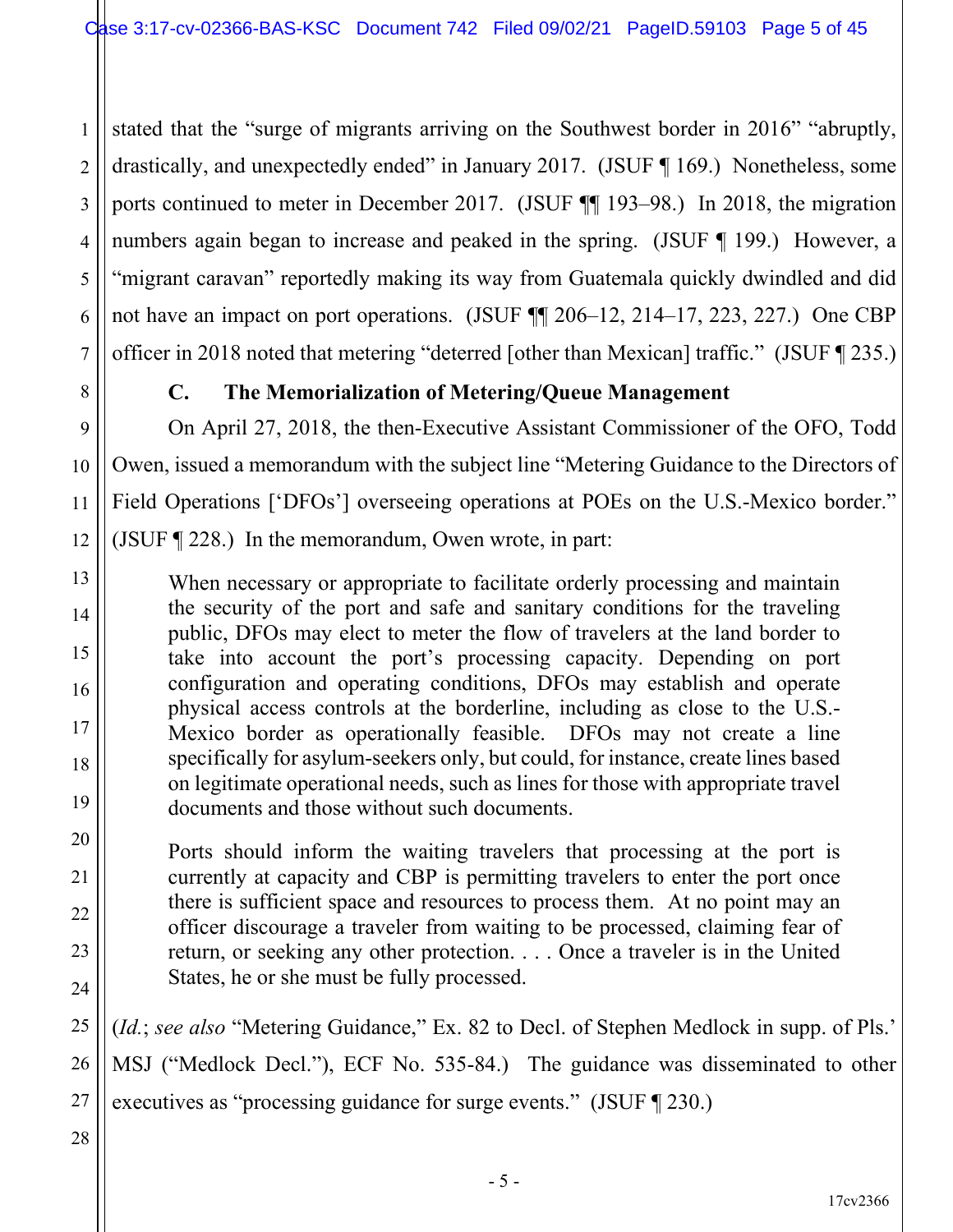stated that the "surge of migrants arriving on the Southwest border in 2016" "abruptly, drastically, and unexpectedly ended" in January 2017. (JSUF ¶ 169.) Nonetheless, some ports continued to meter in December 2017. (JSUF ¶¶ 193–98.) In 2018, the migration numbers again began to increase and peaked in the spring. (JSUF ¶ 199.) However, a "migrant caravan" reportedly making its way from Guatemala quickly dwindled and did not have an impact on port operations. (JSUF ¶¶ 206–12, 214–17, 223, 227.) One CBP officer in 2018 noted that metering "deterred [other than Mexican] traffic." (JSUF ¶ 235.)

### C. The Memorialization of Metering/Queue Management

On April 27, 2018, the then-Executive Assistant Commissioner of the OFO, Todd Owen, issued a memorandum with the subject line "Metering Guidance to the Directors of Field Operations ['DFOs'] overseeing operations at POEs on the U.S.-Mexico border." (JSUF ¶ 228.) In the memorandum, Owen wrote, in part:

> When necessary or appropriate to facilitate orderly processing and maintain the security of the port and safe and sanitary conditions for the traveling public, DFOs may elect to meter the flow of travelers at the land border to take into account the port's processing capacity. Depending on port configuration and operating conditions, DFOs may establish and operate physical access controls at the borderline, including as close to the U.S.-Mexico border as operationally feasible. DFOs may not create a line specifically for asylum-seekers only, but could, for instance, create lines based on legitimate operational needs, such as lines for those with appropriate travel documents and those without such documents.
>
> Ports should inform the waiting travelers that processing at the port is currently at capacity and CBP is permitting travelers to enter the port once there is sufficient space and resources to process them. At no point may an officer discourage a traveler from waiting to be processed, claiming fear of return, or seeking any other protection. . . . Once a traveler is in the United States, he or she must be fully processed.

(*Id.*; *see also* "Metering Guidance," Ex. 82 to Decl. of Stephen Medlock in supp. of Pls.' MSJ ("Medlock Decl."), ECF No. 535-84.) The guidance was disseminated to other executives as "processing guidance for surge events." (JSUF ¶ 230.)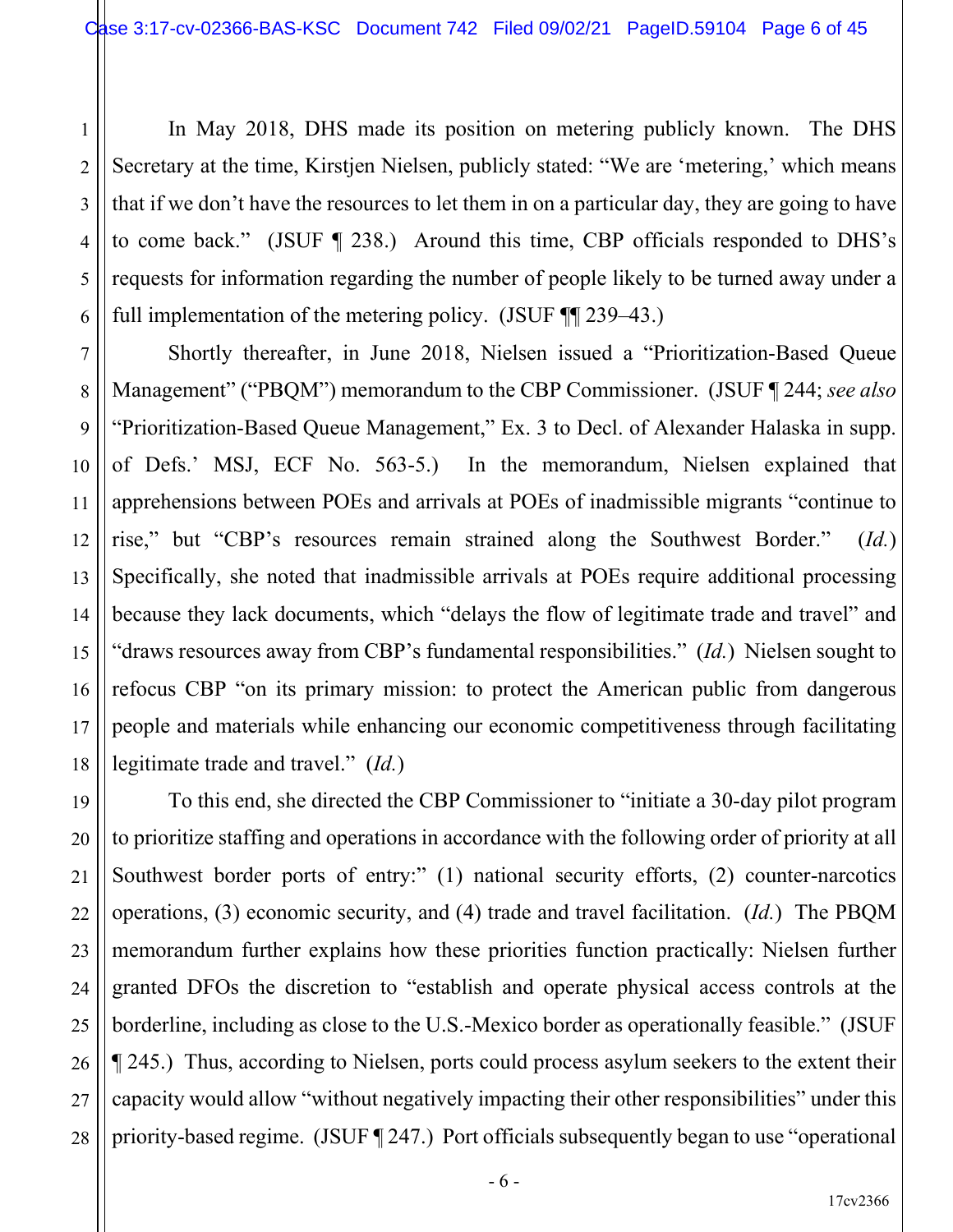In May 2018, DHS made its position on metering publicly known. The DHS Secretary at the time, Kirstjen Nielsen, publicly stated: "We are 'metering,' which means that if we don't have the resources to let them in on a particular day, they are going to have to come back." (JSUF ¶ 238.) Around this time, CBP officials responded to DHS's requests for information regarding the number of people likely to be turned away under a full implementation of the metering policy. (JSUF ¶¶ 239–43.)

Shortly thereafter, in June 2018, Nielsen issued a "Prioritization-Based Queue Management" ("PBQM") memorandum to the CBP Commissioner. (JSUF ¶ 244; *see also* "Prioritization-Based Queue Management," Ex. 3 to Decl. of Alexander Halaska in supp. of Defs.' MSJ, ECF No. 563-5.) In the memorandum, Nielsen explained that apprehensions between POEs and arrivals at POEs of inadmissible migrants "continue to rise," but "CBP's resources remain strained along the Southwest Border." (*Id.*) Specifically, she noted that inadmissible arrivals at POEs require additional processing because they lack documents, which "delays the flow of legitimate trade and travel" and "draws resources away from CBP's fundamental responsibilities." (*Id.*) Nielsen sought to refocus CBP "on its primary mission: to protect the American public from dangerous people and materials while enhancing our economic competitiveness through facilitating legitimate trade and travel." (*Id.*)

To this end, she directed the CBP Commissioner to "initiate a 30-day pilot program to prioritize staffing and operations in accordance with the following order of priority at all Southwest border ports of entry:" (1) national security efforts, (2) counter-narcotics operations, (3) economic security, and (4) trade and travel facilitation. (*Id.*) The PBQM memorandum further explains how these priorities function practically: Nielsen further granted DFOs the discretion to "establish and operate physical access controls at the borderline, including as close to the U.S.-Mexico border as operationally feasible." (JSUF ¶ 245.) Thus, according to Nielsen, ports could process asylum seekers to the extent their capacity would allow "without negatively impacting their other responsibilities" under this priority-based regime. (JSUF ¶ 247.) Port officials subsequently began to use "operational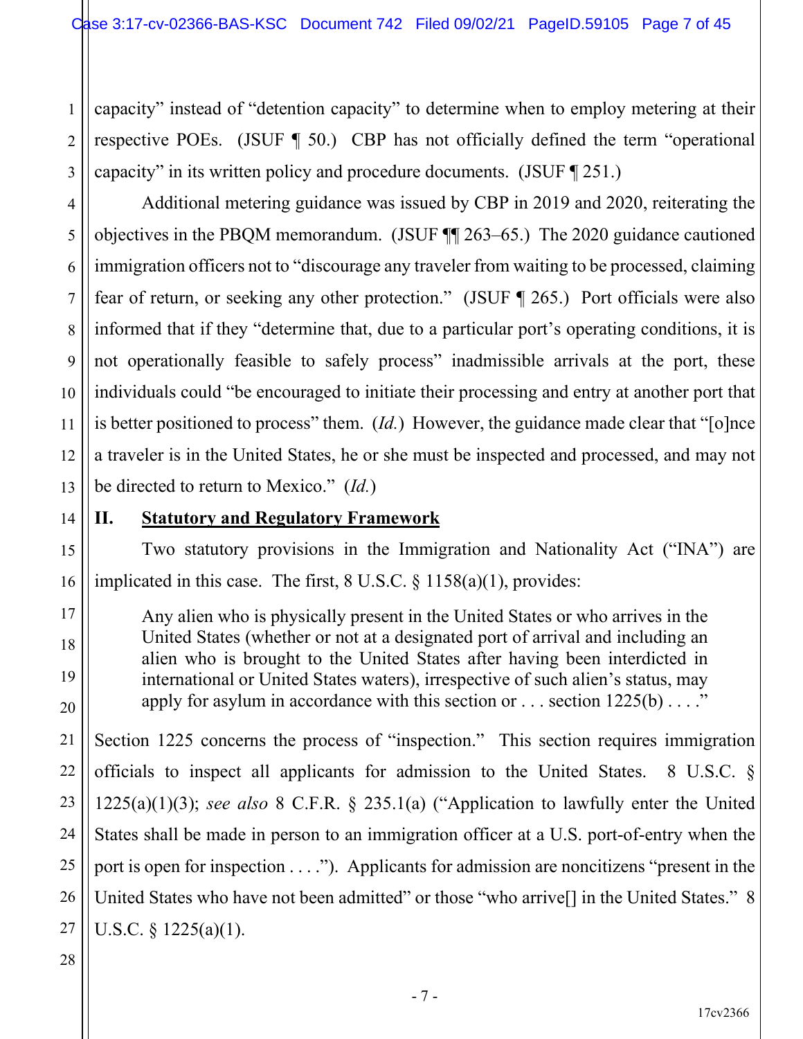capacity" instead of "detention capacity" to determine when to employ metering at their respective POEs. (JSUF ¶ 50.) CBP has not officially defined the term "operational capacity" in its written policy and procedure documents. (JSUF ¶ 251.)

Additional metering guidance was issued by CBP in 2019 and 2020, reiterating the objectives in the PBQM memorandum. (JSUF ¶¶ 263–65.) The 2020 guidance cautioned immigration officers not to "discourage any traveler from waiting to be processed, claiming fear of return, or seeking any other protection." (JSUF ¶ 265.) Port officials were also informed that if they "determine that, due to a particular port's operating conditions, it is not operationally feasible to safely process" inadmissible arrivals at the port, these individuals could "be encouraged to initiate their processing and entry at another port that is better positioned to process" them. (*Id.*) However, the guidance made clear that "[o]nce a traveler is in the United States, he or she must be inspected and processed, and may not be directed to return to Mexico." (*Id.*)

## II. Statutory and Regulatory Framework

Two statutory provisions in the Immigration and Nationality Act ("INA") are implicated in this case. The first, 8 U.S.C. § 1158(a)(1), provides:

> Any alien who is physically present in the United States or who arrives in the United States (whether or not at a designated port of arrival and including an alien who is brought to the United States after having been interdicted in international or United States waters), irrespective of such alien's status, may apply for asylum in accordance with this section or . . . section 1225(b) . . . ."

Section 1225 concerns the process of "inspection." This section requires immigration officials to inspect all applicants for admission to the United States. 8 U.S.C. § 1225(a)(1)(3); *see also* 8 C.F.R. § 235.1(a) ("Application to lawfully enter the United States shall be made in person to an immigration officer at a U.S. port-of-entry when the port is open for inspection . . . ."). Applicants for admission are noncitizens "present in the United States who have not been admitted" or those "who arrive[] in the United States." 8 U.S.C. § 1225(a)(1).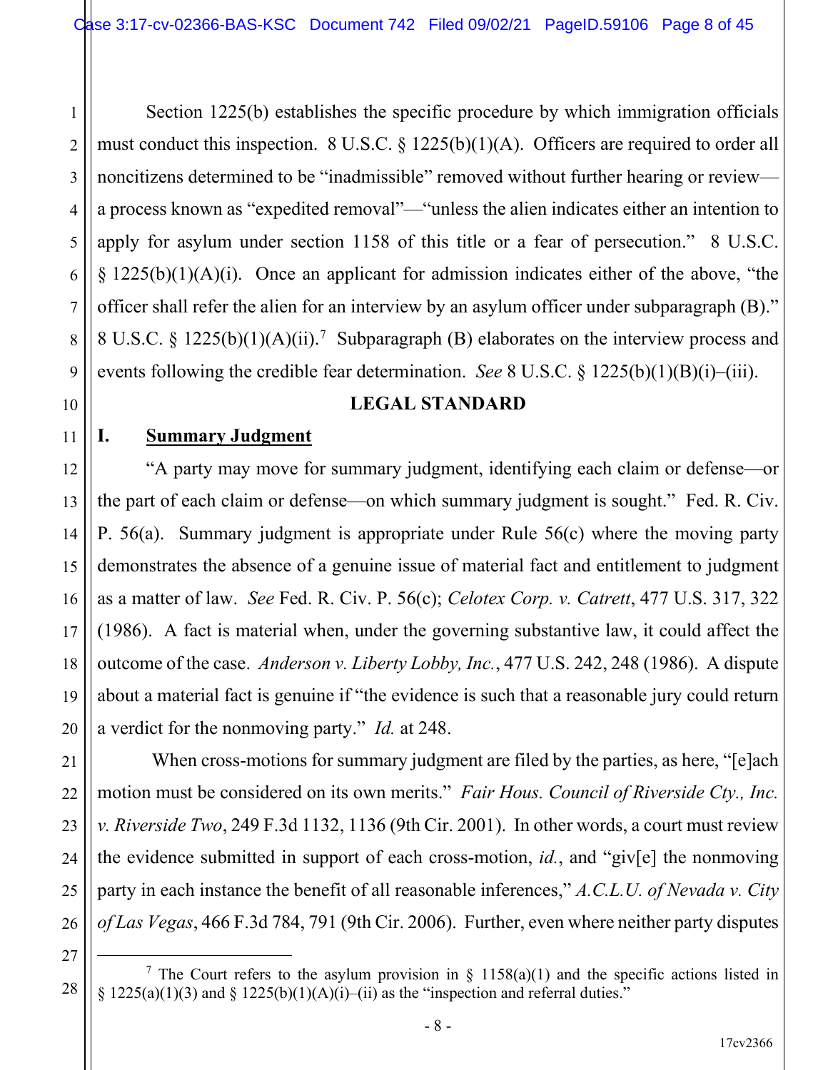Section 1225(b) establishes the specific procedure by which immigration officials must conduct this inspection. 8 U.S.C. § 1225(b)(1)(A). Officers are required to order all noncitizens determined to be "inadmissible" removed without further hearing or review—a process known as "expedited removal"—"unless the alien indicates either an intention to apply for asylum under section 1158 of this title or a fear of persecution." 8 U.S.C. § 1225(b)(1)(A)(i). Once an applicant for admission indicates either of the above, "the officer shall refer the alien for an interview by an asylum officer under subparagraph (B)." 8 U.S.C. § 1225(b)(1)(A)(ii).[7] Subparagraph (B) elaborates on the interview process and events following the credible fear determination. *See* 8 U.S.C. § 1225(b)(1)(B)(i)–(iii).

## LEGAL STANDARD

### I. Summary Judgment

"A party may move for summary judgment, identifying each claim or defense—or the part of each claim or defense—on which summary judgment is sought." Fed. R. Civ. P. 56(a). Summary judgment is appropriate under Rule 56(c) where the moving party demonstrates the absence of a genuine issue of material fact and entitlement to judgment as a matter of law. *See* Fed. R. Civ. P. 56(c); *Celotex Corp. v. Catrett*, 477 U.S. 317, 322 (1986). A fact is material when, under the governing substantive law, it could affect the outcome of the case. *Anderson v. Liberty Lobby, Inc.*, 477 U.S. 242, 248 (1986). A dispute about a material fact is genuine if "the evidence is such that a reasonable jury could return a verdict for the nonmoving party." *Id.* at 248.

When cross-motions for summary judgment are filed by the parties, as here, "[e]ach motion must be considered on its own merits." *Fair Hous. Council of Riverside Cty., Inc. v. Riverside Two*, 249 F.3d 1132, 1136 (9th Cir. 2001). In other words, a court must review the evidence submitted in support of each cross-motion, *id.*, and "giv[e] the nonmoving party in each instance the benefit of all reasonable inferences," *A.C.L.U. of Nevada v. City of Las Vegas*, 466 F.3d 784, 791 (9th Cir. 2006). Further, even where neither party disputes

---

[7] The Court refers to the asylum provision in § 1158(a)(1) and the specific actions listed in § 1225(a)(1)(3) and § 1225(b)(1)(A)(i)–(ii) as the "inspection and referral duties."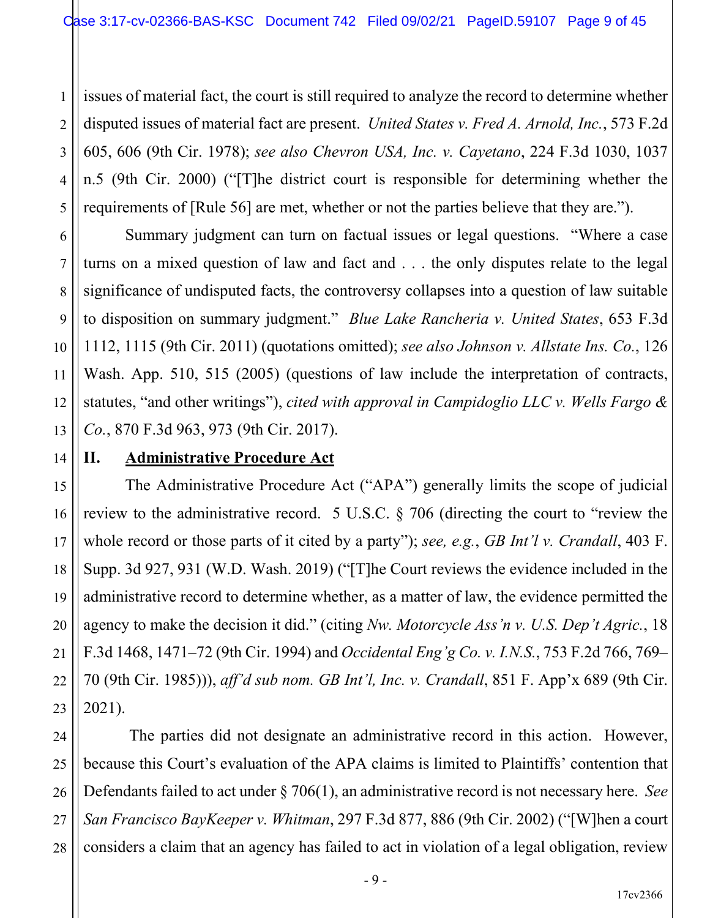issues of material fact, the court is still required to analyze the record to determine whether disputed issues of material fact are present. *United States v. Fred A. Arnold, Inc.*, 573 F.2d 605, 606 (9th Cir. 1978); *see also Chevron USA, Inc. v. Cayetano*, 224 F.3d 1030, 1037 n.5 (9th Cir. 2000) ("[T]he district court is responsible for determining whether the requirements of [Rule 56] are met, whether or not the parties believe that they are.").

Summary judgment can turn on factual issues or legal questions. "Where a case turns on a mixed question of law and fact and . . . the only disputes relate to the legal significance of undisputed facts, the controversy collapses into a question of law suitable to disposition on summary judgment." *Blue Lake Rancheria v. United States*, 653 F.3d 1112, 1115 (9th Cir. 2011) (quotations omitted); *see also Johnson v. Allstate Ins. Co.*, 126 Wash. App. 510, 515 (2005) (questions of law include the interpretation of contracts, statutes, "and other writings"), *cited with approval in Campidoglio LLC v. Wells Fargo & Co.*, 870 F.3d 963, 973 (9th Cir. 2017).

## II. Administrative Procedure Act

The Administrative Procedure Act ("APA") generally limits the scope of judicial review to the administrative record. 5 U.S.C. § 706 (directing the court to "review the whole record or those parts of it cited by a party"); *see, e.g.*, *GB Int'l v. Crandall*, 403 F. Supp. 3d 927, 931 (W.D. Wash. 2019) ("[T]he Court reviews the evidence included in the administrative record to determine whether, as a matter of law, the evidence permitted the agency to make the decision it did." (citing *Nw. Motorcycle Ass'n v. U.S. Dep't Agric.*, 18 F.3d 1468, 1471–72 (9th Cir. 1994) and *Occidental Eng'g Co. v. I.N.S.*, 753 F.2d 766, 769–70 (9th Cir. 1985))), *aff'd sub nom. GB Int'l, Inc. v. Crandall*, 851 F. App'x 689 (9th Cir. 2021).

The parties did not designate an administrative record in this action. However, because this Court's evaluation of the APA claims is limited to Plaintiffs' contention that Defendants failed to act under § 706(1), an administrative record is not necessary here. *See San Francisco BayKeeper v. Whitman*, 297 F.3d 877, 886 (9th Cir. 2002) ("[W]hen a court considers a claim that an agency has failed to act in violation of a legal obligation, review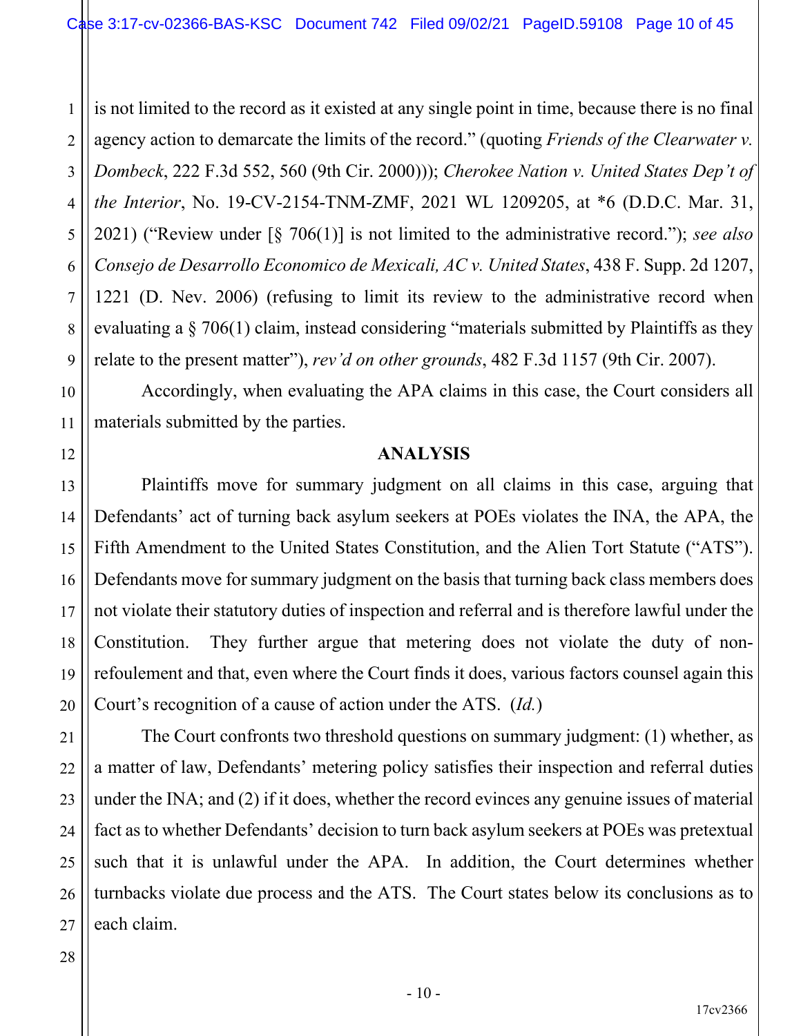is not limited to the record as it existed at any single point in time, because there is no final agency action to demarcate the limits of the record." (quoting *Friends of the Clearwater v. Dombeck*, 222 F.3d 552, 560 (9th Cir. 2000))); *Cherokee Nation v. United States Dep't of the Interior*, No. 19-CV-2154-TNM-ZMF, 2021 WL 1209205, at *6 (D.D.C. Mar. 31, 2021) ("Review under [§ 706(1)] is not limited to the administrative record."); *see also Consejo de Desarrollo Economico de Mexicali, AC v. United States*, 438 F. Supp. 2d 1207, 1221 (D. Nev. 2006) (refusing to limit its review to the administrative record when evaluating a § 706(1) claim, instead considering "materials submitted by Plaintiffs as they relate to the present matter"), *rev'd on other grounds*, 482 F.3d 1157 (9th Cir. 2007).

Accordingly, when evaluating the APA claims in this case, the Court considers all materials submitted by the parties.

## ANALYSIS

Plaintiffs move for summary judgment on all claims in this case, arguing that Defendants' act of turning back asylum seekers at POEs violates the INA, the APA, the Fifth Amendment to the United States Constitution, and the Alien Tort Statute ("ATS"). Defendants move for summary judgment on the basis that turning back class members does not violate their statutory duties of inspection and referral and is therefore lawful under the Constitution. They further argue that metering does not violate the duty of non-refoulement and that, even where the Court finds it does, various factors counsel again this Court's recognition of a cause of action under the ATS. (*Id.*)

The Court confronts two threshold questions on summary judgment: (1) whether, as a matter of law, Defendants' metering policy satisfies their inspection and referral duties under the INA; and (2) if it does, whether the record evinces any genuine issues of material fact as to whether Defendants' decision to turn back asylum seekers at POEs was pretextual such that it is unlawful under the APA. In addition, the Court determines whether turnbacks violate due process and the ATS. The Court states below its conclusions as to each claim.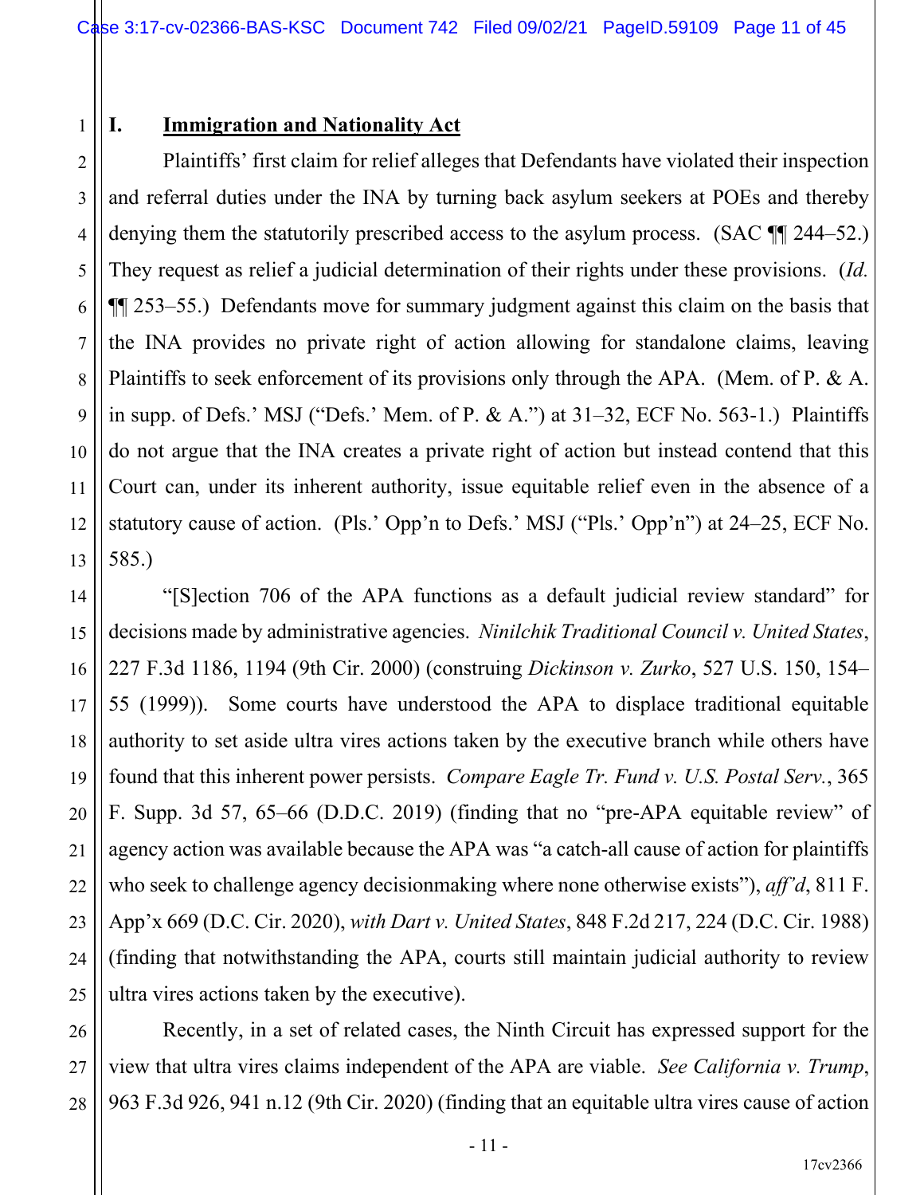## I. Immigration and Nationality Act

Plaintiffs' first claim for relief alleges that Defendants have violated their inspection and referral duties under the INA by turning back asylum seekers at POEs and thereby denying them the statutorily prescribed access to the asylum process. (SAC ¶¶ 244–52.) They request as relief a judicial determination of their rights under these provisions. (*Id.* ¶¶ 253–55.) Defendants move for summary judgment against this claim on the basis that the INA provides no private right of action allowing for standalone claims, leaving Plaintiffs to seek enforcement of its provisions only through the APA. (Mem. of P. & A. in supp. of Defs.' MSJ ("Defs.' Mem. of P. & A.") at 31–32, ECF No. 563-1.) Plaintiffs do not argue that the INA creates a private right of action but instead contend that this Court can, under its inherent authority, issue equitable relief even in the absence of a statutory cause of action. (Pls.' Opp'n to Defs.' MSJ ("Pls.' Opp'n") at 24–25, ECF No. 585.)

"[S]ection 706 of the APA functions as a default judicial review standard" for decisions made by administrative agencies. *Ninilchik Traditional Council v. United States*, 227 F.3d 1186, 1194 (9th Cir. 2000) (construing *Dickinson v. Zurko*, 527 U.S. 150, 154–55 (1999)). Some courts have understood the APA to displace traditional equitable authority to set aside ultra vires actions taken by the executive branch while others have found that this inherent power persists. *Compare Eagle Tr. Fund v. U.S. Postal Serv.*, 365 F. Supp. 3d 57, 65–66 (D.D.C. 2019) (finding that no "pre-APA equitable review" of agency action was available because the APA was "a catch-all cause of action for plaintiffs who seek to challenge agency decisionmaking where none otherwise exists"), *aff'd*, 811 F. App'x 669 (D.C. Cir. 2020), *with Dart v. United States*, 848 F.2d 217, 224 (D.C. Cir. 1988) (finding that notwithstanding the APA, courts still maintain judicial authority to review ultra vires actions taken by the executive).

Recently, in a set of related cases, the Ninth Circuit has expressed support for the view that ultra vires claims independent of the APA are viable. *See California v. Trump*, 963 F.3d 926, 941 n.12 (9th Cir. 2020) (finding that an equitable ultra vires cause of action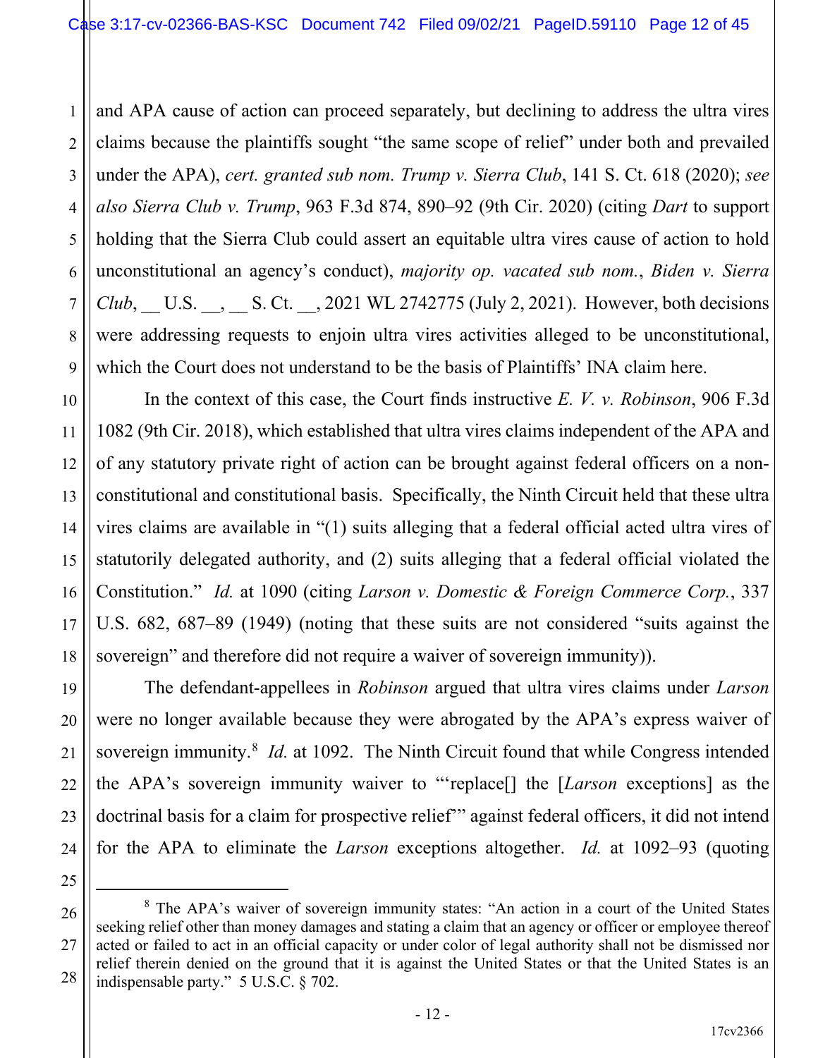and APA cause of action can proceed separately, but declining to address the ultra vires claims because the plaintiffs sought "the same scope of relief" under both and prevailed under the APA), *cert. granted sub nom. Trump v. Sierra Club*, 141 S. Ct. 618 (2020); *see also Sierra Club v. Trump*, 963 F.3d 874, 890–92 (9th Cir. 2020) (citing *Dart* to support holding that the Sierra Club could assert an equitable ultra vires cause of action to hold unconstitutional an agency's conduct), *majority op. vacated sub nom.*, *Biden v. Sierra Club*, __ U.S. __, __ S. Ct. __, 2021 WL 2742775 (July 2, 2021). However, both decisions were addressing requests to enjoin ultra vires activities alleged to be unconstitutional, which the Court does not understand to be the basis of Plaintiffs' INA claim here.

In the context of this case, the Court finds instructive *E. V. v. Robinson*, 906 F.3d 1082 (9th Cir. 2018), which established that ultra vires claims independent of the APA and of any statutory private right of action can be brought against federal officers on a non-constitutional and constitutional basis. Specifically, the Ninth Circuit held that these ultra vires claims are available in "(1) suits alleging that a federal official acted ultra vires of statutorily delegated authority, and (2) suits alleging that a federal official violated the Constitution." *Id.* at 1090 (citing *Larson v. Domestic & Foreign Commerce Corp.*, 337 U.S. 682, 687–89 (1949) (noting that these suits are not considered "suits against the sovereign" and therefore did not require a waiver of sovereign immunity)).

The defendant-appellees in *Robinson* argued that ultra vires claims under *Larson* were no longer available because they were abrogated by the APA's express waiver of sovereign immunity.[8] *Id.* at 1092. The Ninth Circuit found that while Congress intended the APA's sovereign immunity waiver to "'replace[] the [*Larson* exceptions] as the doctrinal basis for a claim for prospective relief'" against federal officers, it did not intend for the APA to eliminate the *Larson* exceptions altogether. *Id.* at 1092–93 (quoting

---

[8] The APA's waiver of sovereign immunity states: "An action in a court of the United States seeking relief other than money damages and stating a claim that an agency or officer or employee thereof acted or failed to act in an official capacity or under color of legal authority shall not be dismissed nor relief therein denied on the ground that it is against the United States or that the United States is an indispensable party." 5 U.S.C. § 702.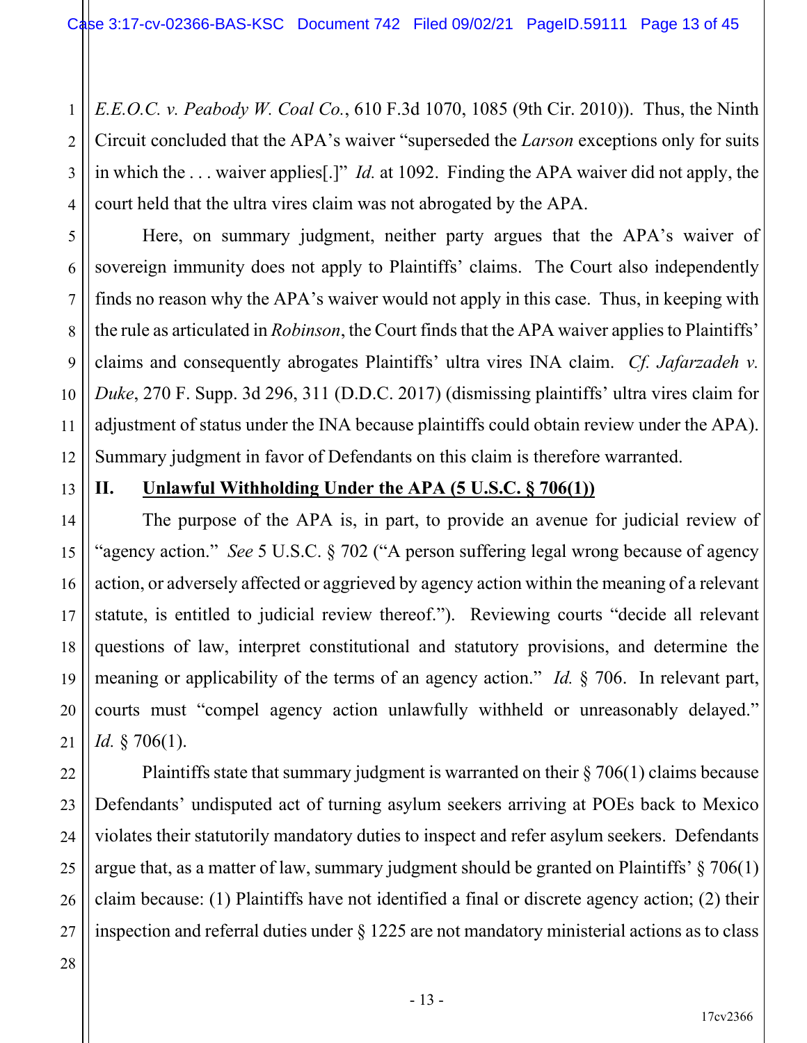*E.E.O.C. v. Peabody W. Coal Co.*, 610 F.3d 1070, 1085 (9th Cir. 2010)). Thus, the Ninth Circuit concluded that the APA's waiver "superseded the *Larson* exceptions only for suits in which the . . . waiver applies[.]" *Id.* at 1092. Finding the APA waiver did not apply, the court held that the ultra vires claim was not abrogated by the APA.

Here, on summary judgment, neither party argues that the APA's waiver of sovereign immunity does not apply to Plaintiffs' claims. The Court also independently finds no reason why the APA's waiver would not apply in this case. Thus, in keeping with the rule as articulated in *Robinson*, the Court finds that the APA waiver applies to Plaintiffs' claims and consequently abrogates Plaintiffs' ultra vires INA claim. *Cf. Jafarzadeh v. Duke*, 270 F. Supp. 3d 296, 311 (D.D.C. 2017) (dismissing plaintiffs' ultra vires claim for adjustment of status under the INA because plaintiffs could obtain review under the APA). Summary judgment in favor of Defendants on this claim is therefore warranted.

## II. Unlawful Withholding Under the APA (5 U.S.C. § 706(1))

The purpose of the APA is, in part, to provide an avenue for judicial review of "agency action." *See* 5 U.S.C. § 702 ("A person suffering legal wrong because of agency action, or adversely affected or aggrieved by agency action within the meaning of a relevant statute, is entitled to judicial review thereof."). Reviewing courts "decide all relevant questions of law, interpret constitutional and statutory provisions, and determine the meaning or applicability of the terms of an agency action." *Id.* § 706. In relevant part, courts must "compel agency action unlawfully withheld or unreasonably delayed." *Id.* § 706(1).

Plaintiffs state that summary judgment is warranted on their § 706(1) claims because Defendants' undisputed act of turning asylum seekers arriving at POEs back to Mexico violates their statutorily mandatory duties to inspect and refer asylum seekers. Defendants argue that, as a matter of law, summary judgment should be granted on Plaintiffs' § 706(1) claim because: (1) Plaintiffs have not identified a final or discrete agency action; (2) their inspection and referral duties under § 1225 are not mandatory ministerial actions as to class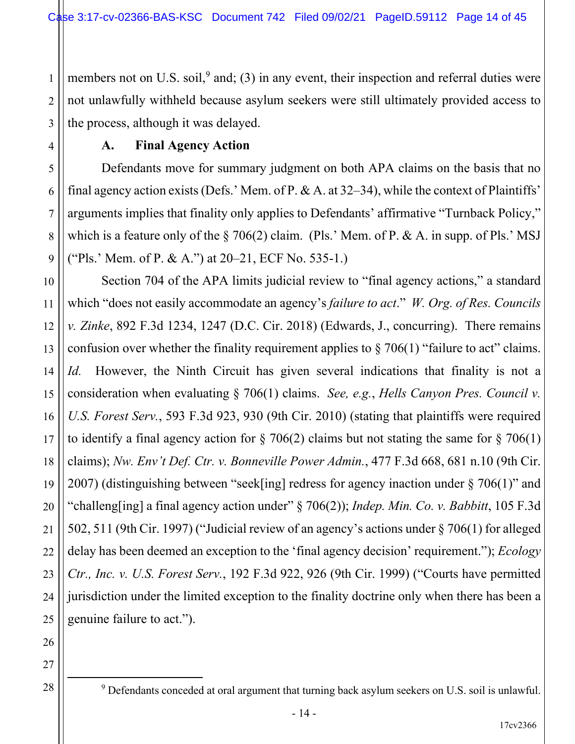members not on U.S. soil,[9] and; (3) in any event, their inspection and referral duties were not unlawfully withheld because asylum seekers were still ultimately provided access to the process, although it was delayed.

### A. Final Agency Action

Defendants move for summary judgment on both APA claims on the basis that no final agency action exists (Defs.' Mem. of P. & A. at 32–34), while the context of Plaintiffs' arguments implies that finality only applies to Defendants' affirmative "Turnback Policy," which is a feature only of the § 706(2) claim. (Pls.' Mem. of P. & A. in supp. of Pls.' MSJ ("Pls.' Mem. of P. & A.") at 20–21, ECF No. 535-1.)

Section 704 of the APA limits judicial review to "final agency actions," a standard which "does not easily accommodate an agency's *failure to act*." *W. Org. of Res. Councils v. Zinke*, 892 F.3d 1234, 1247 (D.C. Cir. 2018) (Edwards, J., concurring). There remains confusion over whether the finality requirement applies to § 706(1) "failure to act" claims. *Id.* However, the Ninth Circuit has given several indications that finality is not a consideration when evaluating § 706(1) claims. *See, e.g.*, *Hells Canyon Pres. Council v. U.S. Forest Serv.*, 593 F.3d 923, 930 (9th Cir. 2010) (stating that plaintiffs were required to identify a final agency action for § 706(2) claims but not stating the same for § 706(1) claims); *Nw. Env't Def. Ctr. v. Bonneville Power Admin.*, 477 F.3d 668, 681 n.10 (9th Cir. 2007) (distinguishing between "seek[ing] redress for agency inaction under § 706(1)" and "challeng[ing] a final agency action under" § 706(2)); *Indep. Min. Co. v. Babbitt*, 105 F.3d 502, 511 (9th Cir. 1997) ("Judicial review of an agency's actions under § 706(1) for alleged delay has been deemed an exception to the 'final agency decision' requirement."); *Ecology Ctr., Inc. v. U.S. Forest Serv.*, 192 F.3d 922, 926 (9th Cir. 1999) ("Courts have permitted jurisdiction under the limited exception to the finality doctrine only when there has been a genuine failure to act.").

[9] Defendants conceded at oral argument that turning back asylum seekers on U.S. soil is unlawful.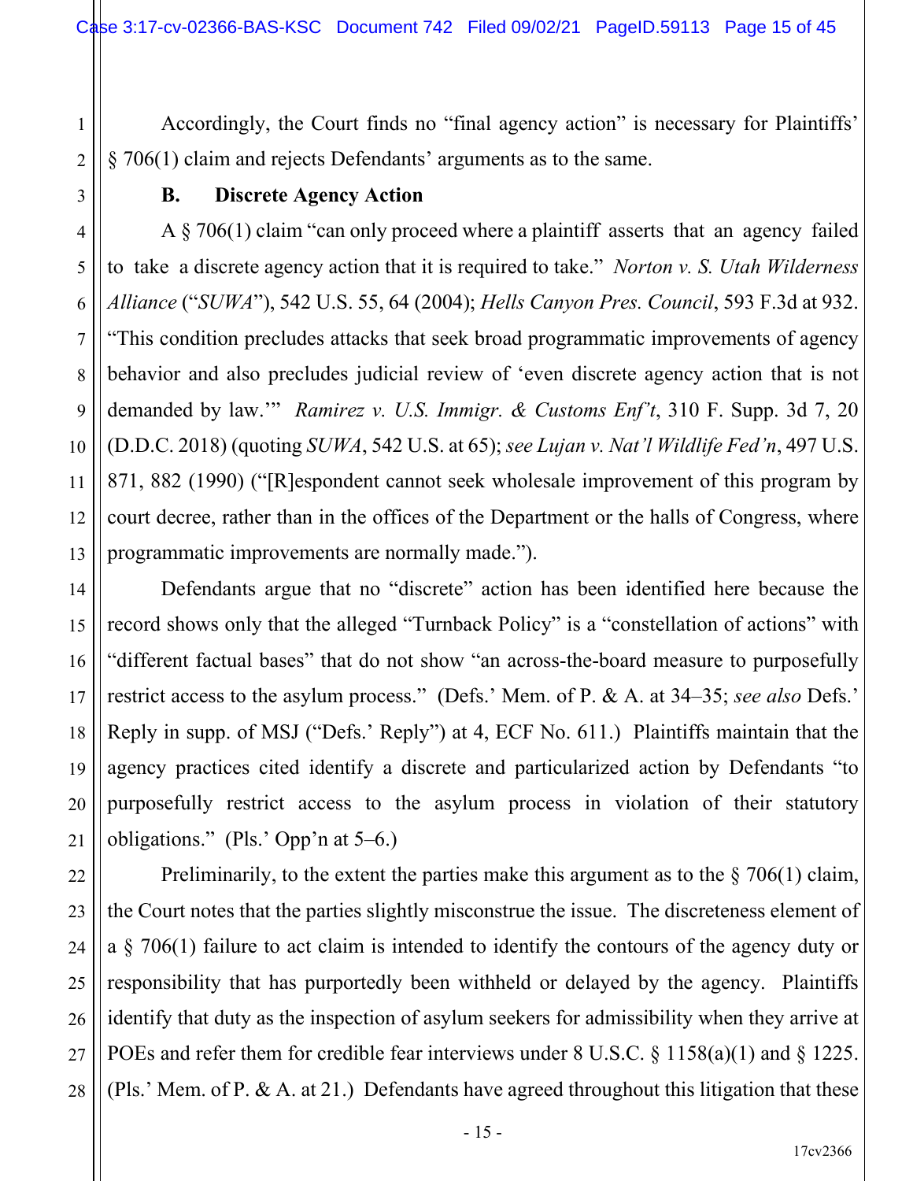Accordingly, the Court finds no "final agency action" is necessary for Plaintiffs' § 706(1) claim and rejects Defendants' arguments as to the same.

### B. Discrete Agency Action

A § 706(1) claim "can only proceed where a plaintiff asserts that an agency failed to take a discrete agency action that it is required to take." *Norton v. S. Utah Wilderness Alliance* ("*SUWA*"), 542 U.S. 55, 64 (2004); *Hells Canyon Pres. Council*, 593 F.3d at 932. "This condition precludes attacks that seek broad programmatic improvements of agency behavior and also precludes judicial review of 'even discrete agency action that is not demanded by law.'" *Ramirez v. U.S. Immigr. & Customs Enf't*, 310 F. Supp. 3d 7, 20 (D.D.C. 2018) (quoting *SUWA*, 542 U.S. at 65); *see Lujan v. Nat'l Wildlife Fed'n*, 497 U.S. 871, 882 (1990) ("[R]espondent cannot seek wholesale improvement of this program by court decree, rather than in the offices of the Department or the halls of Congress, where programmatic improvements are normally made.").

Defendants argue that no "discrete" action has been identified here because the record shows only that the alleged "Turnback Policy" is a "constellation of actions" with "different factual bases" that do not show "an across-the-board measure to purposefully restrict access to the asylum process." (Defs.' Mem. of P. & A. at 34–35; *see also* Defs.' Reply in supp. of MSJ ("Defs.' Reply") at 4, ECF No. 611.) Plaintiffs maintain that the agency practices cited identify a discrete and particularized action by Defendants "to purposefully restrict access to the asylum process in violation of their statutory obligations." (Pls.' Opp'n at 5–6.)

Preliminarily, to the extent the parties make this argument as to the § 706(1) claim, the Court notes that the parties slightly misconstrue the issue. The discreteness element of a § 706(1) failure to act claim is intended to identify the contours of the agency duty or responsibility that has purportedly been withheld or delayed by the agency. Plaintiffs identify that duty as the inspection of asylum seekers for admissibility when they arrive at POEs and refer them for credible fear interviews under 8 U.S.C. § 1158(a)(1) and § 1225. (Pls.' Mem. of P. & A. at 21.) Defendants have agreed throughout this litigation that these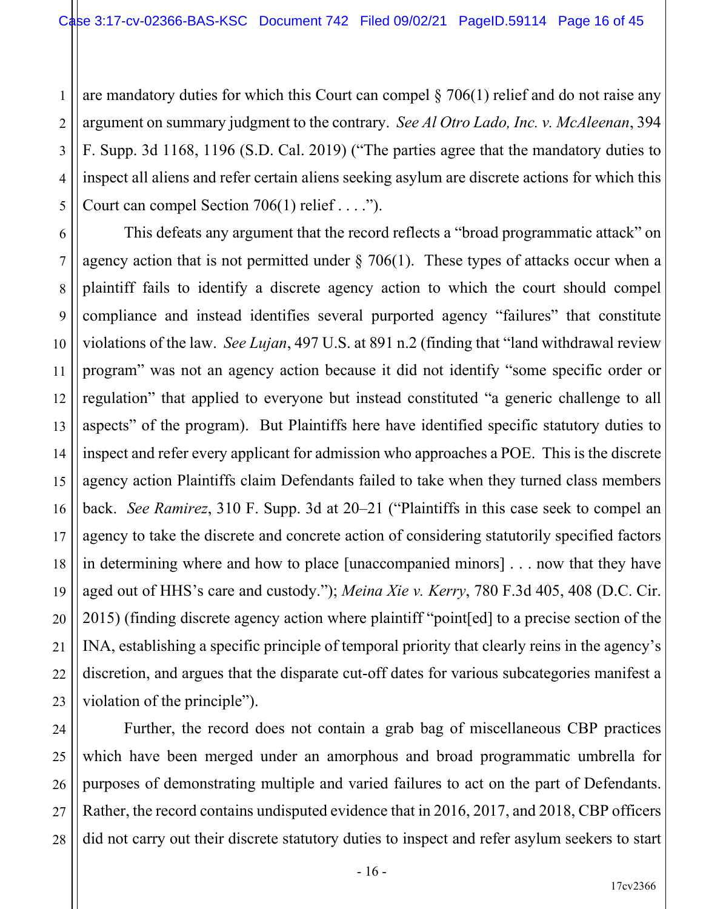are mandatory duties for which this Court can compel § 706(1) relief and do not raise any argument on summary judgment to the contrary. *See Al Otro Lado, Inc. v. McAleenan*, 394 F. Supp. 3d 1168, 1196 (S.D. Cal. 2019) ("The parties agree that the mandatory duties to inspect all aliens and refer certain aliens seeking asylum are discrete actions for which this Court can compel Section 706(1) relief . . . .").

This defeats any argument that the record reflects a "broad programmatic attack" on agency action that is not permitted under § 706(1). These types of attacks occur when a plaintiff fails to identify a discrete agency action to which the court should compel compliance and instead identifies several purported agency "failures" that constitute violations of the law. *See Lujan*, 497 U.S. at 891 n.2 (finding that "land withdrawal review program" was not an agency action because it did not identify "some specific order or regulation" that applied to everyone but instead constituted "a generic challenge to all aspects" of the program). But Plaintiffs here have identified specific statutory duties to inspect and refer every applicant for admission who approaches a POE. This is the discrete agency action Plaintiffs claim Defendants failed to take when they turned class members back. *See Ramirez*, 310 F. Supp. 3d at 20–21 ("Plaintiffs in this case seek to compel an agency to take the discrete and concrete action of considering statutorily specified factors in determining where and how to place [unaccompanied minors] . . . now that they have aged out of HHS's care and custody."); *Meina Xie v. Kerry*, 780 F.3d 405, 408 (D.C. Cir. 2015) (finding discrete agency action where plaintiff "point[ed] to a precise section of the INA, establishing a specific principle of temporal priority that clearly reins in the agency's discretion, and argues that the disparate cut-off dates for various subcategories manifest a violation of the principle").

Further, the record does not contain a grab bag of miscellaneous CBP practices which have been merged under an amorphous and broad programmatic umbrella for purposes of demonstrating multiple and varied failures to act on the part of Defendants. Rather, the record contains undisputed evidence that in 2016, 2017, and 2018, CBP officers did not carry out their discrete statutory duties to inspect and refer asylum seekers to start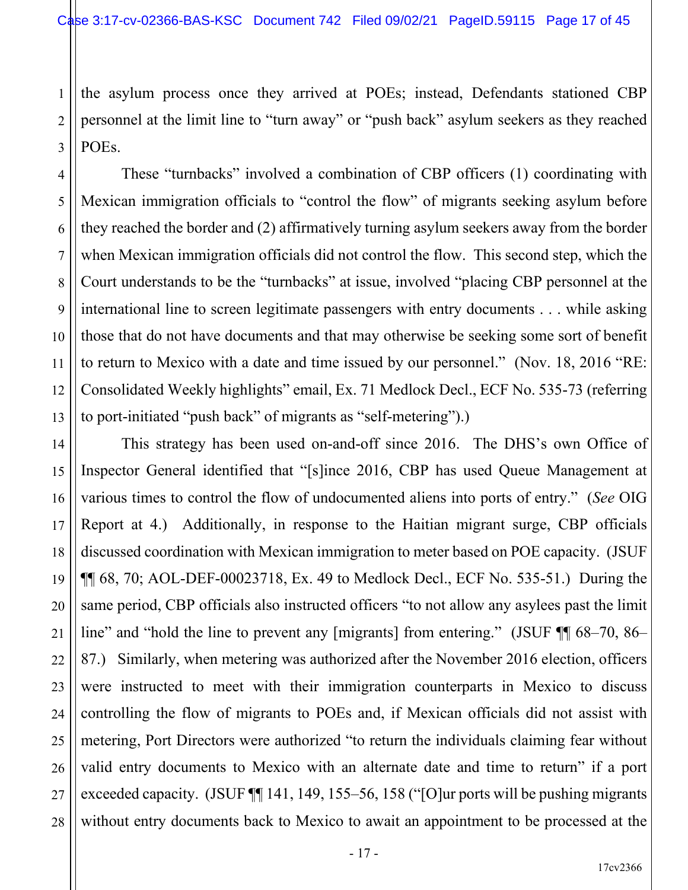the asylum process once they arrived at POEs; instead, Defendants stationed CBP personnel at the limit line to "turn away" or "push back" asylum seekers as they reached POEs.

These "turnbacks" involved a combination of CBP officers (1) coordinating with Mexican immigration officials to "control the flow" of migrants seeking asylum before they reached the border and (2) affirmatively turning asylum seekers away from the border when Mexican immigration officials did not control the flow. This second step, which the Court understands to be the "turnbacks" at issue, involved "placing CBP personnel at the international line to screen legitimate passengers with entry documents . . . while asking those that do not have documents and that may otherwise be seeking some sort of benefit to return to Mexico with a date and time issued by our personnel." (Nov. 18, 2016 "RE: Consolidated Weekly highlights" email, Ex. 71 Medlock Decl., ECF No. 535-73 (referring to port-initiated "push back" of migrants as "self-metering").)

This strategy has been used on-and-off since 2016. The DHS's own Office of Inspector General identified that "[s]ince 2016, CBP has used Queue Management at various times to control the flow of undocumented aliens into ports of entry." (*See* OIG Report at 4.) Additionally, in response to the Haitian migrant surge, CBP officials discussed coordination with Mexican immigration to meter based on POE capacity. (JSUF ¶¶ 68, 70; AOL-DEF-00023718, Ex. 49 to Medlock Decl., ECF No. 535-51.) During the same period, CBP officials also instructed officers "to not allow any asylees past the limit line" and "hold the line to prevent any [migrants] from entering." (JSUF ¶¶ 68–70, 86–87.) Similarly, when metering was authorized after the November 2016 election, officers were instructed to meet with their immigration counterparts in Mexico to discuss controlling the flow of migrants to POEs and, if Mexican officials did not assist with metering, Port Directors were authorized "to return the individuals claiming fear without valid entry documents to Mexico with an alternate date and time to return" if a port exceeded capacity. (JSUF ¶¶ 141, 149, 155–56, 158 ("[O]ur ports will be pushing migrants without entry documents back to Mexico to await an appointment to be processed at the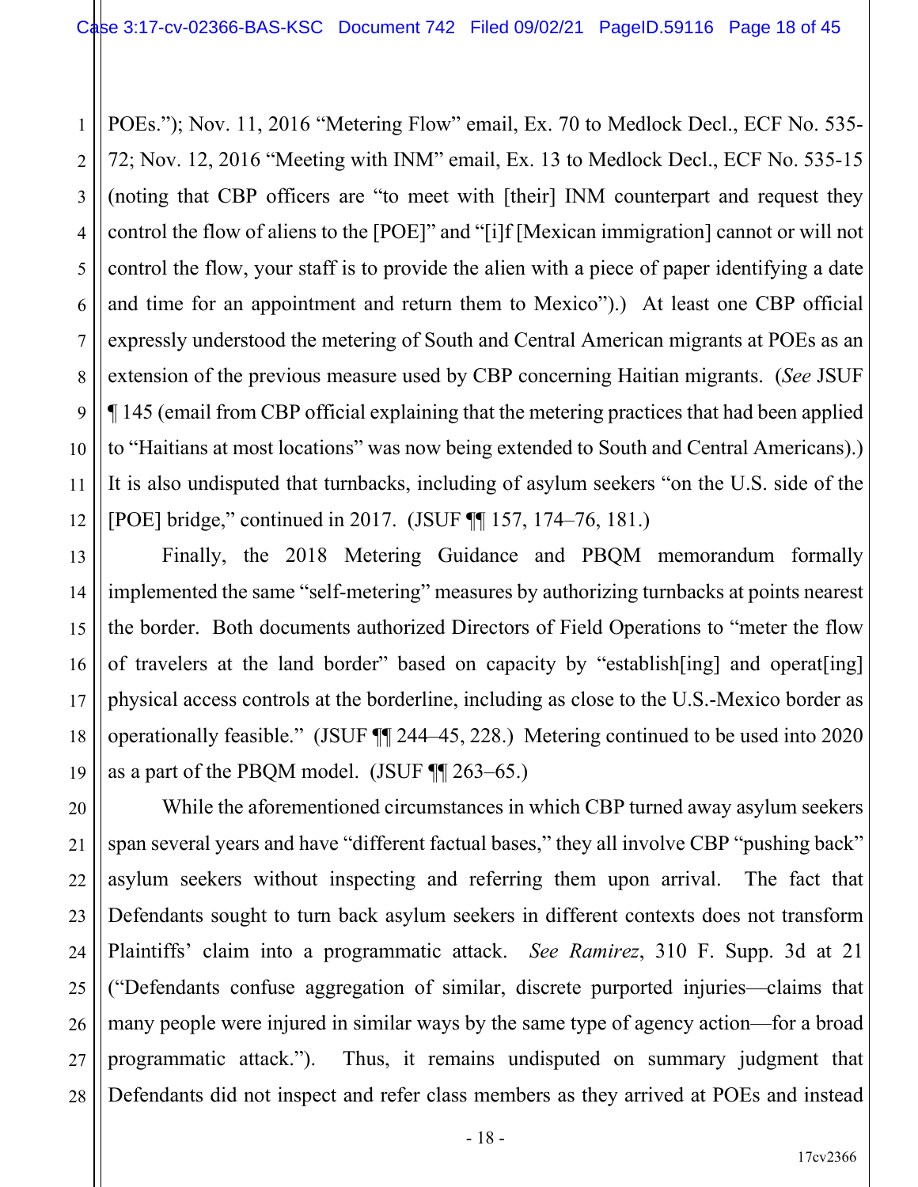POEs."); Nov. 11, 2016 "Metering Flow" email, Ex. 70 to Medlock Decl., ECF No. 535-72; Nov. 12, 2016 "Meeting with INM" email, Ex. 13 to Medlock Decl., ECF No. 535-15 (noting that CBP officers are "to meet with [their] INM counterpart and request they control the flow of aliens to the [POE]" and "[i]f [Mexican immigration] cannot or will not control the flow, your staff is to provide the alien with a piece of paper identifying a date and time for an appointment and return them to Mexico").) At least one CBP official expressly understood the metering of South and Central American migrants at POEs as an extension of the previous measure used by CBP concerning Haitian migrants. (*See* JSUF ¶ 145 (email from CBP official explaining that the metering practices that had been applied to "Haitians at most locations" was now being extended to South and Central Americans).) It is also undisputed that turnbacks, including of asylum seekers "on the U.S. side of the [POE] bridge," continued in 2017. (JSUF ¶¶ 157, 174–76, 181.)

Finally, the 2018 Metering Guidance and PBQM memorandum formally implemented the same "self-metering" measures by authorizing turnbacks at points nearest the border. Both documents authorized Directors of Field Operations to "meter the flow of travelers at the land border" based on capacity by "establish[ing] and operat[ing] physical access controls at the borderline, including as close to the U.S.-Mexico border as operationally feasible." (JSUF ¶¶ 244–45, 228.) Metering continued to be used into 2020 as a part of the PBQM model. (JSUF ¶¶ 263–65.)

While the aforementioned circumstances in which CBP turned away asylum seekers span several years and have "different factual bases," they all involve CBP "pushing back" asylum seekers without inspecting and referring them upon arrival. The fact that Defendants sought to turn back asylum seekers in different contexts does not transform Plaintiffs' claim into a programmatic attack. *See Ramirez*, 310 F. Supp. 3d at 21 ("Defendants confuse aggregation of similar, discrete purported injuries—claims that many people were injured in similar ways by the same type of agency action—for a broad programmatic attack."). Thus, it remains undisputed on summary judgment that Defendants did not inspect and refer class members as they arrived at POEs and instead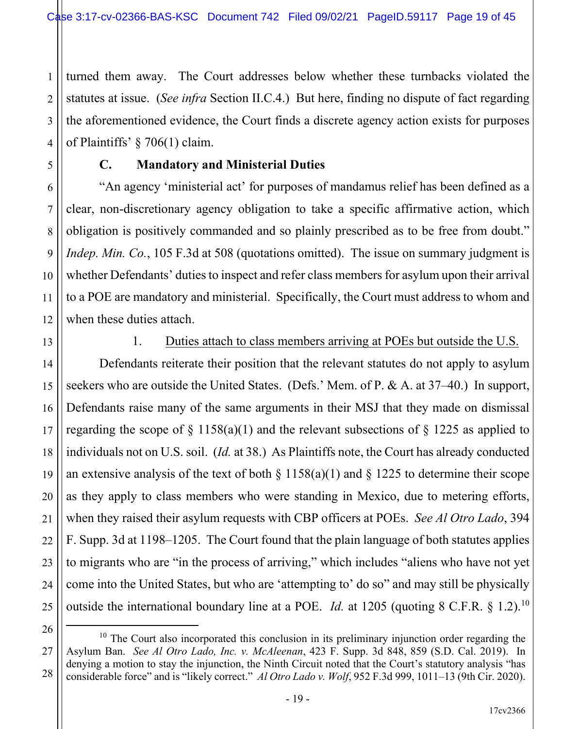turned them away. The Court addresses below whether these turnbacks violated the statutes at issue. (*See infra* Section II.C.4.) But here, finding no dispute of fact regarding the aforementioned evidence, the Court finds a discrete agency action exists for purposes of Plaintiffs' § 706(1) claim.

### C. Mandatory and Ministerial Duties

"An agency 'ministerial act' for purposes of mandamus relief has been defined as a clear, non-discretionary agency obligation to take a specific affirmative action, which obligation is positively commanded and so plainly prescribed as to be free from doubt." *Indep. Min. Co.*, 105 F.3d at 508 (quotations omitted). The issue on summary judgment is whether Defendants' duties to inspect and refer class members for asylum upon their arrival to a POE are mandatory and ministerial. Specifically, the Court must address to whom and when these duties attach.

#### 1. Duties attach to class members arriving at POEs but outside the U.S.

Defendants reiterate their position that the relevant statutes do not apply to asylum seekers who are outside the United States. (Defs.' Mem. of P. & A. at 37–40.) In support, Defendants raise many of the same arguments in their MSJ that they made on dismissal regarding the scope of § 1158(a)(1) and the relevant subsections of § 1225 as applied to individuals not on U.S. soil. (*Id.* at 38.) As Plaintiffs note, the Court has already conducted an extensive analysis of the text of both § 1158(a)(1) and § 1225 to determine their scope as they apply to class members who were standing in Mexico, due to metering efforts, when they raised their asylum requests with CBP officers at POEs. *See Al Otro Lado*, 394 F. Supp. 3d at 1198–1205. The Court found that the plain language of both statutes applies to migrants who are "in the process of arriving," which includes "aliens who have not yet come into the United States, but who are 'attempting to' do so" and may still be physically outside the international boundary line at a POE. *Id.* at 1205 (quoting 8 C.F.R. § 1.2).[10]

[10] The Court also incorporated this conclusion in its preliminary injunction order regarding the Asylum Ban. *See Al Otro Lado, Inc. v. McAleenan*, 423 F. Supp. 3d 848, 859 (S.D. Cal. 2019). In denying a motion to stay the injunction, the Ninth Circuit noted that the Court's statutory analysis "has considerable force" and is "likely correct." *Al Otro Lado v. Wolf*, 952 F.3d 999, 1011–13 (9th Cir. 2020).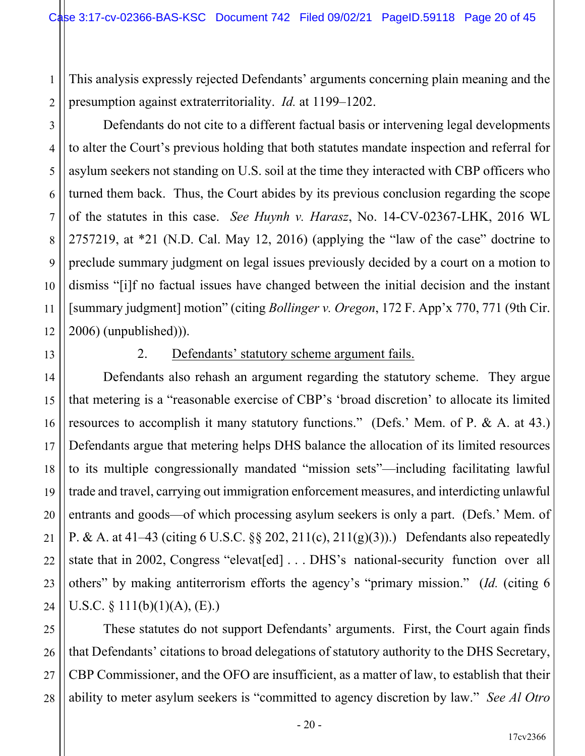This analysis expressly rejected Defendants' arguments concerning plain meaning and the presumption against extraterritoriality. *Id.* at 1199–1202.

Defendants do not cite to a different factual basis or intervening legal developments to alter the Court's previous holding that both statutes mandate inspection and referral for asylum seekers not standing on U.S. soil at the time they interacted with CBP officers who turned them back. Thus, the Court abides by its previous conclusion regarding the scope of the statutes in this case. *See Huynh v. Harasz*, No. 14-CV-02367-LHK, 2016 WL 2757219, at *21 (N.D. Cal. May 12, 2016) (applying the "law of the case" doctrine to preclude summary judgment on legal issues previously decided by a court on a motion to dismiss "[i]f no factual issues have changed between the initial decision and the instant [summary judgment] motion" (citing *Bollinger v. Oregon*, 172 F. App'x 770, 771 (9th Cir. 2006) (unpublished))).

2. Defendants' statutory scheme argument fails.

Defendants also rehash an argument regarding the statutory scheme. They argue that metering is a "reasonable exercise of CBP's 'broad discretion' to allocate its limited resources to accomplish it many statutory functions." (Defs.' Mem. of P. & A. at 43.) Defendants argue that metering helps DHS balance the allocation of its limited resources to its multiple congressionally mandated "mission sets"—including facilitating lawful trade and travel, carrying out immigration enforcement measures, and interdicting unlawful entrants and goods—of which processing asylum seekers is only a part. (Defs.' Mem. of P. & A. at 41–43 (citing 6 U.S.C. §§ 202, 211(c), 211(g)(3)).) Defendants also repeatedly state that in 2002, Congress "elevat[ed] . . . DHS's national-security function over all others" by making antiterrorism efforts the agency's "primary mission." (*Id.* (citing 6 U.S.C. § 111(b)(1)(A), (E).)

These statutes do not support Defendants' arguments. First, the Court again finds that Defendants' citations to broad delegations of statutory authority to the DHS Secretary, CBP Commissioner, and the OFO are insufficient, as a matter of law, to establish that their ability to meter asylum seekers is "committed to agency discretion by law." *See Al Otro*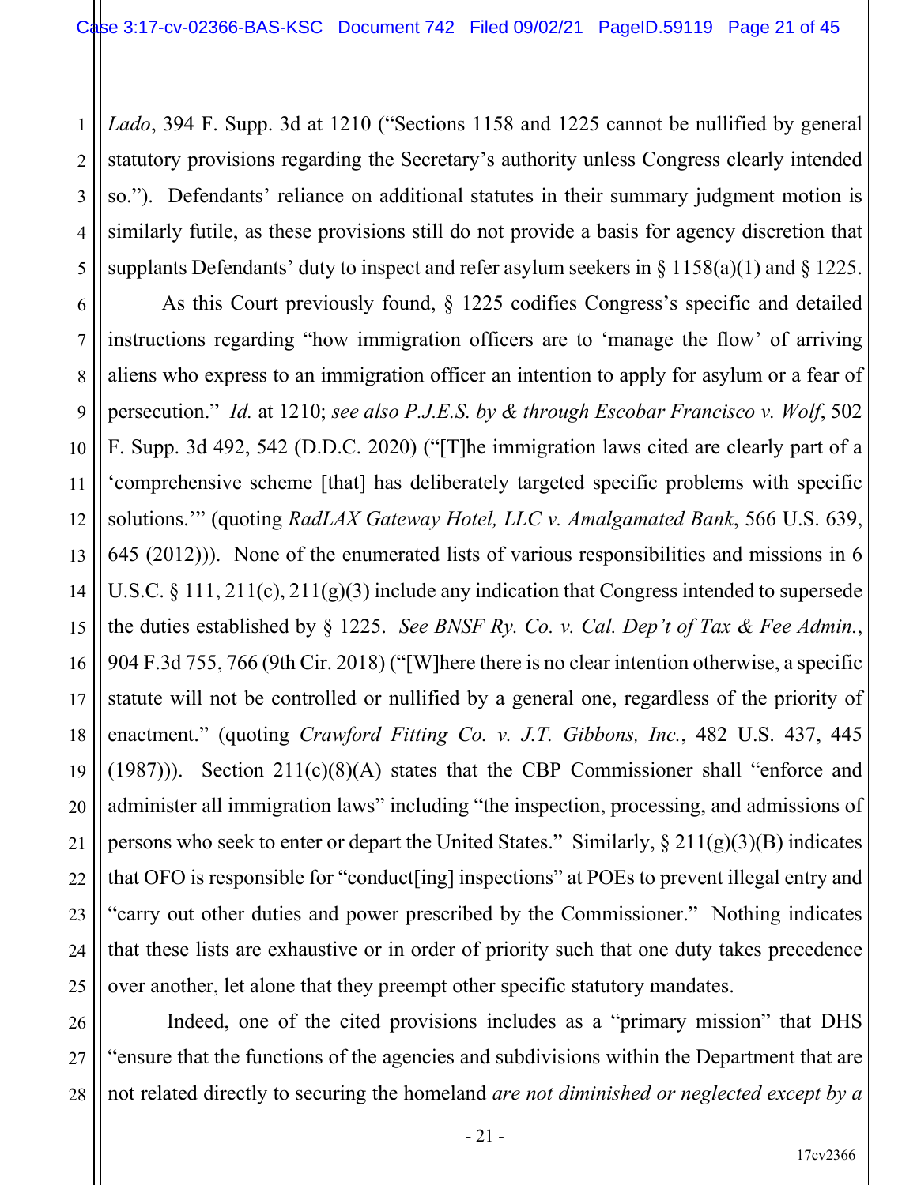*Lado*, 394 F. Supp. 3d at 1210 ("Sections 1158 and 1225 cannot be nullified by general statutory provisions regarding the Secretary's authority unless Congress clearly intended so."). Defendants' reliance on additional statutes in their summary judgment motion is similarly futile, as these provisions still do not provide a basis for agency discretion that supplants Defendants' duty to inspect and refer asylum seekers in § 1158(a)(1) and § 1225.

As this Court previously found, § 1225 codifies Congress's specific and detailed instructions regarding "how immigration officers are to 'manage the flow' of arriving aliens who express to an immigration officer an intention to apply for asylum or a fear of persecution." *Id.* at 1210; *see also P.J.E.S. by & through Escobar Francisco v. Wolf*, 502 F. Supp. 3d 492, 542 (D.D.C. 2020) ("[T]he immigration laws cited are clearly part of a 'comprehensive scheme [that] has deliberately targeted specific problems with specific solutions.'" (quoting *RadLAX Gateway Hotel, LLC v. Amalgamated Bank*, 566 U.S. 639, 645 (2012))). None of the enumerated lists of various responsibilities and missions in 6 U.S.C. § 111, 211(c), 211(g)(3) include any indication that Congress intended to supersede the duties established by § 1225. *See BNSF Ry. Co. v. Cal. Dep't of Tax & Fee Admin.*, 904 F.3d 755, 766 (9th Cir. 2018) ("[W]here there is no clear intention otherwise, a specific statute will not be controlled or nullified by a general one, regardless of the priority of enactment." (quoting *Crawford Fitting Co. v. J.T. Gibbons, Inc.*, 482 U.S. 437, 445 (1987))). Section 211(c)(8)(A) states that the CBP Commissioner shall "enforce and administer all immigration laws" including "the inspection, processing, and admissions of persons who seek to enter or depart the United States." Similarly, § 211(g)(3)(B) indicates that OFO is responsible for "conduct[ing] inspections" at POEs to prevent illegal entry and "carry out other duties and power prescribed by the Commissioner." Nothing indicates that these lists are exhaustive or in order of priority such that one duty takes precedence over another, let alone that they preempt other specific statutory mandates.

Indeed, one of the cited provisions includes as a "primary mission" that DHS "ensure that the functions of the agencies and subdivisions within the Department that are not related directly to securing the homeland *are not diminished or neglected except by a*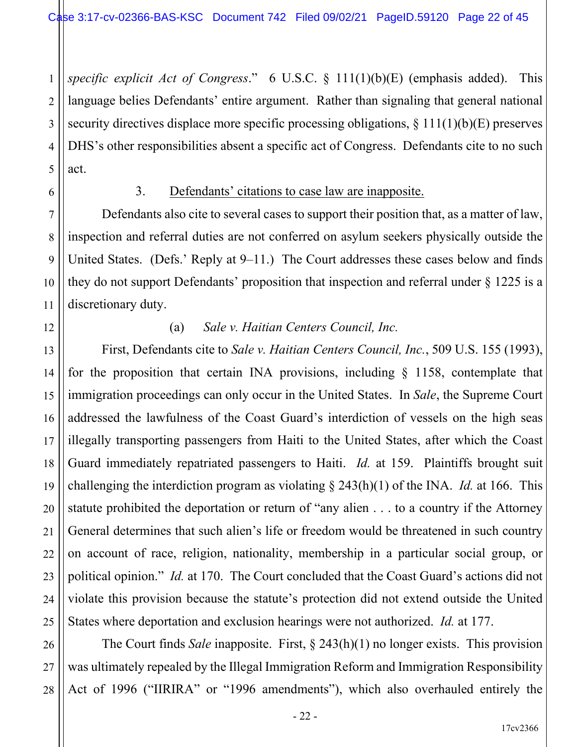*specific explicit Act of Congress*." 6 U.S.C. § 111(1)(b)(E) (emphasis added). This language belies Defendants' entire argument. Rather than signaling that general national security directives displace more specific processing obligations, § 111(1)(b)(E) preserves DHS's other responsibilities absent a specific act of Congress. Defendants cite to no such act.

3. Defendants' citations to case law are inapposite.

Defendants also cite to several cases to support their position that, as a matter of law, inspection and referral duties are not conferred on asylum seekers physically outside the United States. (Defs.' Reply at 9–11.) The Court addresses these cases below and finds they do not support Defendants' proposition that inspection and referral under § 1225 is a discretionary duty.

(a) *Sale v. Haitian Centers Council, Inc.*

First, Defendants cite to *Sale v. Haitian Centers Council, Inc.*, 509 U.S. 155 (1993), for the proposition that certain INA provisions, including § 1158, contemplate that immigration proceedings can only occur in the United States. In *Sale*, the Supreme Court addressed the lawfulness of the Coast Guard's interdiction of vessels on the high seas illegally transporting passengers from Haiti to the United States, after which the Coast Guard immediately repatriated passengers to Haiti. *Id.* at 159. Plaintiffs brought suit challenging the interdiction program as violating § 243(h)(1) of the INA. *Id.* at 166. This statute prohibited the deportation or return of "any alien . . . to a country if the Attorney General determines that such alien's life or freedom would be threatened in such country on account of race, religion, nationality, membership in a particular social group, or political opinion." *Id.* at 170. The Court concluded that the Coast Guard's actions did not violate this provision because the statute's protection did not extend outside the United States where deportation and exclusion hearings were not authorized. *Id.* at 177.

The Court finds *Sale* inapposite. First, § 243(h)(1) no longer exists. This provision was ultimately repealed by the Illegal Immigration Reform and Immigration Responsibility Act of 1996 ("IIRIRA" or "1996 amendments"), which also overhauled entirely the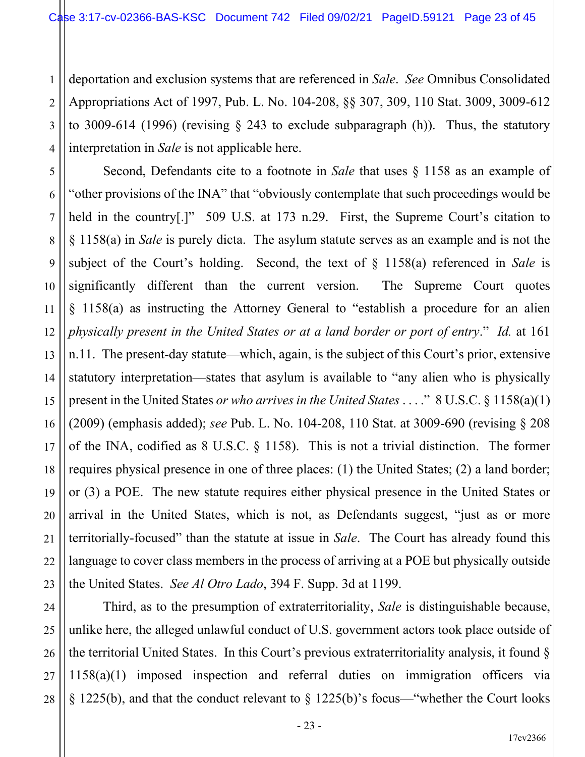deportation and exclusion systems that are referenced in *Sale*. *See* Omnibus Consolidated Appropriations Act of 1997, Pub. L. No. 104-208, §§ 307, 309, 110 Stat. 3009, 3009-612 to 3009-614 (1996) (revising § 243 to exclude subparagraph (h)). Thus, the statutory interpretation in *Sale* is not applicable here.

Second, Defendants cite to a footnote in *Sale* that uses § 1158 as an example of "other provisions of the INA" that "obviously contemplate that such proceedings would be held in the country[.]" 509 U.S. at 173 n.29. First, the Supreme Court's citation to § 1158(a) in *Sale* is purely dicta. The asylum statute serves as an example and is not the subject of the Court's holding. Second, the text of § 1158(a) referenced in *Sale* is significantly different than the current version. The Supreme Court quotes § 1158(a) as instructing the Attorney General to "establish a procedure for an alien *physically present in the United States or at a land border or port of entry*." *Id.* at 161 n.11. The present-day statute—which, again, is the subject of this Court's prior, extensive statutory interpretation—states that asylum is available to "any alien who is physically present in the United States *or who arrives in the United States* . . . ." 8 U.S.C. § 1158(a)(1) (2009) (emphasis added); *see* Pub. L. No. 104-208, 110 Stat. at 3009-690 (revising § 208 of the INA, codified as 8 U.S.C. § 1158). This is not a trivial distinction. The former requires physical presence in one of three places: (1) the United States; (2) a land border; or (3) a POE. The new statute requires either physical presence in the United States or arrival in the United States, which is not, as Defendants suggest, "just as or more territorially-focused" than the statute at issue in *Sale*. The Court has already found this language to cover class members in the process of arriving at a POE but physically outside the United States. *See Al Otro Lado*, 394 F. Supp. 3d at 1199.

Third, as to the presumption of extraterritoriality, *Sale* is distinguishable because, unlike here, the alleged unlawful conduct of U.S. government actors took place outside of the territorial United States. In this Court's previous extraterritoriality analysis, it found § 1158(a)(1) imposed inspection and referral duties on immigration officers via § 1225(b), and that the conduct relevant to § 1225(b)'s focus—"whether the Court looks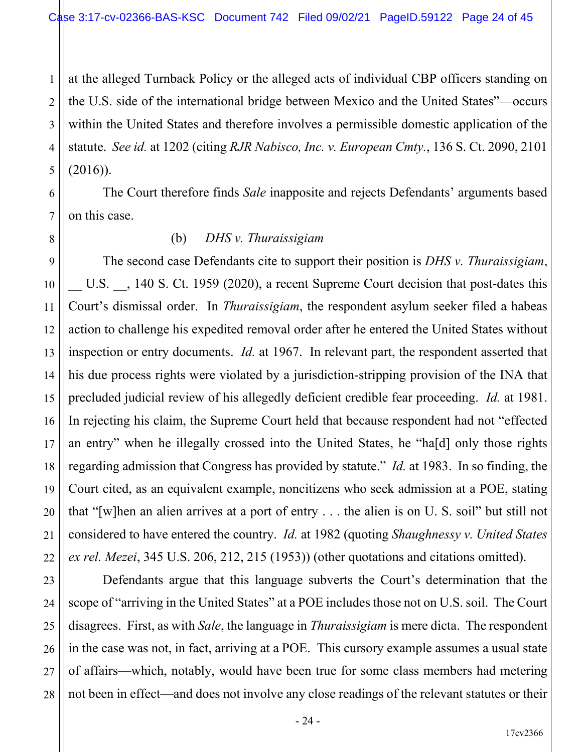at the alleged Turnback Policy or the alleged acts of individual CBP officers standing on the U.S. side of the international bridge between Mexico and the United States"—occurs within the United States and therefore involves a permissible domestic application of the statute. *See id.* at 1202 (citing *RJR Nabisco, Inc. v. European Cmty.*, 136 S. Ct. 2090, 2101 (2016)).

The Court therefore finds *Sale* inapposite and rejects Defendants' arguments based on this case.

(b) *DHS v. Thuraissigiam*

The second case Defendants cite to support their position is *DHS v. Thuraissigiam*, __ U.S. __, 140 S. Ct. 1959 (2020), a recent Supreme Court decision that post-dates this Court's dismissal order. In *Thuraissigiam*, the respondent asylum seeker filed a habeas action to challenge his expedited removal order after he entered the United States without inspection or entry documents. *Id.* at 1967. In relevant part, the respondent asserted that his due process rights were violated by a jurisdiction-stripping provision of the INA that precluded judicial review of his allegedly deficient credible fear proceeding. *Id.* at 1981. In rejecting his claim, the Supreme Court held that because respondent had not "effected an entry" when he illegally crossed into the United States, he "ha[d] only those rights regarding admission that Congress has provided by statute." *Id.* at 1983. In so finding, the Court cited, as an equivalent example, noncitizens who seek admission at a POE, stating that "[w]hen an alien arrives at a port of entry . . . the alien is on U. S. soil" but still not considered to have entered the country. *Id.* at 1982 (quoting *Shaughnessy v. United States ex rel. Mezei*, 345 U.S. 206, 212, 215 (1953)) (other quotations and citations omitted).

Defendants argue that this language subverts the Court's determination that the scope of "arriving in the United States" at a POE includes those not on U.S. soil. The Court disagrees. First, as with *Sale*, the language in *Thuraissigiam* is mere dicta. The respondent in the case was not, in fact, arriving at a POE. This cursory example assumes a usual state of affairs—which, notably, would have been true for some class members had metering not been in effect—and does not involve any close readings of the relevant statutes or their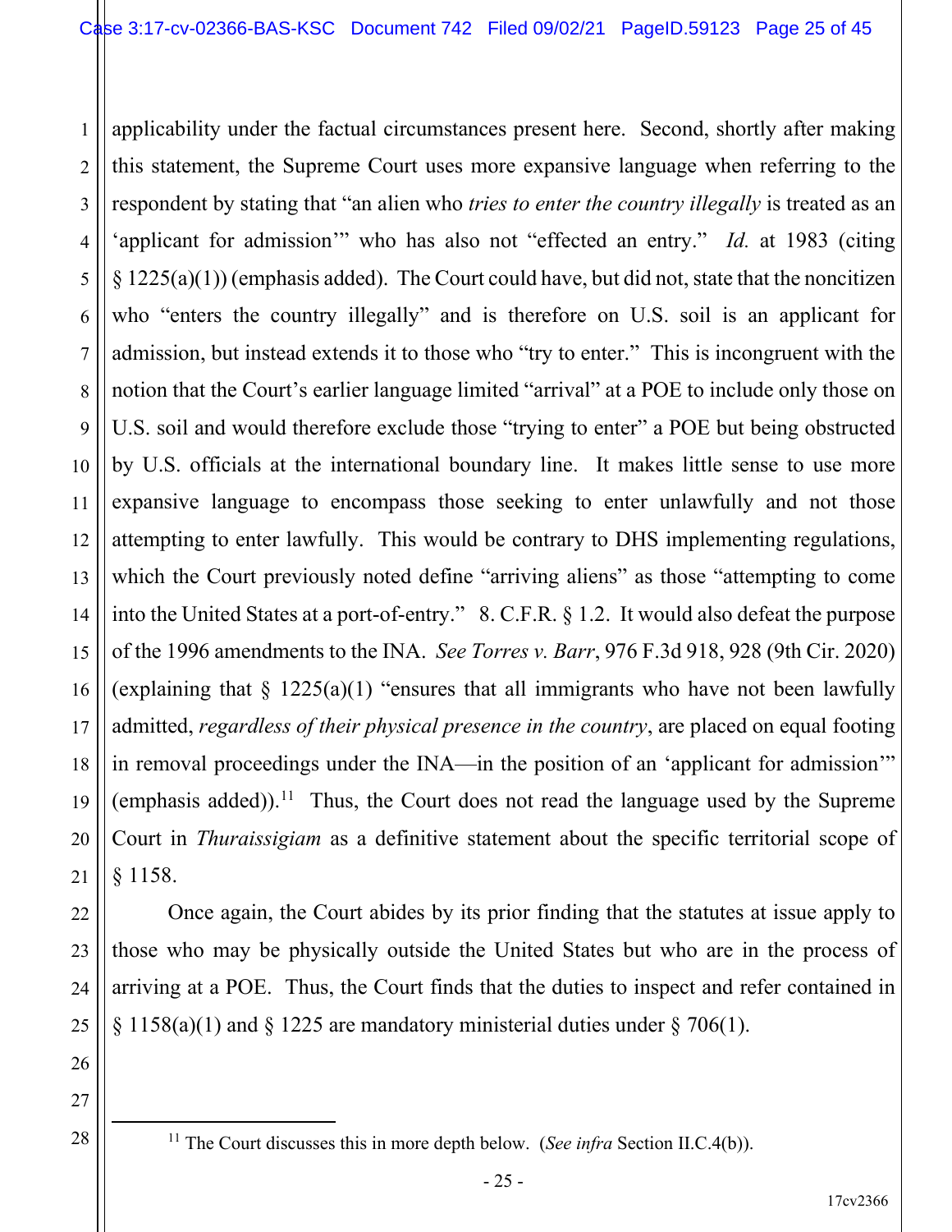applicability under the factual circumstances present here. Second, shortly after making this statement, the Supreme Court uses more expansive language when referring to the respondent by stating that "an alien who *tries to enter the country illegally* is treated as an 'applicant for admission'" who has also not "effected an entry." *Id.* at 1983 (citing § 1225(a)(1)) (emphasis added). The Court could have, but did not, state that the noncitizen who "enters the country illegally" and is therefore on U.S. soil is an applicant for admission, but instead extends it to those who "try to enter." This is incongruent with the notion that the Court's earlier language limited "arrival" at a POE to include only those on U.S. soil and would therefore exclude those "trying to enter" a POE but being obstructed by U.S. officials at the international boundary line. It makes little sense to use more expansive language to encompass those seeking to enter unlawfully and not those attempting to enter lawfully. This would be contrary to DHS implementing regulations, which the Court previously noted define "arriving aliens" as those "attempting to come into the United States at a port-of-entry." 8. C.F.R. § 1.2. It would also defeat the purpose of the 1996 amendments to the INA. *See Torres v. Barr*, 976 F.3d 918, 928 (9th Cir. 2020) (explaining that § 1225(a)(1) "ensures that all immigrants who have not been lawfully admitted, *regardless of their physical presence in the country*, are placed on equal footing in removal proceedings under the INA—in the position of an 'applicant for admission'" (emphasis added)).[11] Thus, the Court does not read the language used by the Supreme Court in *Thuraissigiam* as a definitive statement about the specific territorial scope of § 1158.

Once again, the Court abides by its prior finding that the statutes at issue apply to those who may be physically outside the United States but who are in the process of arriving at a POE. Thus, the Court finds that the duties to inspect and refer contained in § 1158(a)(1) and § 1225 are mandatory ministerial duties under § 706(1).

---

[11] The Court discusses this in more depth below. (*See infra* Section II.C.4(b)).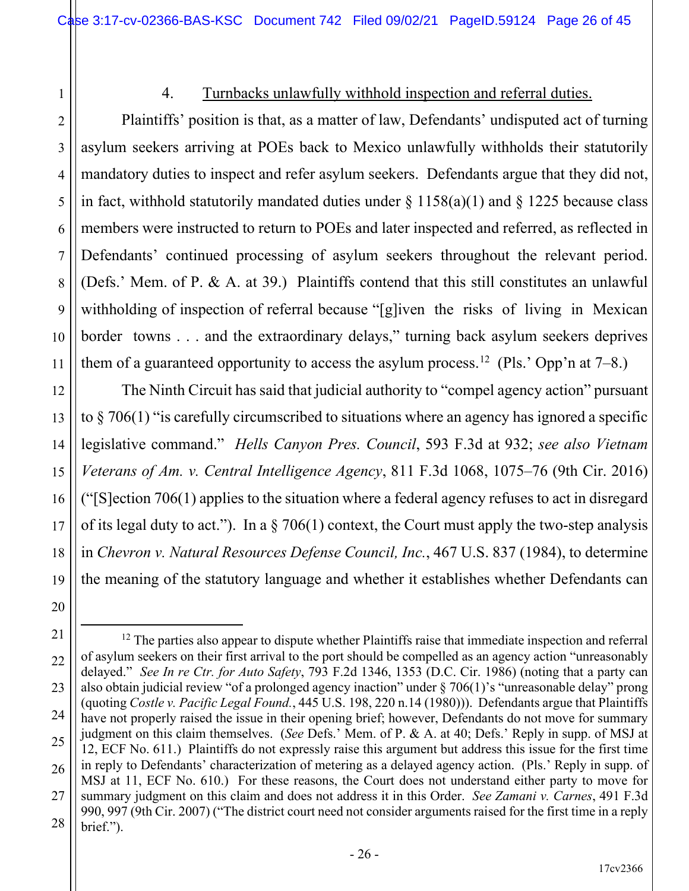4. Turnbacks unlawfully withhold inspection and referral duties.

Plaintiffs' position is that, as a matter of law, Defendants' undisputed act of turning asylum seekers arriving at POEs back to Mexico unlawfully withholds their statutorily mandatory duties to inspect and refer asylum seekers. Defendants argue that they did not, in fact, withhold statutorily mandated duties under § 1158(a)(1) and § 1225 because class members were instructed to return to POEs and later inspected and referred, as reflected in Defendants' continued processing of asylum seekers throughout the relevant period. (Defs.' Mem. of P. & A. at 39.) Plaintiffs contend that this still constitutes an unlawful withholding of inspection of referral because "[g]iven the risks of living in Mexican border towns . . . and the extraordinary delays," turning back asylum seekers deprives them of a guaranteed opportunity to access the asylum process.[12] (Pls.' Opp'n at 7–8.)

The Ninth Circuit has said that judicial authority to "compel agency action" pursuant to § 706(1) "is carefully circumscribed to situations where an agency has ignored a specific legislative command." *Hells Canyon Pres. Council*, 593 F.3d at 932; *see also Vietnam Veterans of Am. v. Central Intelligence Agency*, 811 F.3d 1068, 1075–76 (9th Cir. 2016) ("[S]ection 706(1) applies to the situation where a federal agency refuses to act in disregard of its legal duty to act."). In a § 706(1) context, the Court must apply the two-step analysis in *Chevron v. Natural Resources Defense Council, Inc.*, 467 U.S. 837 (1984), to determine the meaning of the statutory language and whether it establishes whether Defendants can

[12] The parties also appear to dispute whether Plaintiffs raise that immediate inspection and referral of asylum seekers on their first arrival to the port should be compelled as an agency action "unreasonably delayed." *See In re Ctr. for Auto Safety*, 793 F.2d 1346, 1353 (D.C. Cir. 1986) (noting that a party can also obtain judicial review "of a prolonged agency inaction" under § 706(1)'s "unreasonable delay" prong (quoting *Costle v. Pacific Legal Found.*, 445 U.S. 198, 220 n.14 (1980))). Defendants argue that Plaintiffs have not properly raised the issue in their opening brief; however, Defendants do not move for summary judgment on this claim themselves. (*See* Defs.' Mem. of P. & A. at 40; Defs.' Reply in supp. of MSJ at 12, ECF No. 611.) Plaintiffs do not expressly raise this argument but address this issue for the first time in reply to Defendants' characterization of metering as a delayed agency action. (Pls.' Reply in supp. of MSJ at 11, ECF No. 610.) For these reasons, the Court does not understand either party to move for summary judgment on this claim and does not address it in this Order. *See Zamani v. Carnes*, 491 F.3d 990, 997 (9th Cir. 2007) ("The district court need not consider arguments raised for the first time in a reply brief.").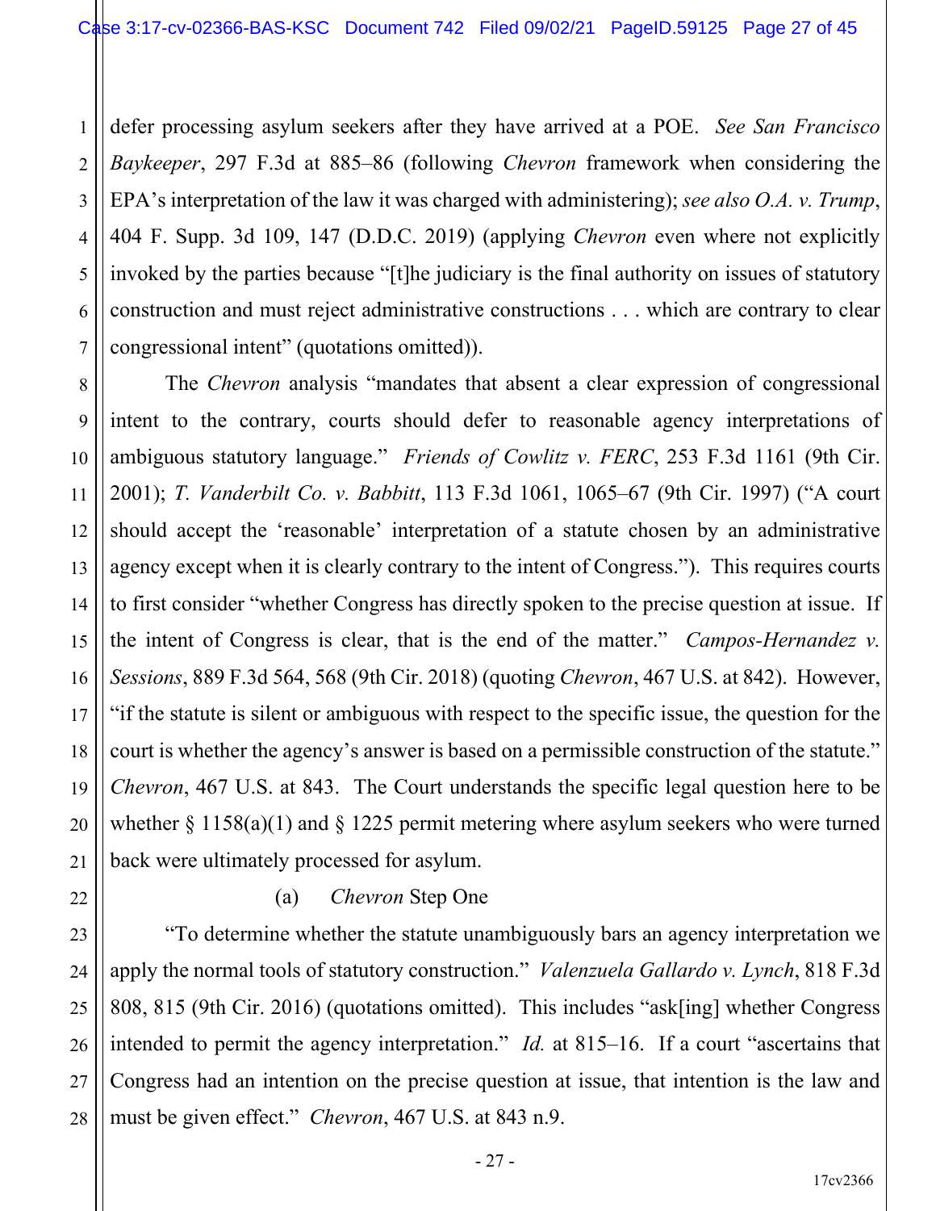defer processing asylum seekers after they have arrived at a POE. *See San Francisco Baykeeper*, 297 F.3d at 885–86 (following *Chevron* framework when considering the EPA's interpretation of the law it was charged with administering); *see also O.A. v. Trump*, 404 F. Supp. 3d 109, 147 (D.D.C. 2019) (applying *Chevron* even where not explicitly invoked by the parties because "[t]he judiciary is the final authority on issues of statutory construction and must reject administrative constructions . . . which are contrary to clear congressional intent" (quotations omitted)).

The *Chevron* analysis "mandates that absent a clear expression of congressional intent to the contrary, courts should defer to reasonable agency interpretations of ambiguous statutory language." *Friends of Cowlitz v. FERC*, 253 F.3d 1161 (9th Cir. 2001); *T. Vanderbilt Co. v. Babbitt*, 113 F.3d 1061, 1065–67 (9th Cir. 1997) ("A court should accept the 'reasonable' interpretation of a statute chosen by an administrative agency except when it is clearly contrary to the intent of Congress."). This requires courts to first consider "whether Congress has directly spoken to the precise question at issue. If the intent of Congress is clear, that is the end of the matter." *Campos-Hernandez v. Sessions*, 889 F.3d 564, 568 (9th Cir. 2018) (quoting *Chevron*, 467 U.S. at 842). However, "if the statute is silent or ambiguous with respect to the specific issue, the question for the court is whether the agency's answer is based on a permissible construction of the statute." *Chevron*, 467 U.S. at 843. The Court understands the specific legal question here to be whether § 1158(a)(1) and § 1225 permit metering where asylum seekers who were turned back were ultimately processed for asylum.

(a) *Chevron* Step One

"To determine whether the statute unambiguously bars an agency interpretation we apply the normal tools of statutory construction." *Valenzuela Gallardo v. Lynch*, 818 F.3d 808, 815 (9th Cir. 2016) (quotations omitted). This includes "ask[ing] whether Congress intended to permit the agency interpretation." *Id.* at 815–16. If a court "ascertains that Congress had an intention on the precise question at issue, that intention is the law and must be given effect." *Chevron*, 467 U.S. at 843 n.9.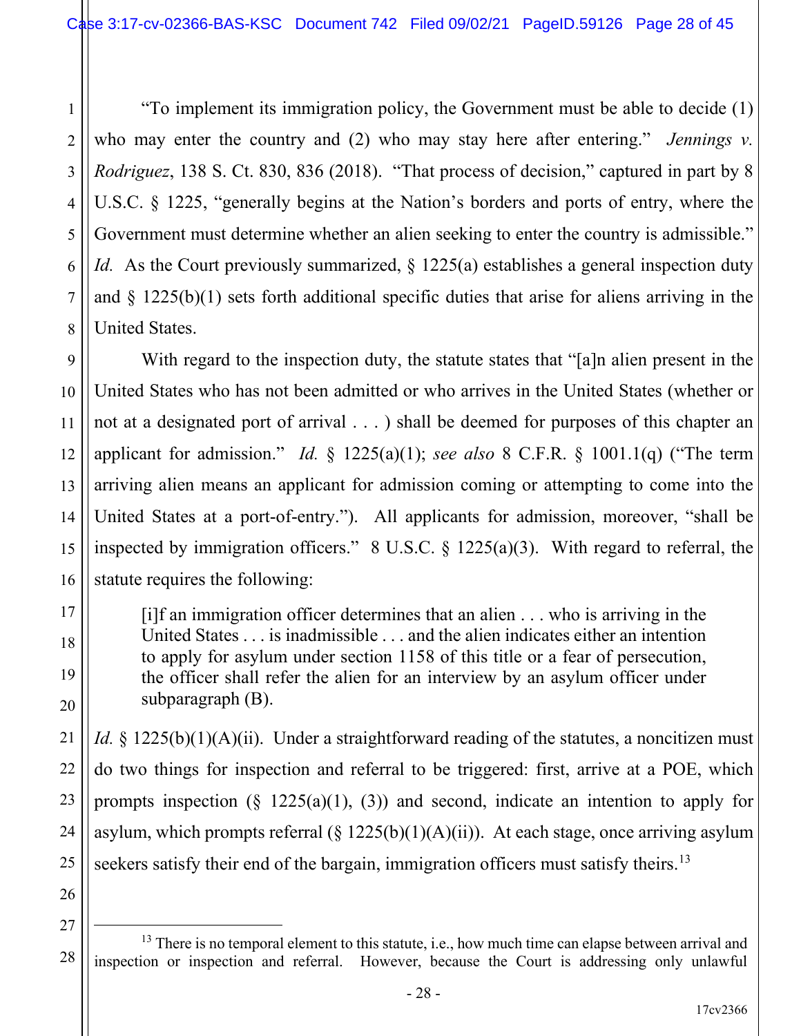"To implement its immigration policy, the Government must be able to decide (1) who may enter the country and (2) who may stay here after entering." *Jennings v. Rodriguez*, 138 S. Ct. 830, 836 (2018). "That process of decision," captured in part by 8 U.S.C. § 1225, "generally begins at the Nation's borders and ports of entry, where the Government must determine whether an alien seeking to enter the country is admissible." *Id.* As the Court previously summarized, § 1225(a) establishes a general inspection duty and § 1225(b)(1) sets forth additional specific duties that arise for aliens arriving in the United States.

With regard to the inspection duty, the statute states that "[a]n alien present in the United States who has not been admitted or who arrives in the United States (whether or not at a designated port of arrival . . . ) shall be deemed for purposes of this chapter an applicant for admission." *Id.* § 1225(a)(1); *see also* 8 C.F.R. § 1001.1(q) ("The term arriving alien means an applicant for admission coming or attempting to come into the United States at a port-of-entry."). All applicants for admission, moreover, "shall be inspected by immigration officers." 8 U.S.C. § 1225(a)(3). With regard to referral, the statute requires the following:

> [i]f an immigration officer determines that an alien . . . who is arriving in the United States . . . is inadmissible . . . and the alien indicates either an intention to apply for asylum under section 1158 of this title or a fear of persecution, the officer shall refer the alien for an interview by an asylum officer under subparagraph (B).

*Id.* § 1225(b)(1)(A)(ii). Under a straightforward reading of the statutes, a noncitizen must do two things for inspection and referral to be triggered: first, arrive at a POE, which prompts inspection (§ 1225(a)(1), (3)) and second, indicate an intention to apply for asylum, which prompts referral (§ 1225(b)(1)(A)(ii)). At each stage, once arriving asylum seekers satisfy their end of the bargain, immigration officers must satisfy theirs.[13]

---

[13] There is no temporal element to this statute, i.e., how much time can elapse between arrival and inspection or inspection and referral. However, because the Court is addressing only unlawful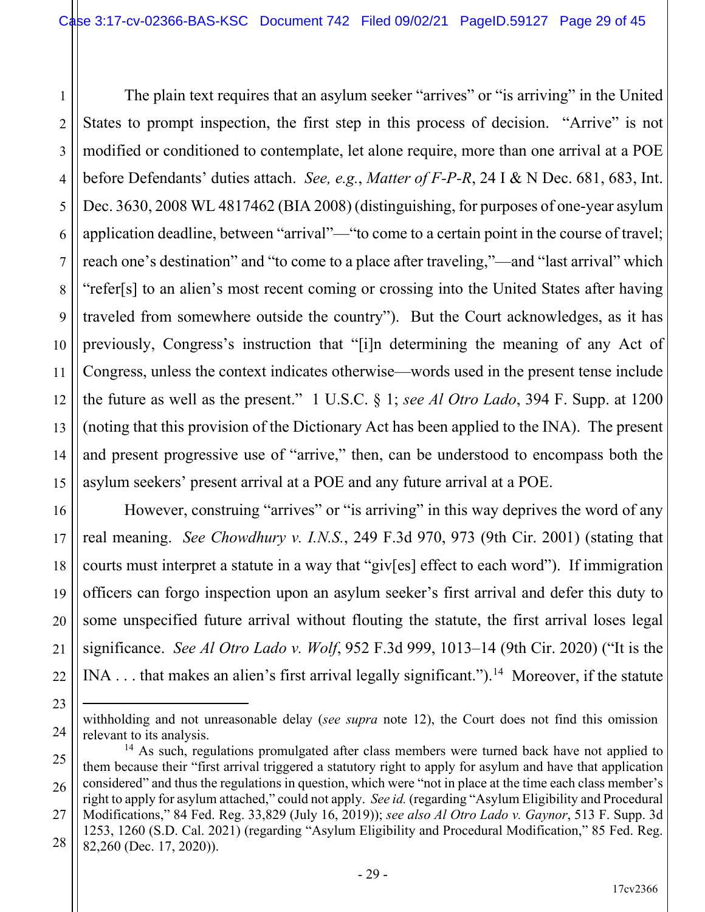The plain text requires that an asylum seeker "arrives" or "is arriving" in the United States to prompt inspection, the first step in this process of decision. "Arrive" is not modified or conditioned to contemplate, let alone require, more than one arrival at a POE before Defendants' duties attach. *See, e.g.*, *Matter of F-P-R*, 24 I & N Dec. 681, 683, Int. Dec. 3630, 2008 WL 4817462 (BIA 2008) (distinguishing, for purposes of one-year asylum application deadline, between "arrival"—"to come to a certain point in the course of travel; reach one's destination" and "to come to a place after traveling,"—and "last arrival" which "refer[s] to an alien's most recent coming or crossing into the United States after having traveled from somewhere outside the country"). But the Court acknowledges, as it has previously, Congress's instruction that "[i]n determining the meaning of any Act of Congress, unless the context indicates otherwise—words used in the present tense include the future as well as the present." 1 U.S.C. § 1; *see Al Otro Lado*, 394 F. Supp. at 1200 (noting that this provision of the Dictionary Act has been applied to the INA). The present and present progressive use of "arrive," then, can be understood to encompass both the asylum seekers' present arrival at a POE and any future arrival at a POE.

However, construing "arrives" or "is arriving" in this way deprives the word of any real meaning. *See Chowdhury v. I.N.S.*, 249 F.3d 970, 973 (9th Cir. 2001) (stating that courts must interpret a statute in a way that "giv[es] effect to each word"). If immigration officers can forgo inspection upon an asylum seeker's first arrival and defer this duty to some unspecified future arrival without flouting the statute, the first arrival loses legal significance. *See Al Otro Lado v. Wolf*, 952 F.3d 999, 1013–14 (9th Cir. 2020) ("It is the INA . . . that makes an alien's first arrival legally significant.").[14] Moreover, if the statute

---

withholding and not unreasonable delay (*see supra* note 12), the Court does not find this omission relevant to its analysis.

[14] As such, regulations promulgated after class members were turned back have not applied to them because their "first arrival triggered a statutory right to apply for asylum and have that application considered" and thus the regulations in question, which were "not in place at the time each class member's right to apply for asylum attached," could not apply. *See id.* (regarding "Asylum Eligibility and Procedural Modifications," 84 Fed. Reg. 33,829 (July 16, 2019)); *see also Al Otro Lado v. Gaynor*, 513 F. Supp. 3d 1253, 1260 (S.D. Cal. 2021) (regarding "Asylum Eligibility and Procedural Modification," 85 Fed. Reg. 82,260 (Dec. 17, 2020)).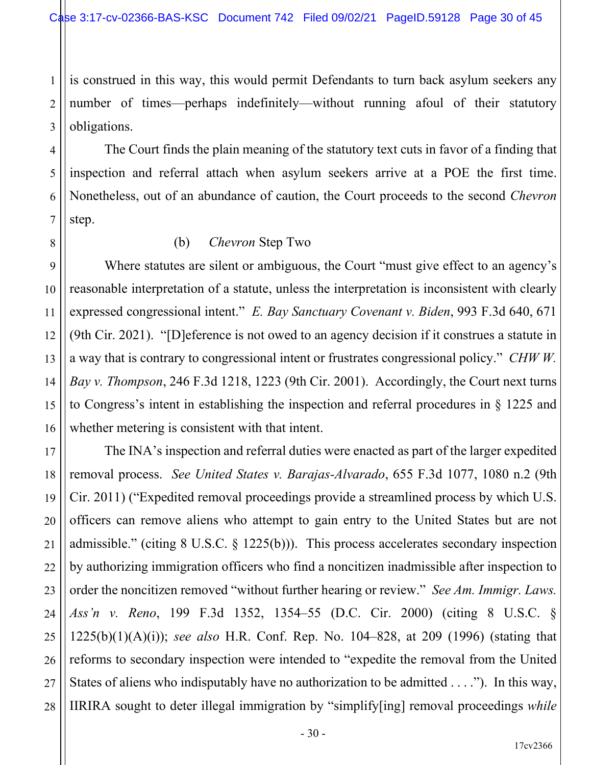is construed in this way, this would permit Defendants to turn back asylum seekers any number of times—perhaps indefinitely—without running afoul of their statutory obligations.

The Court finds the plain meaning of the statutory text cuts in favor of a finding that inspection and referral attach when asylum seekers arrive at a POE the first time. Nonetheless, out of an abundance of caution, the Court proceeds to the second *Chevron* step.

(b) *Chevron* Step Two

Where statutes are silent or ambiguous, the Court "must give effect to an agency's reasonable interpretation of a statute, unless the interpretation is inconsistent with clearly expressed congressional intent." *E. Bay Sanctuary Covenant v. Biden*, 993 F.3d 640, 671 (9th Cir. 2021). "[D]eference is not owed to an agency decision if it construes a statute in a way that is contrary to congressional intent or frustrates congressional policy." *CHW W. Bay v. Thompson*, 246 F.3d 1218, 1223 (9th Cir. 2001). Accordingly, the Court next turns to Congress's intent in establishing the inspection and referral procedures in § 1225 and whether metering is consistent with that intent.

The INA's inspection and referral duties were enacted as part of the larger expedited removal process. *See United States v. Barajas-Alvarado*, 655 F.3d 1077, 1080 n.2 (9th Cir. 2011) ("Expedited removal proceedings provide a streamlined process by which U.S. officers can remove aliens who attempt to gain entry to the United States but are not admissible." (citing 8 U.S.C. § 1225(b))). This process accelerates secondary inspection by authorizing immigration officers who find a noncitizen inadmissible after inspection to order the noncitizen removed "without further hearing or review." *See Am. Immigr. Laws. Ass'n v. Reno*, 199 F.3d 1352, 1354–55 (D.C. Cir. 2000) (citing 8 U.S.C. § 1225(b)(1)(A)(i)); *see also* H.R. Conf. Rep. No. 104–828, at 209 (1996) (stating that reforms to secondary inspection were intended to "expedite the removal from the United States of aliens who indisputably have no authorization to be admitted . . . ."). In this way, IIRIRA sought to deter illegal immigration by "simplify[ing] removal proceedings *while*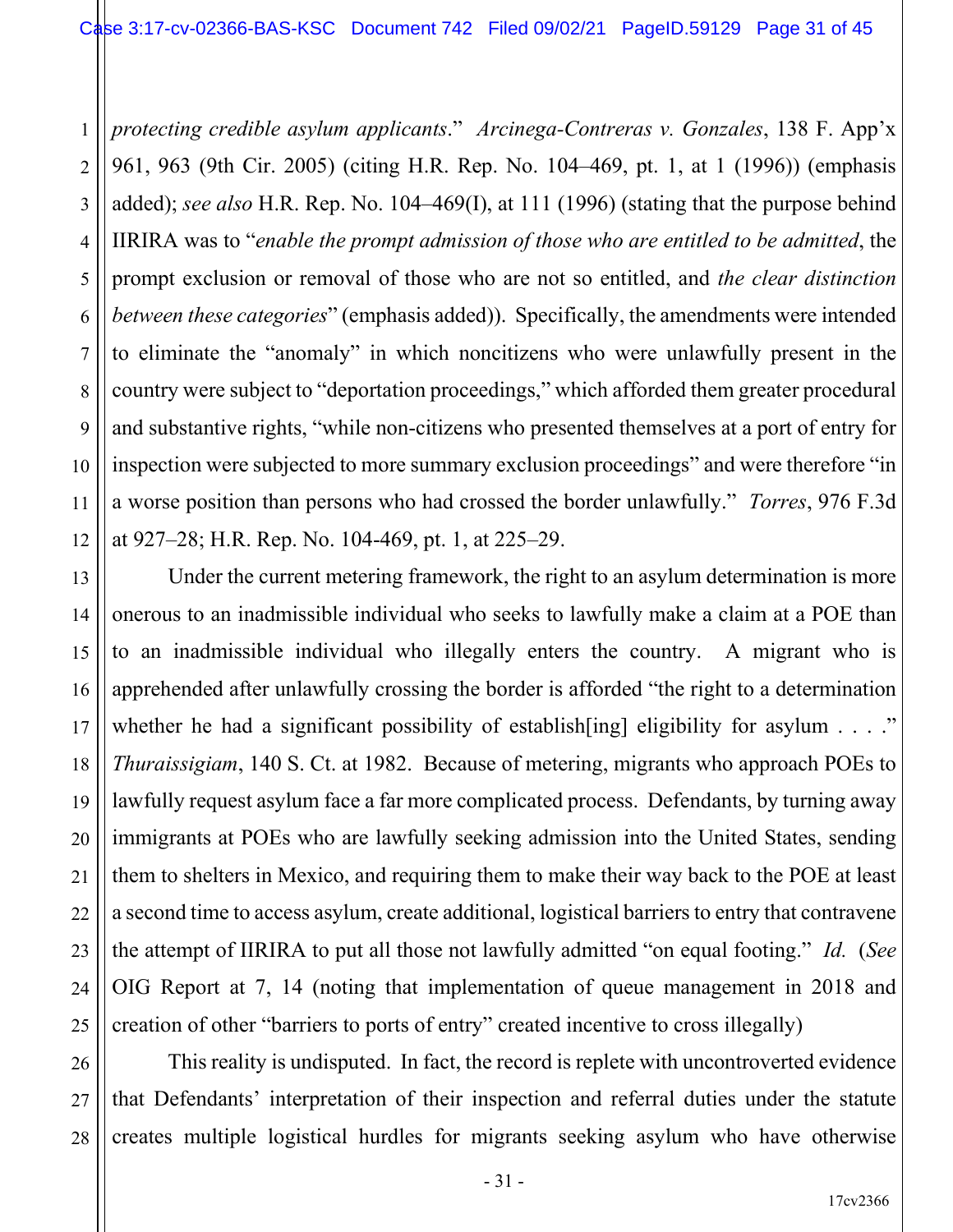*protecting credible asylum applicants*." *Arcinega-Contreras v. Gonzales*, 138 F. App'x 961, 963 (9th Cir. 2005) (citing H.R. Rep. No. 104–469, pt. 1, at 1 (1996)) (emphasis added); *see also* H.R. Rep. No. 104–469(I), at 111 (1996) (stating that the purpose behind IIRIRA was to "*enable the prompt admission of those who are entitled to be admitted*, the prompt exclusion or removal of those who are not so entitled, and *the clear distinction between these categories*" (emphasis added)). Specifically, the amendments were intended to eliminate the "anomaly" in which noncitizens who were unlawfully present in the country were subject to "deportation proceedings," which afforded them greater procedural and substantive rights, "while non-citizens who presented themselves at a port of entry for inspection were subjected to more summary exclusion proceedings" and were therefore "in a worse position than persons who had crossed the border unlawfully." *Torres*, 976 F.3d at 927–28; H.R. Rep. No. 104-469, pt. 1, at 225–29.

Under the current metering framework, the right to an asylum determination is more onerous to an inadmissible individual who seeks to lawfully make a claim at a POE than to an inadmissible individual who illegally enters the country. A migrant who is apprehended after unlawfully crossing the border is afforded "the right to a determination whether he had a significant possibility of establish[ing] eligibility for asylum . . . ." *Thuraissigiam*, 140 S. Ct. at 1982. Because of metering, migrants who approach POEs to lawfully request asylum face a far more complicated process. Defendants, by turning away immigrants at POEs who are lawfully seeking admission into the United States, sending them to shelters in Mexico, and requiring them to make their way back to the POE at least a second time to access asylum, create additional, logistical barriers to entry that contravene the attempt of IIRIRA to put all those not lawfully admitted "on equal footing." *Id.* (*See* OIG Report at 7, 14 (noting that implementation of queue management in 2018 and creation of other "barriers to ports of entry" created incentive to cross illegally)

This reality is undisputed. In fact, the record is replete with uncontroverted evidence that Defendants' interpretation of their inspection and referral duties under the statute creates multiple logistical hurdles for migrants seeking asylum who have otherwise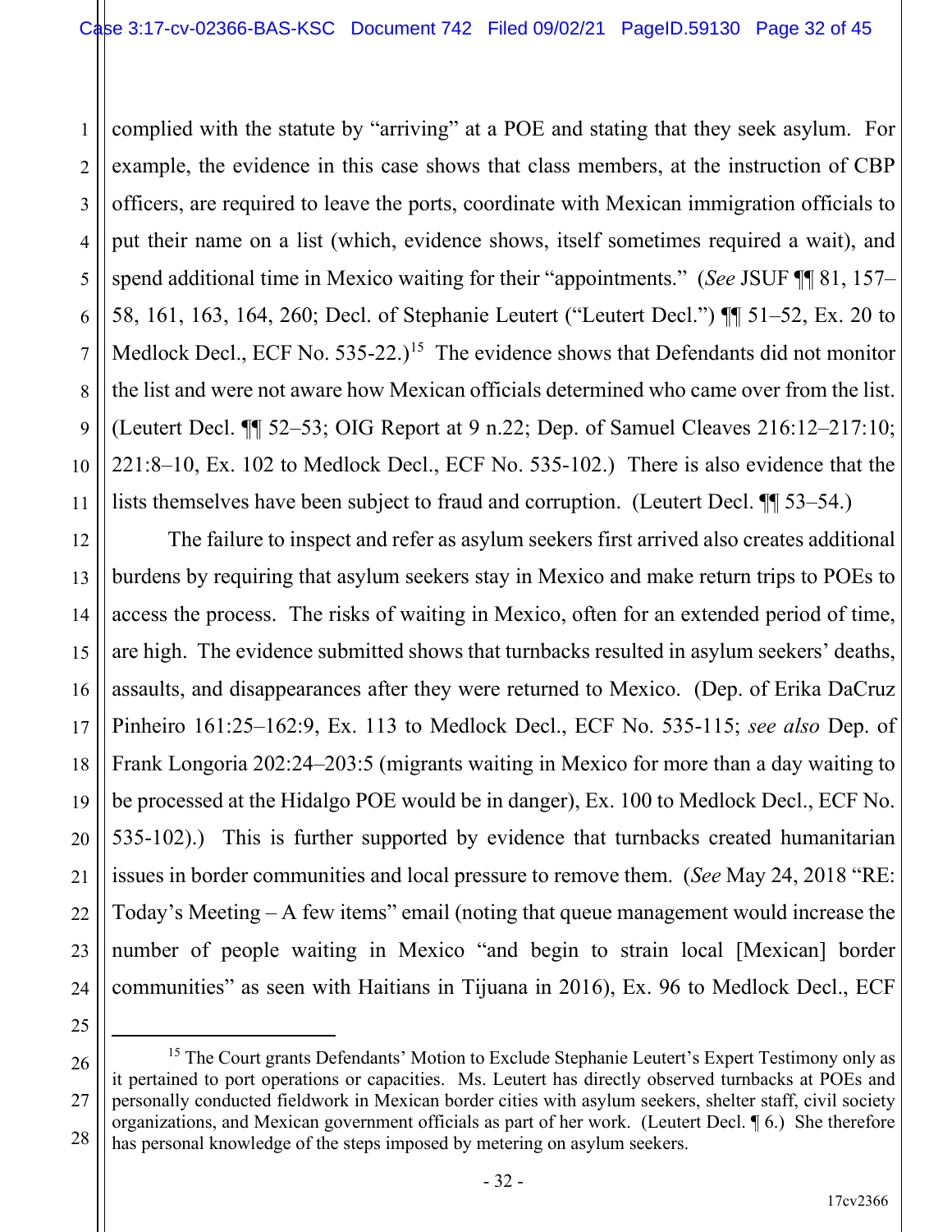complied with the statute by "arriving" at a POE and stating that they seek asylum. For example, the evidence in this case shows that class members, at the instruction of CBP officers, are required to leave the ports, coordinate with Mexican immigration officials to put their name on a list (which, evidence shows, itself sometimes required a wait), and spend additional time in Mexico waiting for their "appointments." (*See* JSUF ¶¶ 81, 157–58, 161, 163, 164, 260; Decl. of Stephanie Leutert ("Leutert Decl.") ¶¶ 51–52, Ex. 20 to Medlock Decl., ECF No. 535-22.)[15] The evidence shows that Defendants did not monitor the list and were not aware how Mexican officials determined who came over from the list. (Leutert Decl. ¶¶ 52–53; OIG Report at 9 n.22; Dep. of Samuel Cleaves 216:12–217:10; 221:8–10, Ex. 102 to Medlock Decl., ECF No. 535-102.) There is also evidence that the lists themselves have been subject to fraud and corruption. (Leutert Decl. ¶¶ 53–54.)

The failure to inspect and refer as asylum seekers first arrived also creates additional burdens by requiring that asylum seekers stay in Mexico and make return trips to POEs to access the process. The risks of waiting in Mexico, often for an extended period of time, are high. The evidence submitted shows that turnbacks resulted in asylum seekers' deaths, assaults, and disappearances after they were returned to Mexico. (Dep. of Erika DaCruz Pinheiro 161:25–162:9, Ex. 113 to Medlock Decl., ECF No. 535-115; *see also* Dep. of Frank Longoria 202:24–203:5 (migrants waiting in Mexico for more than a day waiting to be processed at the Hidalgo POE would be in danger), Ex. 100 to Medlock Decl., ECF No. 535-102).) This is further supported by evidence that turnbacks created humanitarian issues in border communities and local pressure to remove them. (*See* May 24, 2018 "RE: Today's Meeting – A few items" email (noting that queue management would increase the number of people waiting in Mexico "and begin to strain local [Mexican] border communities" as seen with Haitians in Tijuana in 2016), Ex. 96 to Medlock Decl., ECF

---

[15] The Court grants Defendants' Motion to Exclude Stephanie Leutert's Expert Testimony only as it pertained to port operations or capacities. Ms. Leutert has directly observed turnbacks at POEs and personally conducted fieldwork in Mexican border cities with asylum seekers, shelter staff, civil society organizations, and Mexican government officials as part of her work. (Leutert Decl. ¶ 6.) She therefore has personal knowledge of the steps imposed by metering on asylum seekers.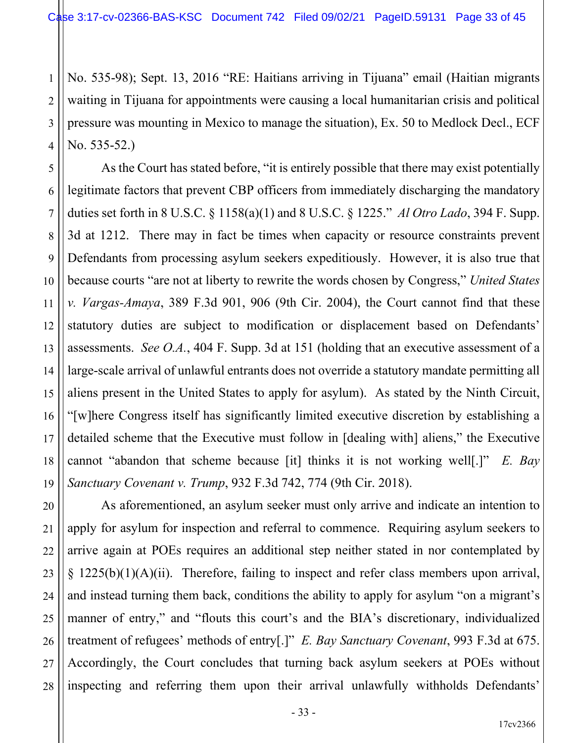No. 535-98); Sept. 13, 2016 "RE: Haitians arriving in Tijuana" email (Haitian migrants waiting in Tijuana for appointments were causing a local humanitarian crisis and political pressure was mounting in Mexico to manage the situation), Ex. 50 to Medlock Decl., ECF No. 535-52.)

As the Court has stated before, "it is entirely possible that there may exist potentially legitimate factors that prevent CBP officers from immediately discharging the mandatory duties set forth in 8 U.S.C. § 1158(a)(1) and 8 U.S.C. § 1225." *Al Otro Lado*, 394 F. Supp. 3d at 1212. There may in fact be times when capacity or resource constraints prevent Defendants from processing asylum seekers expeditiously. However, it is also true that because courts "are not at liberty to rewrite the words chosen by Congress," *United States v. Vargas-Amaya*, 389 F.3d 901, 906 (9th Cir. 2004), the Court cannot find that these statutory duties are subject to modification or displacement based on Defendants' assessments. *See O.A.*, 404 F. Supp. 3d at 151 (holding that an executive assessment of a large-scale arrival of unlawful entrants does not override a statutory mandate permitting all aliens present in the United States to apply for asylum). As stated by the Ninth Circuit, "[w]here Congress itself has significantly limited executive discretion by establishing a detailed scheme that the Executive must follow in [dealing with] aliens," the Executive cannot "abandon that scheme because [it] thinks it is not working well[.]" *E. Bay Sanctuary Covenant v. Trump*, 932 F.3d 742, 774 (9th Cir. 2018).

As aforementioned, an asylum seeker must only arrive and indicate an intention to apply for asylum for inspection and referral to commence. Requiring asylum seekers to arrive again at POEs requires an additional step neither stated in nor contemplated by § 1225(b)(1)(A)(ii). Therefore, failing to inspect and refer class members upon arrival, and instead turning them back, conditions the ability to apply for asylum "on a migrant's manner of entry," and "flouts this court's and the BIA's discretionary, individualized treatment of refugees' methods of entry[.]" *E. Bay Sanctuary Covenant*, 993 F.3d at 675. Accordingly, the Court concludes that turning back asylum seekers at POEs without inspecting and referring them upon their arrival unlawfully withholds Defendants'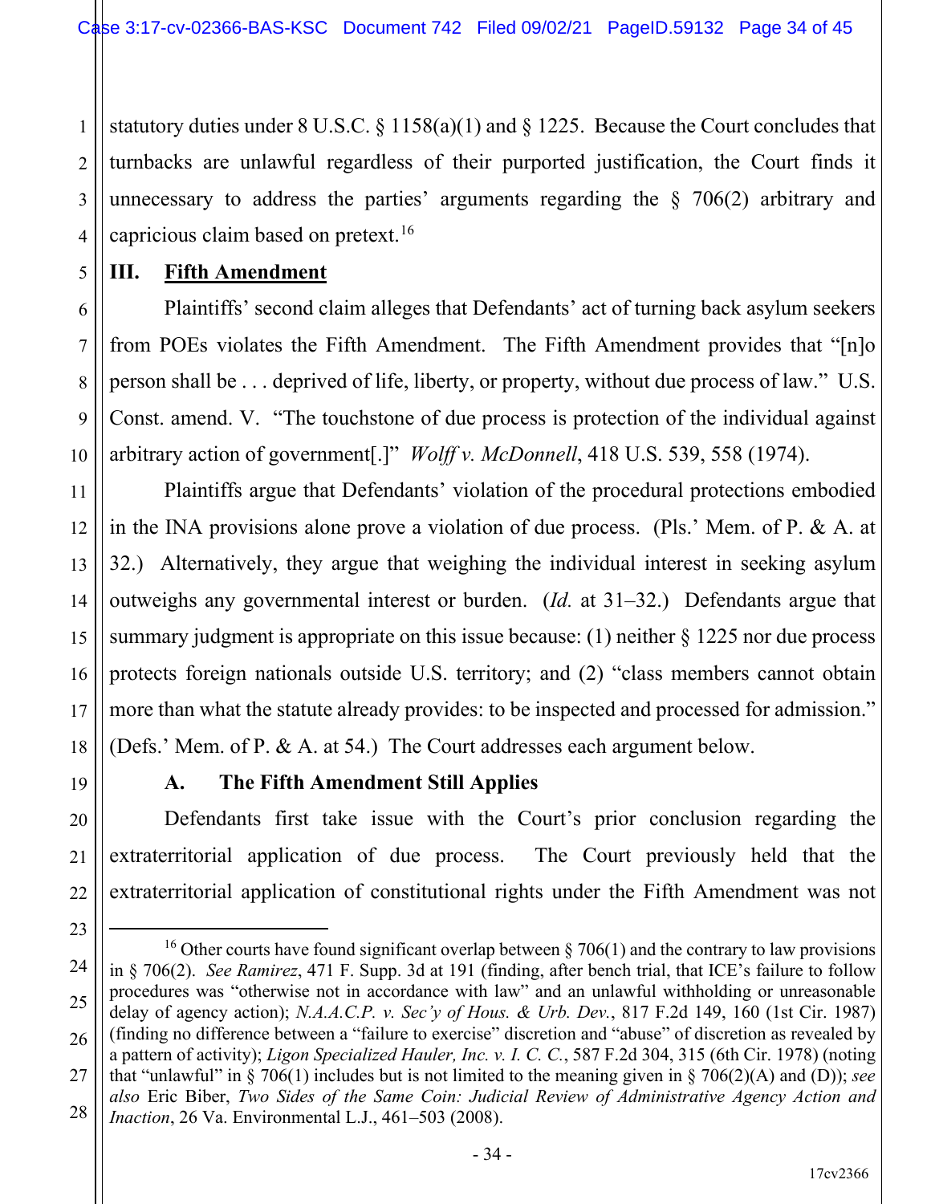statutory duties under 8 U.S.C. § 1158(a)(1) and § 1225. Because the Court concludes that turnbacks are unlawful regardless of their purported justification, the Court finds it unnecessary to address the parties' arguments regarding the § 706(2) arbitrary and capricious claim based on pretext.[16]

## III. Fifth Amendment

Plaintiffs' second claim alleges that Defendants' act of turning back asylum seekers from POEs violates the Fifth Amendment. The Fifth Amendment provides that "[n]o person shall be . . . deprived of life, liberty, or property, without due process of law." U.S. Const. amend. V. "The touchstone of due process is protection of the individual against arbitrary action of government[.]" *Wolff v. McDonnell*, 418 U.S. 539, 558 (1974).

Plaintiffs argue that Defendants' violation of the procedural protections embodied in the INA provisions alone prove a violation of due process. (Pls.' Mem. of P. & A. at 32.) Alternatively, they argue that weighing the individual interest in seeking asylum outweighs any governmental interest or burden. (*Id.* at 31–32.) Defendants argue that summary judgment is appropriate on this issue because: (1) neither § 1225 nor due process protects foreign nationals outside U.S. territory; and (2) "class members cannot obtain more than what the statute already provides: to be inspected and processed for admission." (Defs.' Mem. of P. & A. at 54.) The Court addresses each argument below.

### A. The Fifth Amendment Still Applies

Defendants first take issue with the Court's prior conclusion regarding the extraterritorial application of due process. The Court previously held that the extraterritorial application of constitutional rights under the Fifth Amendment was not

---

[16] Other courts have found significant overlap between § 706(1) and the contrary to law provisions in § 706(2). *See Ramirez*, 471 F. Supp. 3d at 191 (finding, after bench trial, that ICE's failure to follow procedures was "otherwise not in accordance with law" and an unlawful withholding or unreasonable delay of agency action); *N.A.A.C.P. v. Sec'y of Hous. & Urb. Dev.*, 817 F.2d 149, 160 (1st Cir. 1987) (finding no difference between a "failure to exercise" discretion and "abuse" of discretion as revealed by a pattern of activity); *Ligon Specialized Hauler, Inc. v. I. C. C.*, 587 F.2d 304, 315 (6th Cir. 1978) (noting that "unlawful" in § 706(1) includes but is not limited to the meaning given in § 706(2)(A) and (D)); *see also* Eric Biber, *Two Sides of the Same Coin: Judicial Review of Administrative Agency Action and Inaction*, 26 Va. Environmental L.J., 461–503 (2008).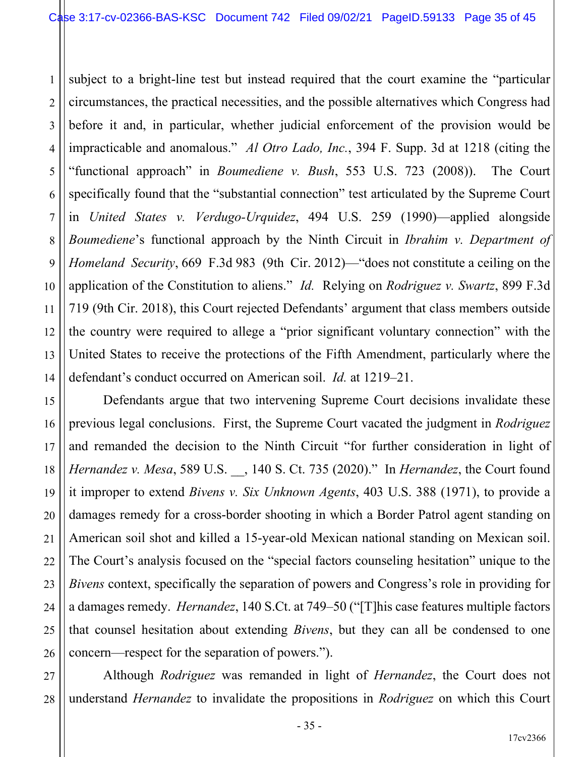subject to a bright-line test but instead required that the court examine the "particular circumstances, the practical necessities, and the possible alternatives which Congress had before it and, in particular, whether judicial enforcement of the provision would be impracticable and anomalous." *Al Otro Lado, Inc.*, 394 F. Supp. 3d at 1218 (citing the "functional approach" in *Boumediene v. Bush*, 553 U.S. 723 (2008)). The Court specifically found that the "substantial connection" test articulated by the Supreme Court in *United States v. Verdugo-Urquidez*, 494 U.S. 259 (1990)—applied alongside *Boumediene*'s functional approach by the Ninth Circuit in *Ibrahim v. Department of Homeland Security*, 669 F.3d 983 (9th Cir. 2012)—"does not constitute a ceiling on the application of the Constitution to aliens." *Id.* Relying on *Rodriguez v. Swartz*, 899 F.3d 719 (9th Cir. 2018), this Court rejected Defendants' argument that class members outside the country were required to allege a "prior significant voluntary connection" with the United States to receive the protections of the Fifth Amendment, particularly where the defendant's conduct occurred on American soil. *Id.* at 1219–21.

Defendants argue that two intervening Supreme Court decisions invalidate these previous legal conclusions. First, the Supreme Court vacated the judgment in *Rodriguez* and remanded the decision to the Ninth Circuit "for further consideration in light of *Hernandez v. Mesa*, 589 U.S. __, 140 S. Ct. 735 (2020)." In *Hernandez*, the Court found it improper to extend *Bivens v. Six Unknown Agents*, 403 U.S. 388 (1971), to provide a damages remedy for a cross-border shooting in which a Border Patrol agent standing on American soil shot and killed a 15-year-old Mexican national standing on Mexican soil. The Court's analysis focused on the "special factors counseling hesitation" unique to the *Bivens* context, specifically the separation of powers and Congress's role in providing for a damages remedy. *Hernandez*, 140 S.Ct. at 749–50 ("[T]his case features multiple factors that counsel hesitation about extending *Bivens*, but they can all be condensed to one concern—respect for the separation of powers.").

Although *Rodriguez* was remanded in light of *Hernandez*, the Court does not understand *Hernandez* to invalidate the propositions in *Rodriguez* on which this Court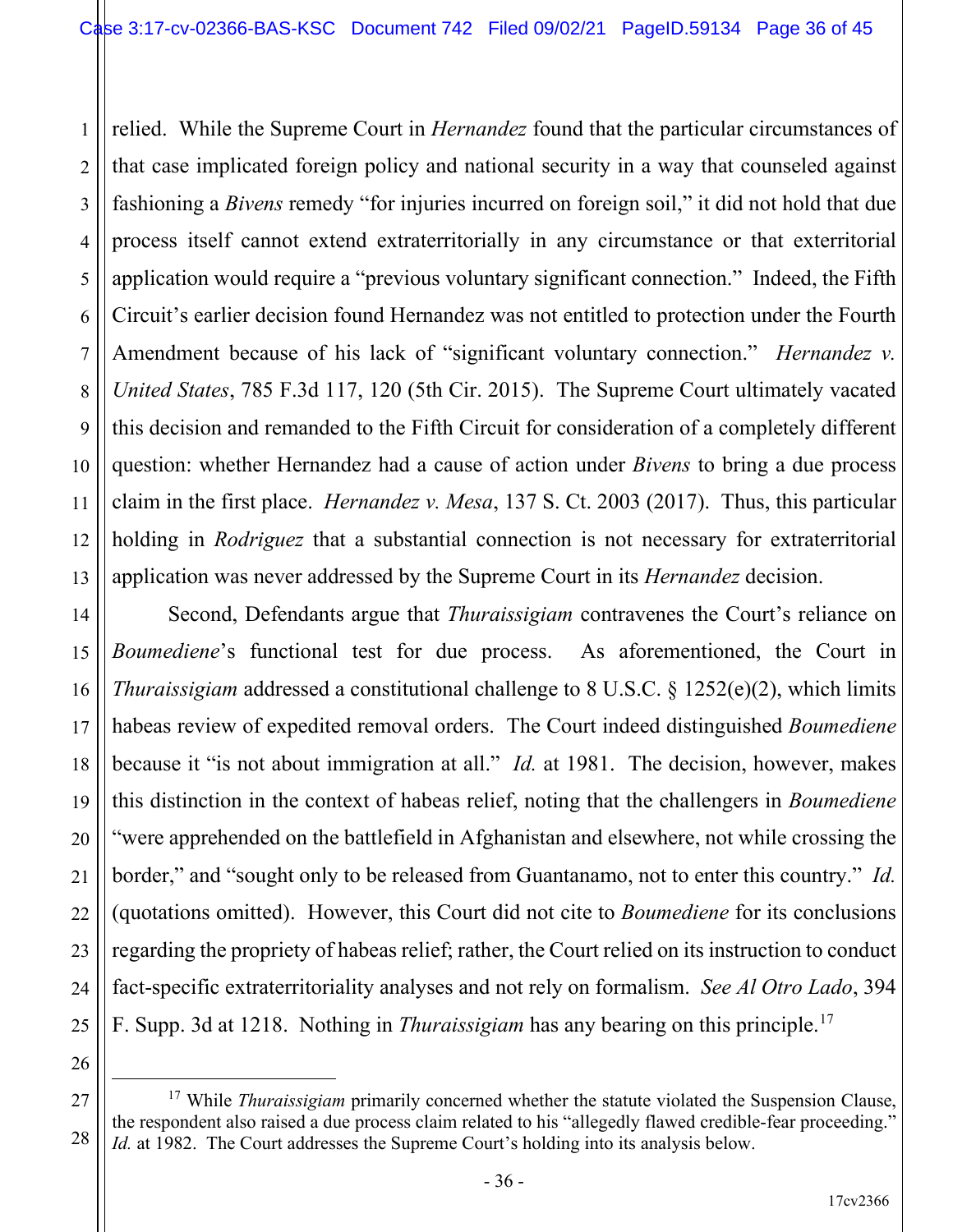relied. While the Supreme Court in *Hernandez* found that the particular circumstances of that case implicated foreign policy and national security in a way that counseled against fashioning a *Bivens* remedy "for injuries incurred on foreign soil," it did not hold that due process itself cannot extend extraterritorially in any circumstance or that exterritorial application would require a "previous voluntary significant connection." Indeed, the Fifth Circuit's earlier decision found Hernandez was not entitled to protection under the Fourth Amendment because of his lack of "significant voluntary connection." *Hernandez v. United States*, 785 F.3d 117, 120 (5th Cir. 2015). The Supreme Court ultimately vacated this decision and remanded to the Fifth Circuit for consideration of a completely different question: whether Hernandez had a cause of action under *Bivens* to bring a due process claim in the first place. *Hernandez v. Mesa*, 137 S. Ct. 2003 (2017). Thus, this particular holding in *Rodriguez* that a substantial connection is not necessary for extraterritorial application was never addressed by the Supreme Court in its *Hernandez* decision.

Second, Defendants argue that *Thuraissigiam* contravenes the Court's reliance on *Boumediene*'s functional test for due process. As aforementioned, the Court in *Thuraissigiam* addressed a constitutional challenge to 8 U.S.C. § 1252(e)(2), which limits habeas review of expedited removal orders. The Court indeed distinguished *Boumediene* because it "is not about immigration at all." *Id.* at 1981. The decision, however, makes this distinction in the context of habeas relief, noting that the challengers in *Boumediene* "were apprehended on the battlefield in Afghanistan and elsewhere, not while crossing the border," and "sought only to be released from Guantanamo, not to enter this country." *Id.* (quotations omitted). However, this Court did not cite to *Boumediene* for its conclusions regarding the propriety of habeas relief; rather, the Court relied on its instruction to conduct fact-specific extraterritoriality analyses and not rely on formalism. *See Al Otro Lado*, 394 F. Supp. 3d at 1218. Nothing in *Thuraissigiam* has any bearing on this principle.[17]

---

[17] While *Thuraissigiam* primarily concerned whether the statute violated the Suspension Clause, the respondent also raised a due process claim related to his "allegedly flawed credible-fear proceeding." *Id.* at 1982. The Court addresses the Supreme Court's holding into its analysis below.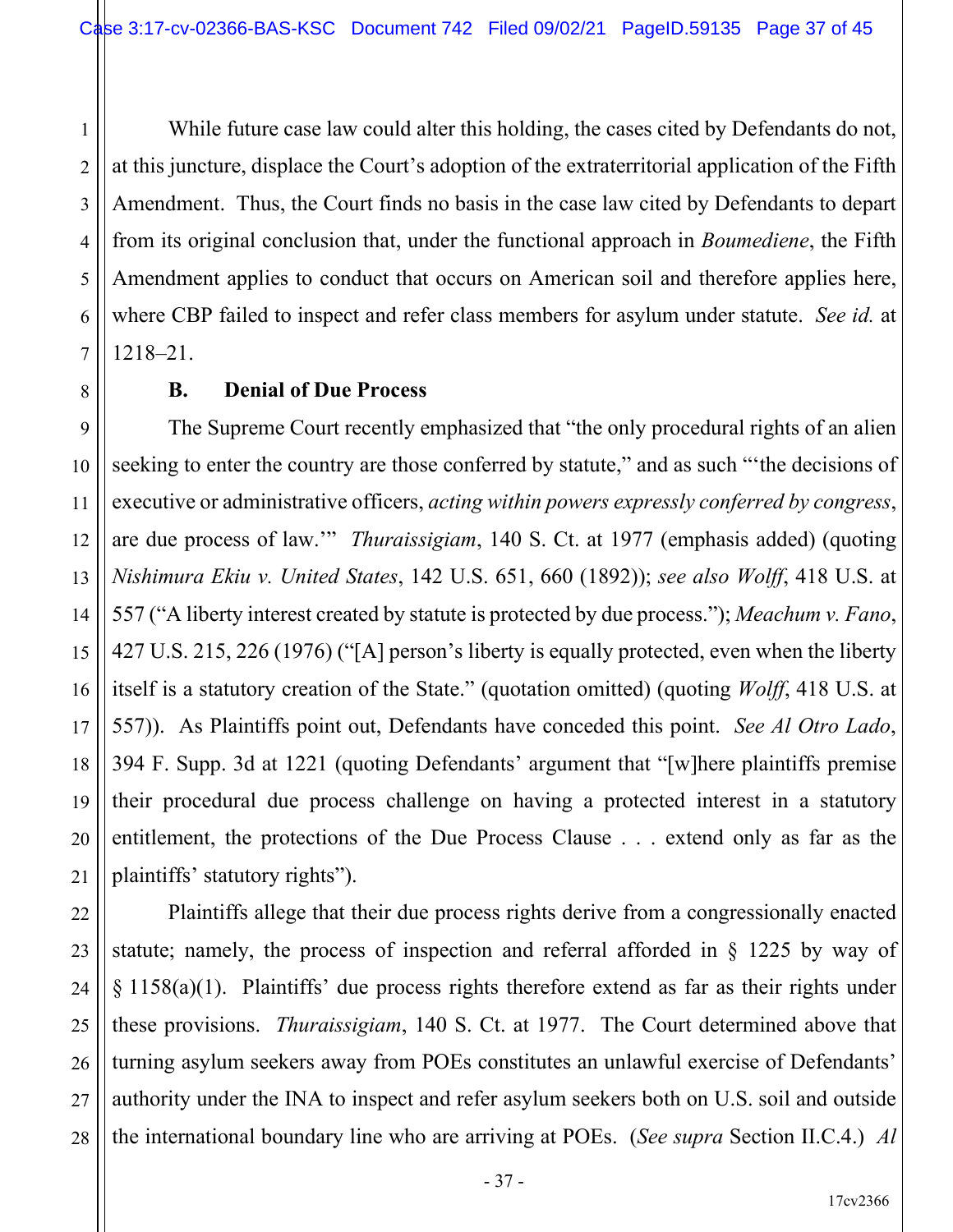While future case law could alter this holding, the cases cited by Defendants do not, at this juncture, displace the Court's adoption of the extraterritorial application of the Fifth Amendment. Thus, the Court finds no basis in the case law cited by Defendants to depart from its original conclusion that, under the functional approach in *Boumediene*, the Fifth Amendment applies to conduct that occurs on American soil and therefore applies here, where CBP failed to inspect and refer class members for asylum under statute. *See id.* at 1218–21.

### B. Denial of Due Process

The Supreme Court recently emphasized that "the only procedural rights of an alien seeking to enter the country are those conferred by statute," and as such "'the decisions of executive or administrative officers, *acting within powers expressly conferred by congress*, are due process of law.'" *Thuraissigiam*, 140 S. Ct. at 1977 (emphasis added) (quoting *Nishimura Ekiu v. United States*, 142 U.S. 651, 660 (1892)); *see also Wolff*, 418 U.S. at 557 ("A liberty interest created by statute is protected by due process."); *Meachum v. Fano*, 427 U.S. 215, 226 (1976) ("[A] person's liberty is equally protected, even when the liberty itself is a statutory creation of the State." (quotation omitted) (quoting *Wolff*, 418 U.S. at 557)). As Plaintiffs point out, Defendants have conceded this point. *See Al Otro Lado*, 394 F. Supp. 3d at 1221 (quoting Defendants' argument that "[w]here plaintiffs premise their procedural due process challenge on having a protected interest in a statutory entitlement, the protections of the Due Process Clause . . . extend only as far as the plaintiffs' statutory rights").

Plaintiffs allege that their due process rights derive from a congressionally enacted statute; namely, the process of inspection and referral afforded in § 1225 by way of § 1158(a)(1). Plaintiffs' due process rights therefore extend as far as their rights under these provisions. *Thuraissigiam*, 140 S. Ct. at 1977. The Court determined above that turning asylum seekers away from POEs constitutes an unlawful exercise of Defendants' authority under the INA to inspect and refer asylum seekers both on U.S. soil and outside the international boundary line who are arriving at POEs. (*See supra* Section II.C.4.) *Al*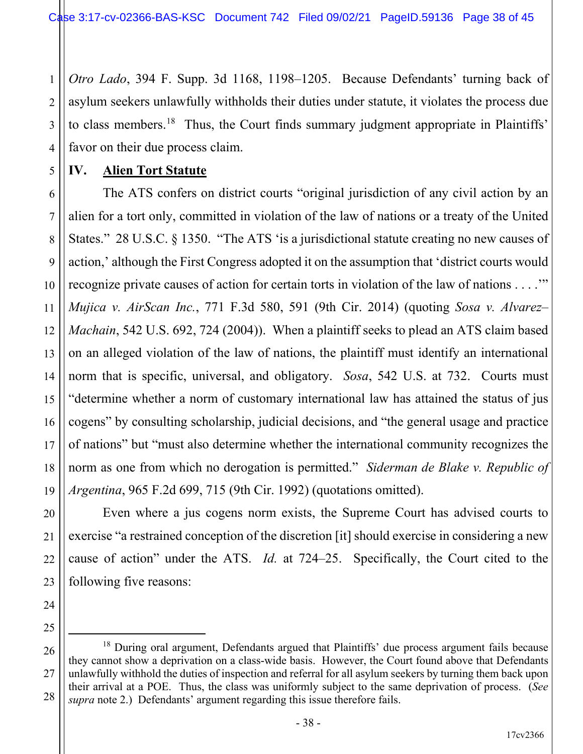*Otro Lado*, 394 F. Supp. 3d 1168, 1198–1205. Because Defendants' turning back of asylum seekers unlawfully withholds their duties under statute, it violates the process due to class members.[18] Thus, the Court finds summary judgment appropriate in Plaintiffs' favor on their due process claim.

## IV. Alien Tort Statute

The ATS confers on district courts "original jurisdiction of any civil action by an alien for a tort only, committed in violation of the law of nations or a treaty of the United States." 28 U.S.C. § 1350. "The ATS 'is a jurisdictional statute creating no new causes of action,' although the First Congress adopted it on the assumption that 'district courts would recognize private causes of action for certain torts in violation of the law of nations . . . .'" *Mujica v. AirScan Inc.*, 771 F.3d 580, 591 (9th Cir. 2014) (quoting *Sosa v. Alvarez–Machain*, 542 U.S. 692, 724 (2004)). When a plaintiff seeks to plead an ATS claim based on an alleged violation of the law of nations, the plaintiff must identify an international norm that is specific, universal, and obligatory. *Sosa*, 542 U.S. at 732. Courts must "determine whether a norm of customary international law has attained the status of jus cogens" by consulting scholarship, judicial decisions, and "the general usage and practice of nations" but "must also determine whether the international community recognizes the norm as one from which no derogation is permitted." *Siderman de Blake v. Republic of Argentina*, 965 F.2d 699, 715 (9th Cir. 1992) (quotations omitted).

Even where a jus cogens norm exists, the Supreme Court has advised courts to exercise "a restrained conception of the discretion [it] should exercise in considering a new cause of action" under the ATS. *Id.* at 724–25. Specifically, the Court cited to the following five reasons:

---

[18] During oral argument, Defendants argued that Plaintiffs' due process argument fails because they cannot show a deprivation on a class-wide basis. However, the Court found above that Defendants unlawfully withhold the duties of inspection and referral for all asylum seekers by turning them back upon their arrival at a POE. Thus, the class was uniformly subject to the same deprivation of process. (*See supra* note 2.) Defendants' argument regarding this issue therefore fails.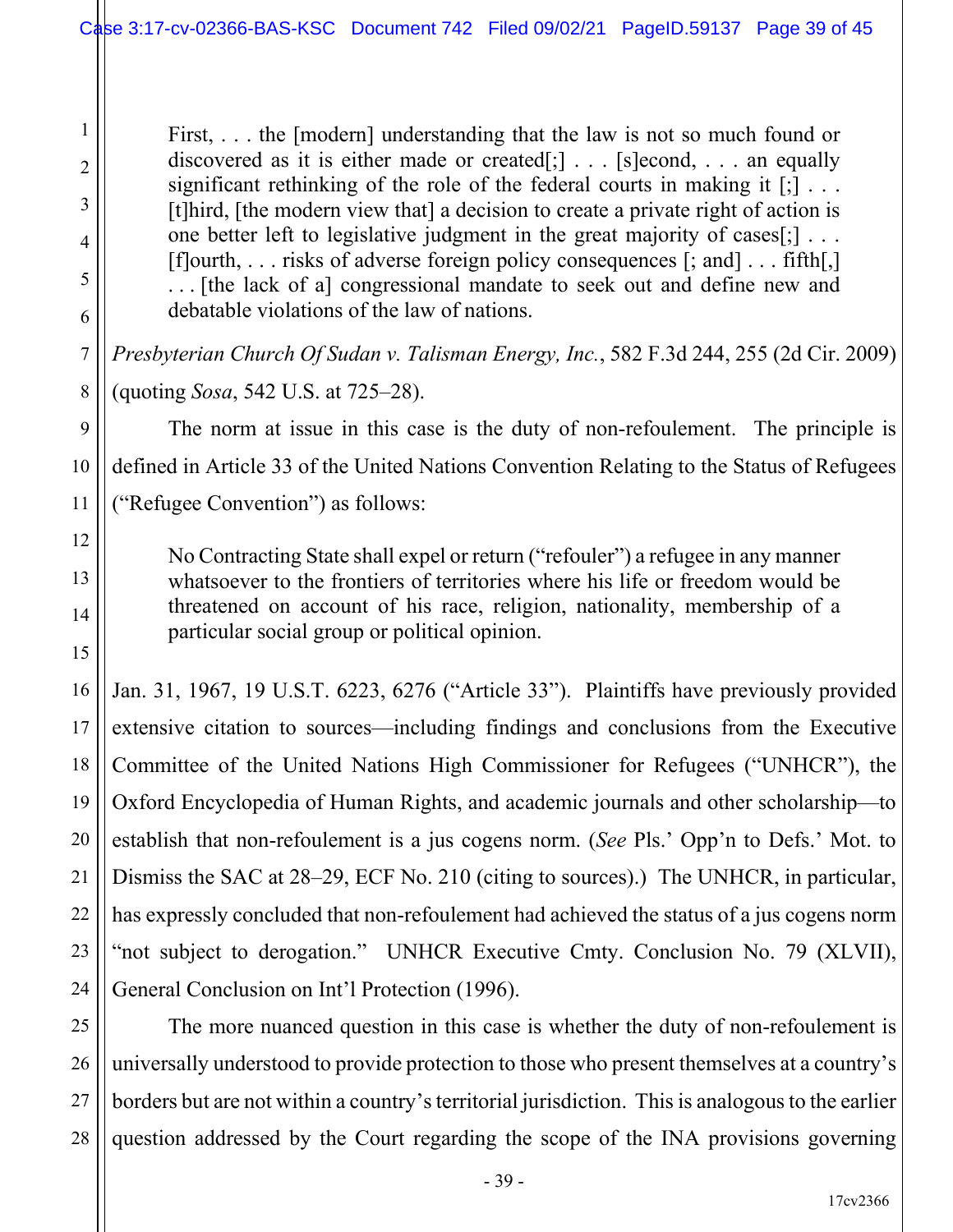> First, . . . the [modern] understanding that the law is not so much found or discovered as it is either made or created[;] . . . [s]econd, . . . an equally significant rethinking of the role of the federal courts in making it [;] . . . [t]hird, [the modern view that] a decision to create a private right of action is one better left to legislative judgment in the great majority of cases[;] . . . [f]ourth, . . . risks of adverse foreign policy consequences [; and] . . . fifth[,] . . . [the lack of a] congressional mandate to seek out and define new and debatable violations of the law of nations.

*Presbyterian Church Of Sudan v. Talisman Energy, Inc.*, 582 F.3d 244, 255 (2d Cir. 2009) (quoting *Sosa*, 542 U.S. at 725–28).

The norm at issue in this case is the duty of non-refoulement. The principle is defined in Article 33 of the United Nations Convention Relating to the Status of Refugees ("Refugee Convention") as follows:

> No Contracting State shall expel or return ("refouler") a refugee in any manner whatsoever to the frontiers of territories where his life or freedom would be threatened on account of his race, religion, nationality, membership of a particular social group or political opinion.

Jan. 31, 1967, 19 U.S.T. 6223, 6276 ("Article 33"). Plaintiffs have previously provided extensive citation to sources—including findings and conclusions from the Executive Committee of the United Nations High Commissioner for Refugees ("UNHCR"), the Oxford Encyclopedia of Human Rights, and academic journals and other scholarship—to establish that non-refoulement is a jus cogens norm. (*See* Pls.' Opp'n to Defs.' Mot. to Dismiss the SAC at 28–29, ECF No. 210 (citing to sources).) The UNHCR, in particular, has expressly concluded that non-refoulement had achieved the status of a jus cogens norm "not subject to derogation." UNHCR Executive Cmty. Conclusion No. 79 (XLVII), General Conclusion on Int'l Protection (1996).

The more nuanced question in this case is whether the duty of non-refoulement is universally understood to provide protection to those who present themselves at a country's borders but are not within a country's territorial jurisdiction. This is analogous to the earlier question addressed by the Court regarding the scope of the INA provisions governing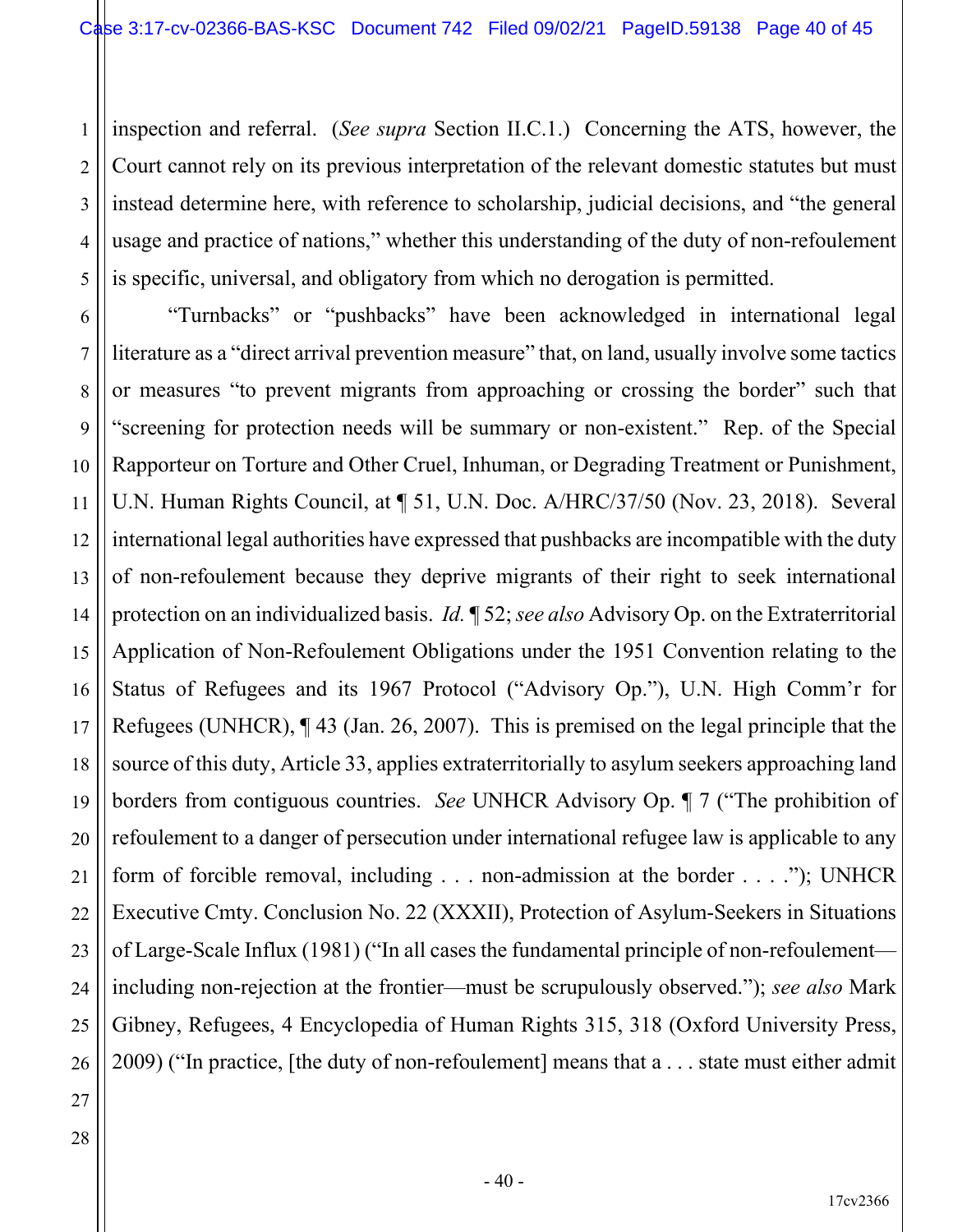inspection and referral. (*See supra* Section II.C.1.) Concerning the ATS, however, the Court cannot rely on its previous interpretation of the relevant domestic statutes but must instead determine here, with reference to scholarship, judicial decisions, and "the general usage and practice of nations," whether this understanding of the duty of non-refoulement is specific, universal, and obligatory from which no derogation is permitted.

"Turnbacks" or "pushbacks" have been acknowledged in international legal literature as a "direct arrival prevention measure" that, on land, usually involve some tactics or measures "to prevent migrants from approaching or crossing the border" such that "screening for protection needs will be summary or non-existent." Rep. of the Special Rapporteur on Torture and Other Cruel, Inhuman, or Degrading Treatment or Punishment, U.N. Human Rights Council, at ¶ 51, U.N. Doc. A/HRC/37/50 (Nov. 23, 2018). Several international legal authorities have expressed that pushbacks are incompatible with the duty of non-refoulement because they deprive migrants of their right to seek international protection on an individualized basis. *Id.* ¶ 52; *see also* Advisory Op. on the Extraterritorial Application of Non-Refoulement Obligations under the 1951 Convention relating to the Status of Refugees and its 1967 Protocol ("Advisory Op."), U.N. High Comm'r for Refugees (UNHCR), ¶ 43 (Jan. 26, 2007). This is premised on the legal principle that the source of this duty, Article 33, applies extraterritorially to asylum seekers approaching land borders from contiguous countries. *See* UNHCR Advisory Op. ¶ 7 ("The prohibition of refoulement to a danger of persecution under international refugee law is applicable to any form of forcible removal, including . . . non-admission at the border . . . ."); UNHCR Executive Cmty. Conclusion No. 22 (XXXII), Protection of Asylum-Seekers in Situations of Large-Scale Influx (1981) ("In all cases the fundamental principle of non-refoulement—including non-rejection at the frontier—must be scrupulously observed."); *see also* Mark Gibney, Refugees, 4 Encyclopedia of Human Rights 315, 318 (Oxford University Press, 2009) ("In practice, [the duty of non-refoulement] means that a . . . state must either admit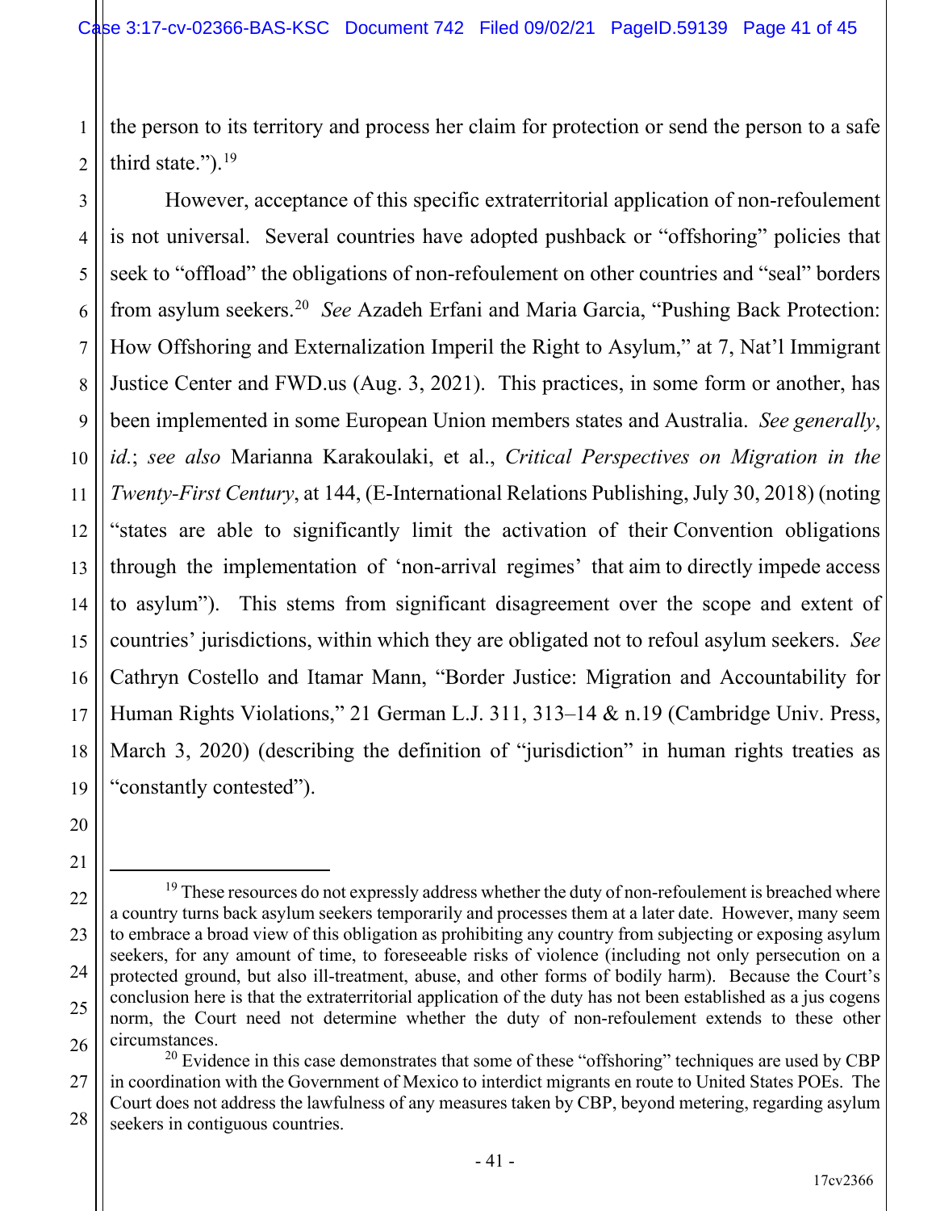the person to its territory and process her claim for protection or send the person to a safe third state.").[19]

However, acceptance of this specific extraterritorial application of non-refoulement is not universal. Several countries have adopted pushback or "offshoring" policies that seek to "offload" the obligations of non-refoulement on other countries and "seal" borders from asylum seekers.[20] *See* Azadeh Erfani and Maria Garcia, "Pushing Back Protection: How Offshoring and Externalization Imperil the Right to Asylum," at 7, Nat'l Immigrant Justice Center and FWD.us (Aug. 3, 2021). This practices, in some form or another, has been implemented in some European Union members states and Australia. *See generally*, *id.*; *see also* Marianna Karakoulaki, et al., *Critical Perspectives on Migration in the Twenty-First Century*, at 144, (E-International Relations Publishing, July 30, 2018) (noting "states are able to significantly limit the activation of their Convention obligations through the implementation of 'non-arrival regimes' that aim to directly impede access to asylum"). This stems from significant disagreement over the scope and extent of countries' jurisdictions, within which they are obligated not to refoul asylum seekers. *See* Cathryn Costello and Itamar Mann, "Border Justice: Migration and Accountability for Human Rights Violations," 21 German L.J. 311, 313–14 & n.19 (Cambridge Univ. Press, March 3, 2020) (describing the definition of "jurisdiction" in human rights treaties as "constantly contested").

---

[19] These resources do not expressly address whether the duty of non-refoulement is breached where a country turns back asylum seekers temporarily and processes them at a later date. However, many seem to embrace a broad view of this obligation as prohibiting any country from subjecting or exposing asylum seekers, for any amount of time, to foreseeable risks of violence (including not only persecution on a protected ground, but also ill-treatment, abuse, and other forms of bodily harm). Because the Court's conclusion here is that the extraterritorial application of the duty has not been established as a jus cogens norm, the Court need not determine whether the duty of non-refoulement extends to these other circumstances.

[20] Evidence in this case demonstrates that some of these "offshoring" techniques are used by CBP in coordination with the Government of Mexico to interdict migrants en route to United States POEs. The Court does not address the lawfulness of any measures taken by CBP, beyond metering, regarding asylum seekers in contiguous countries.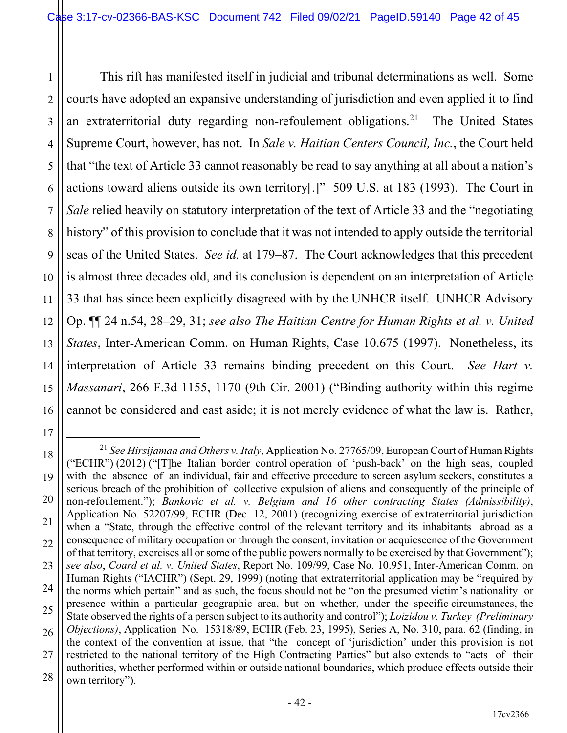This rift has manifested itself in judicial and tribunal determinations as well. Some courts have adopted an expansive understanding of jurisdiction and even applied it to find an extraterritorial duty regarding non-refoulement obligations.[21] The United States Supreme Court, however, has not. In *Sale v. Haitian Centers Council, Inc.*, the Court held that "the text of Article 33 cannot reasonably be read to say anything at all about a nation's actions toward aliens outside its own territory[.]" 509 U.S. at 183 (1993). The Court in *Sale* relied heavily on statutory interpretation of the text of Article 33 and the "negotiating history" of this provision to conclude that it was not intended to apply outside the territorial seas of the United States. *See id.* at 179–87. The Court acknowledges that this precedent is almost three decades old, and its conclusion is dependent on an interpretation of Article 33 that has since been explicitly disagreed with by the UNHCR itself. UNHCR Advisory Op. ¶¶ 24 n.54, 28–29, 31; *see also The Haitian Centre for Human Rights et al. v. United States*, Inter-American Comm. on Human Rights, Case 10.675 (1997). Nonetheless, its interpretation of Article 33 remains binding precedent on this Court. *See Hart v. Massanari*, 266 F.3d 1155, 1170 (9th Cir. 2001) ("Binding authority within this regime cannot be considered and cast aside; it is not merely evidence of what the law is. Rather,

---

[21] *See Hirsijamaa and Others v. Italy*, Application No. 27765/09, European Court of Human Rights ("ECHR") (2012) ("[T]he Italian border control operation of 'push-back' on the high seas, coupled with the absence of an individual, fair and effective procedure to screen asylum seekers, constitutes a serious breach of the prohibition of collective expulsion of aliens and consequently of the principle of non-refoulement."); *Bankovic et al. v. Belgium and 16 other contracting States (Admissibility)*, Application No. 52207/99, ECHR (Dec. 12, 2001) (recognizing exercise of extraterritorial jurisdiction when a "State, through the effective control of the relevant territory and its inhabitants abroad as a consequence of military occupation or through the consent, invitation or acquiescence of the Government of that territory, exercises all or some of the public powers normally to be exercised by that Government"); *see also*, *Coard et al. v. United States*, Report No. 109/99, Case No. 10.951, Inter-American Comm. on Human Rights ("IACHR") (Sept. 29, 1999) (noting that extraterritorial application may be "required by the norms which pertain" and as such, the focus should not be "on the presumed victim's nationality or presence within a particular geographic area, but on whether, under the specific circumstances, the State observed the rights of a person subject to its authority and control"); *Loizidou v. Turkey (Preliminary Objections)*, Application No. 15318/89, ECHR (Feb. 23, 1995), Series A, No. 310, para. 62 (finding, in the context of the convention at issue, that "the concept of 'jurisdiction' under this provision is not restricted to the national territory of the High Contracting Parties" but also extends to "acts of their authorities, whether performed within or outside national boundaries, which produce effects outside their own territory").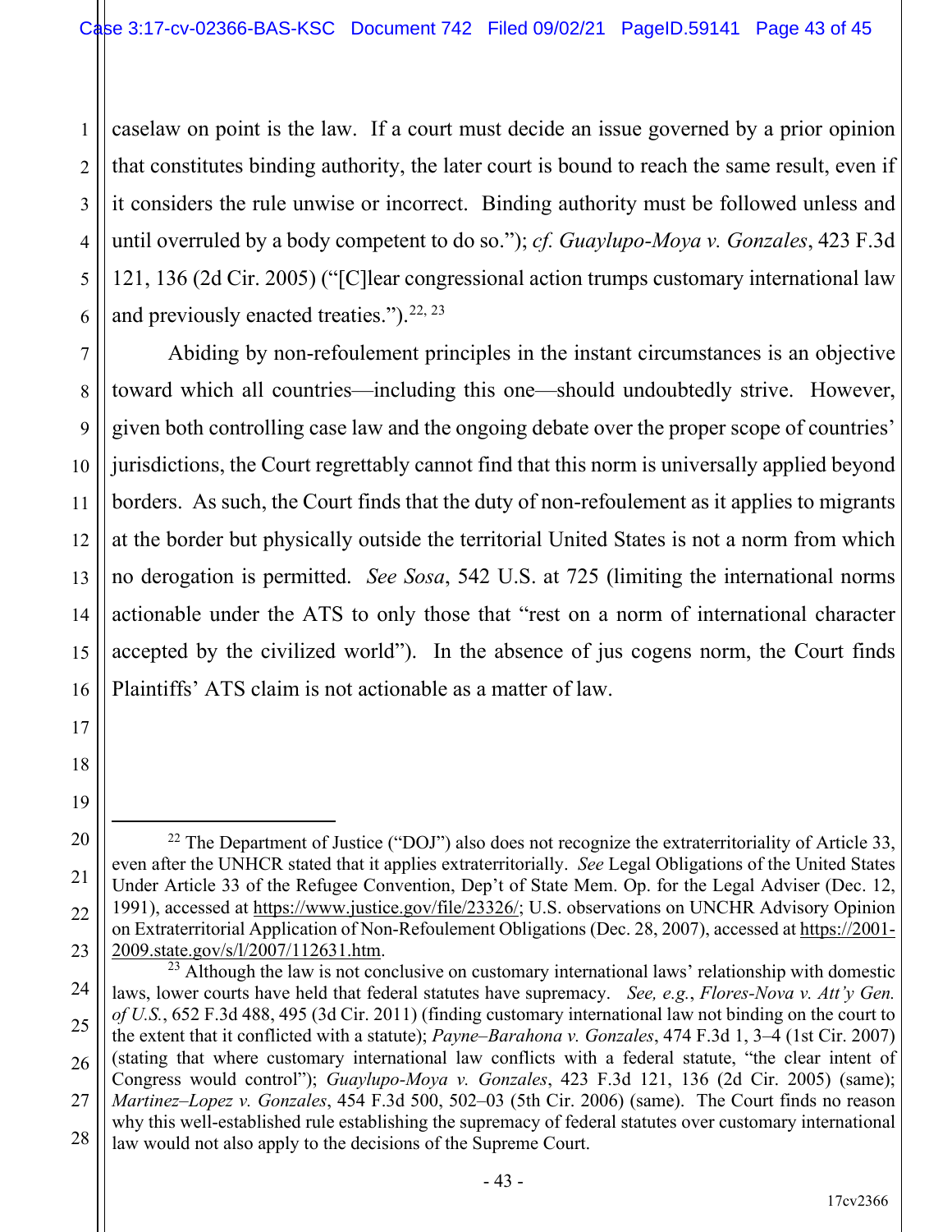caselaw on point is the law. If a court must decide an issue governed by a prior opinion that constitutes binding authority, the later court is bound to reach the same result, even if it considers the rule unwise or incorrect. Binding authority must be followed unless and until overruled by a body competent to do so."); *cf. Guaylupo-Moya v. Gonzales*, 423 F.3d 121, 136 (2d Cir. 2005) ("[C]lear congressional action trumps customary international law and previously enacted treaties.").[22, 23]

Abiding by non-refoulement principles in the instant circumstances is an objective toward which all countries—including this one—should undoubtedly strive. However, given both controlling case law and the ongoing debate over the proper scope of countries' jurisdictions, the Court regrettably cannot find that this norm is universally applied beyond borders. As such, the Court finds that the duty of non-refoulement as it applies to migrants at the border but physically outside the territorial United States is not a norm from which no derogation is permitted. *See Sosa*, 542 U.S. at 725 (limiting the international norms actionable under the ATS to only those that "rest on a norm of international character accepted by the civilized world"). In the absence of jus cogens norm, the Court finds Plaintiffs' ATS claim is not actionable as a matter of law.

---

[22] The Department of Justice ("DOJ") also does not recognize the extraterritoriality of Article 33, even after the UNHCR stated that it applies extraterritorially. *See* Legal Obligations of the United States Under Article 33 of the Refugee Convention, Dep't of State Mem. Op. for the Legal Adviser (Dec. 12, 1991), accessed at https://www.justice.gov/file/23326/; U.S. observations on UNCHR Advisory Opinion on Extraterritorial Application of Non-Refoulement Obligations (Dec. 28, 2007), accessed at https://2001-2009.state.gov/s/l/2007/112631.htm.

[23] Although the law is not conclusive on customary international laws' relationship with domestic laws, lower courts have held that federal statutes have supremacy. *See, e.g.*, *Flores-Nova v. Att'y Gen. of U.S.*, 652 F.3d 488, 495 (3d Cir. 2011) (finding customary international law not binding on the court to the extent that it conflicted with a statute); *Payne–Barahona v. Gonzales*, 474 F.3d 1, 3–4 (1st Cir. 2007) (stating that where customary international law conflicts with a federal statute, "the clear intent of Congress would control"); *Guaylupo-Moya v. Gonzales*, 423 F.3d 121, 136 (2d Cir. 2005) (same); *Martinez–Lopez v. Gonzales*, 454 F.3d 500, 502–03 (5th Cir. 2006) (same). The Court finds no reason why this well-established rule establishing the supremacy of federal statutes over customary international law would not also apply to the decisions of the Supreme Court.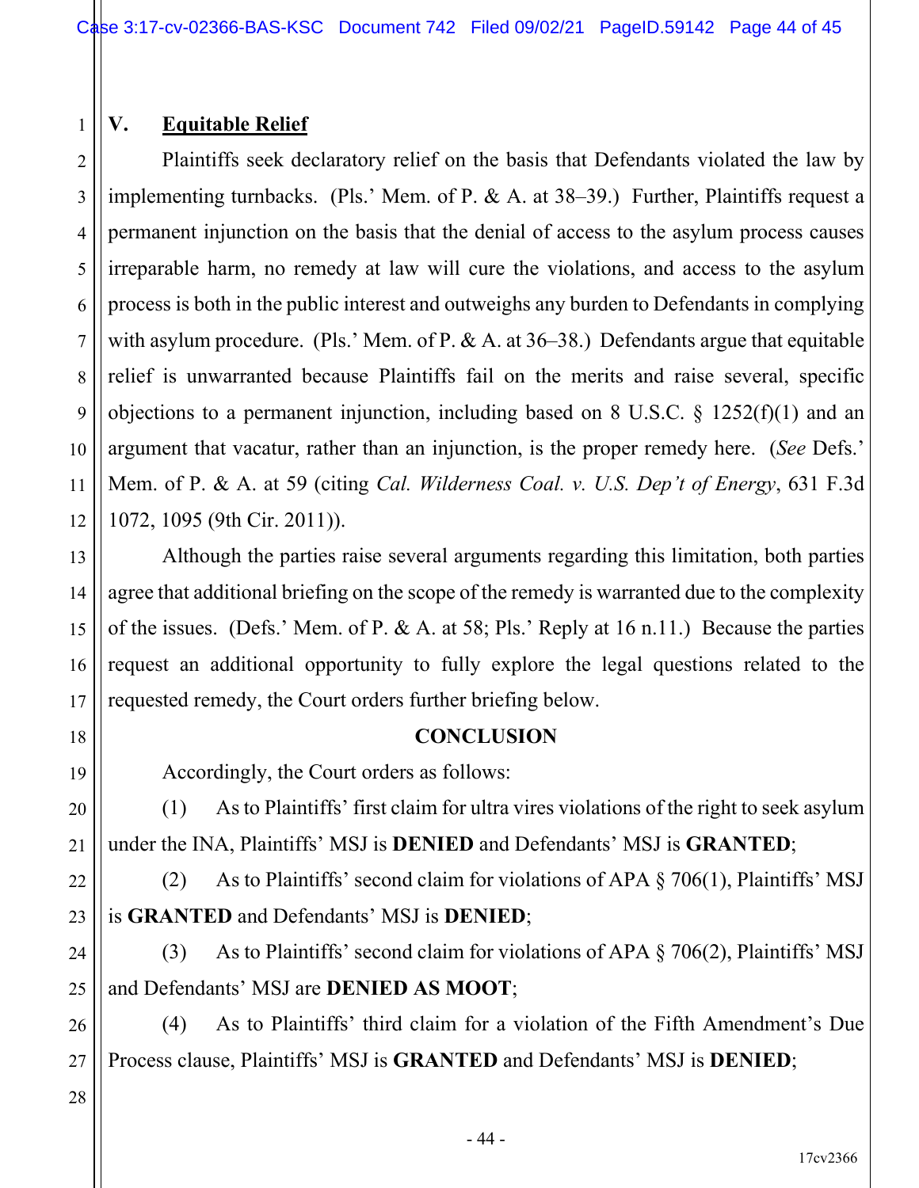## V. Equitable Relief

Plaintiffs seek declaratory relief on the basis that Defendants violated the law by implementing turnbacks. (Pls.' Mem. of P. & A. at 38–39.) Further, Plaintiffs request a permanent injunction on the basis that the denial of access to the asylum process causes irreparable harm, no remedy at law will cure the violations, and access to the asylum process is both in the public interest and outweighs any burden to Defendants in complying with asylum procedure. (Pls.' Mem. of P. & A. at 36–38.) Defendants argue that equitable relief is unwarranted because Plaintiffs fail on the merits and raise several, specific objections to a permanent injunction, including based on 8 U.S.C. § 1252(f)(1) and an argument that vacatur, rather than an injunction, is the proper remedy here. (*See* Defs.' Mem. of P. & A. at 59 (citing *Cal. Wilderness Coal. v. U.S. Dep't of Energy*, 631 F.3d 1072, 1095 (9th Cir. 2011)).

Although the parties raise several arguments regarding this limitation, both parties agree that additional briefing on the scope of the remedy is warranted due to the complexity of the issues. (Defs.' Mem. of P. & A. at 58; Pls.' Reply at 16 n.11.) Because the parties request an additional opportunity to fully explore the legal questions related to the requested remedy, the Court orders further briefing below.

## CONCLUSION

Accordingly, the Court orders as follows:

(1) As to Plaintiffs' first claim for ultra vires violations of the right to seek asylum under the INA, Plaintiffs' MSJ is **DENIED** and Defendants' MSJ is **GRANTED**;

(2) As to Plaintiffs' second claim for violations of APA § 706(1), Plaintiffs' MSJ is **GRANTED** and Defendants' MSJ is **DENIED**;

(3) As to Plaintiffs' second claim for violations of APA § 706(2), Plaintiffs' MSJ and Defendants' MSJ are **DENIED AS MOOT**;

(4) As to Plaintiffs' third claim for a violation of the Fifth Amendment's Due Process clause, Plaintiffs' MSJ is **GRANTED** and Defendants' MSJ is **DENIED**;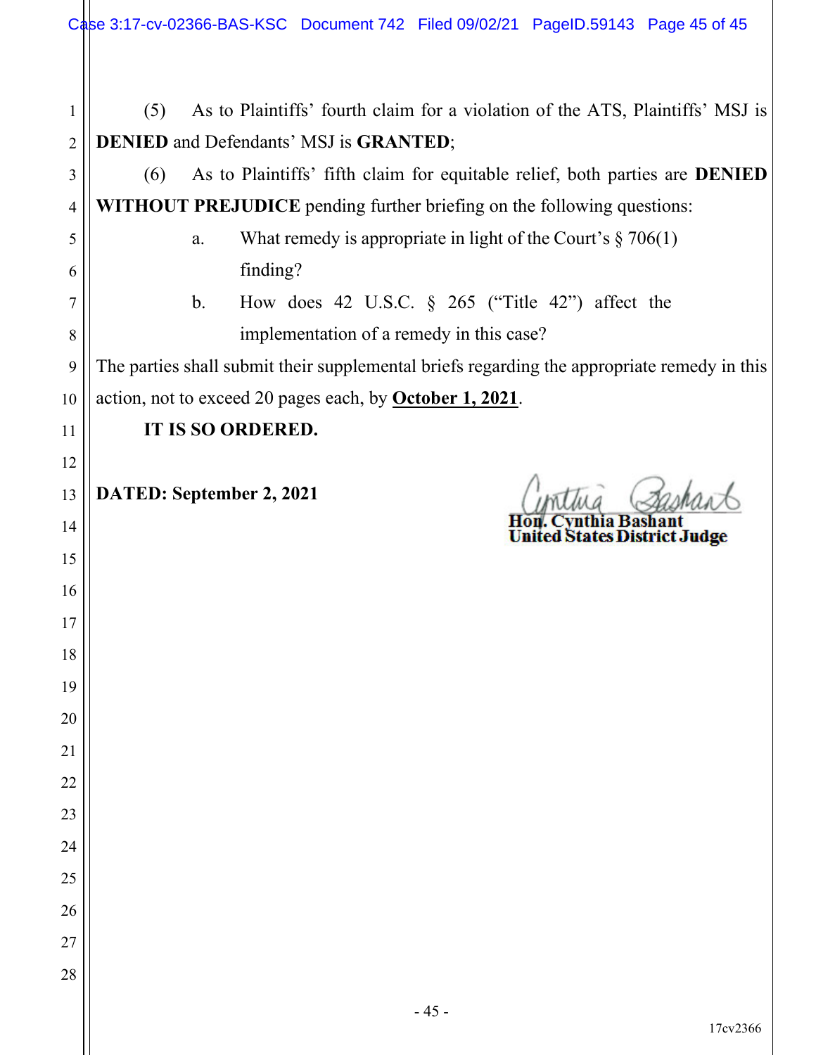(5) As to Plaintiffs' fourth claim for a violation of the ATS, Plaintiffs' MSJ is **DENIED** and Defendants' MSJ is **GRANTED**;

(6) As to Plaintiffs' fifth claim for equitable relief, both parties are **DENIED WITHOUT PREJUDICE** pending further briefing on the following questions:

a. What remedy is appropriate in light of the Court's § 706(1) finding?

b. How does 42 U.S.C. § 265 ("Title 42") affect the implementation of a remedy in this case?

The parties shall submit their supplemental briefs regarding the appropriate remedy in this action, not to exceed 20 pages each, by **October 1, 2021**.

**IT IS SO ORDERED.**

**DATED: September 2, 2021**

Cynthia Bashant
**Hon. Cynthia Bashant**
**United States District Judge**